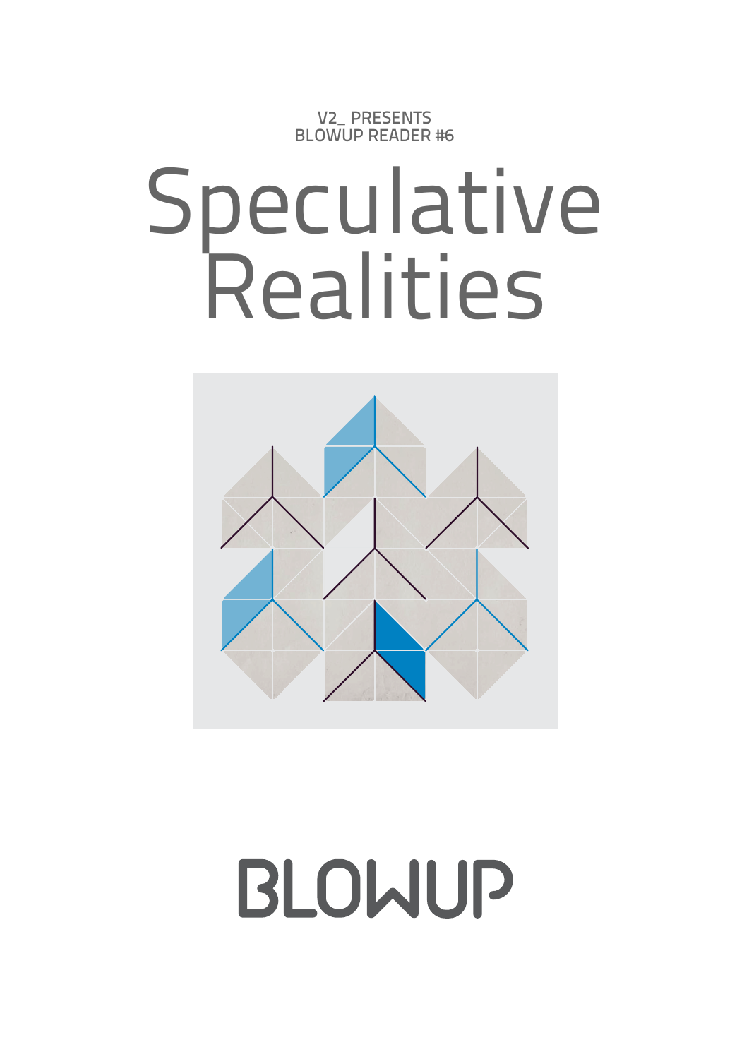V2_ PRESENTS
BLOWUP READER #6

# Speculative Realities

BLOWUP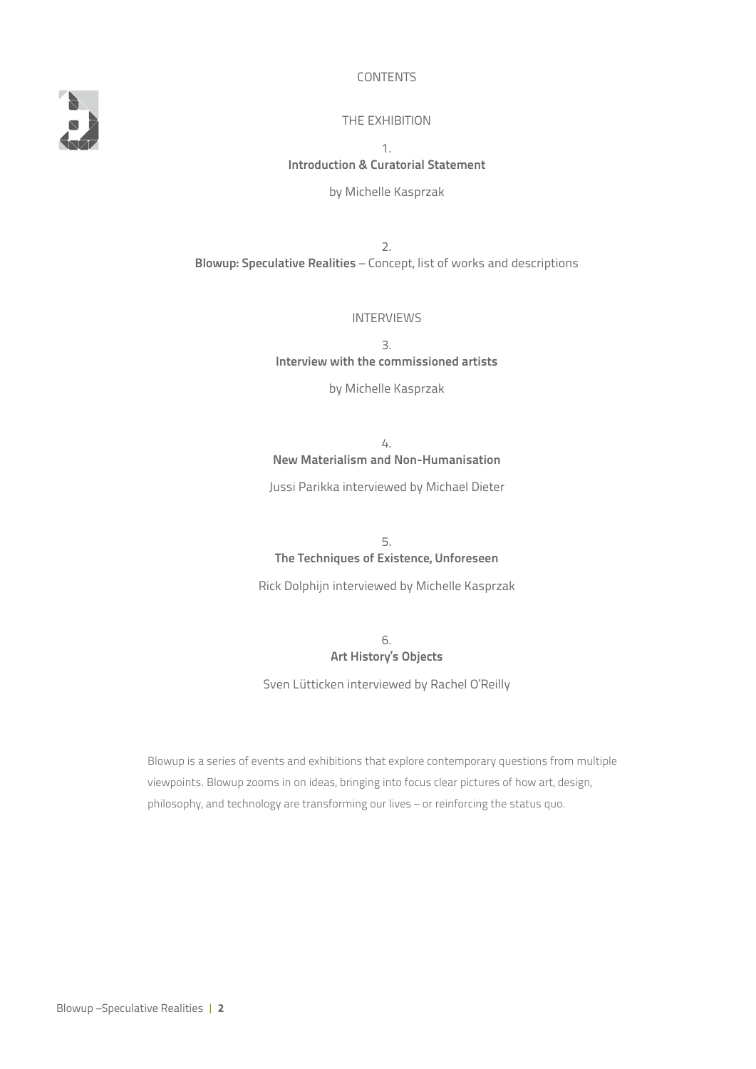# CONTENTS

## THE EXHIBITION

1.
**Introduction & Curatorial Statement**

by Michelle Kasprzak

2.
**Blowup: Speculative Realities** – Concept, list of works and descriptions

## INTERVIEWS

3.
**Interview with the commissioned artists**

by Michelle Kasprzak

4.
**New Materialism and Non-Humanisation**

Jussi Parikka interviewed by Michael Dieter

5.
**The Techniques of Existence, Unforeseen**

Rick Dolphijn interviewed by Michelle Kasprzak

6.
**Art History's Objects**

Sven Lütticken interviewed by Rachel O'Reilly

Blowup is a series of events and exhibitions that explore contemporary questions from multiple viewpoints. Blowup zooms in on ideas, bringing into focus clear pictures of how art, design, philosophy, and technology are transforming our lives – or reinforcing the status quo.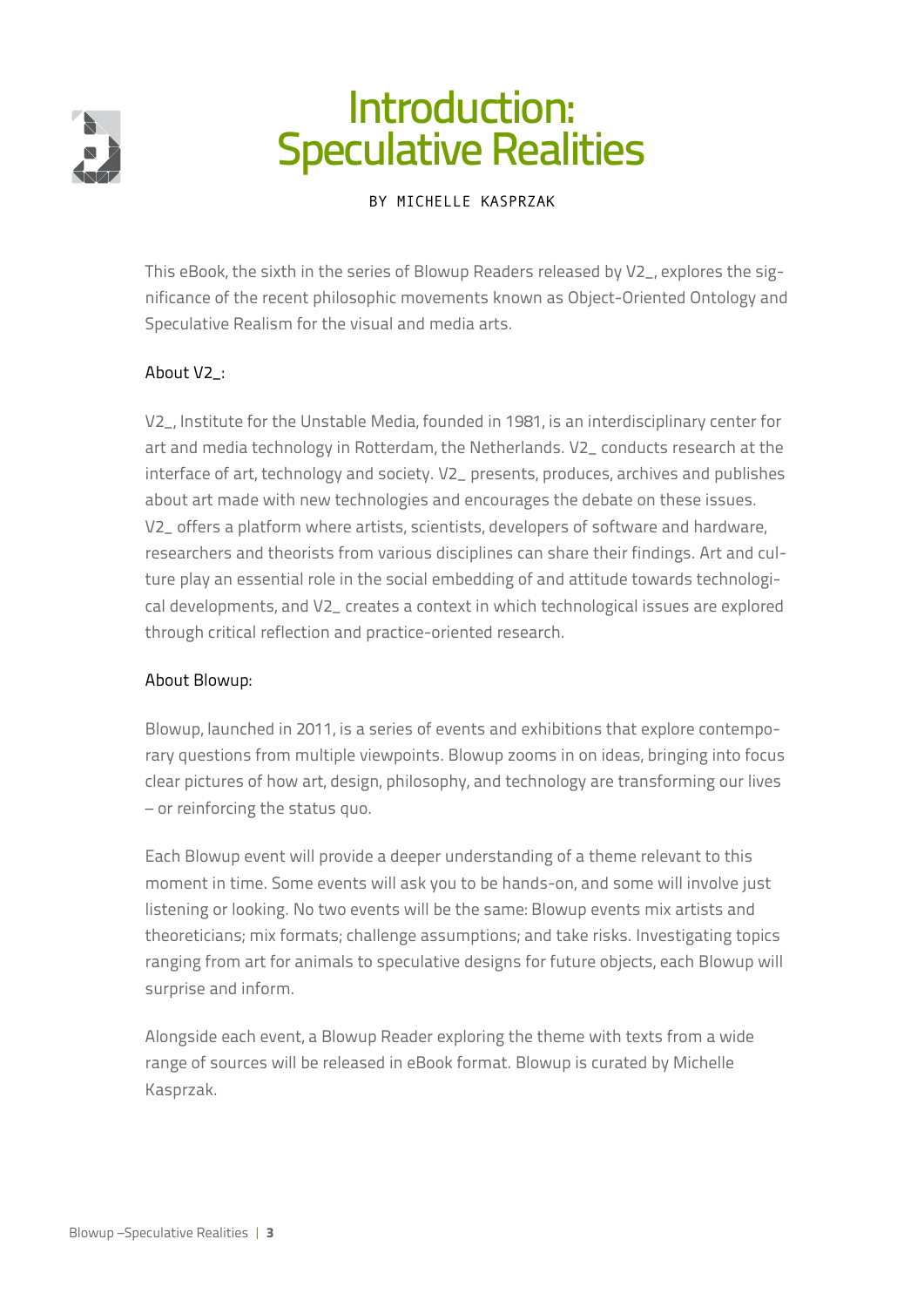# Introduction: Speculative Realities

BY MICHELLE KASPRZAK

This eBook, the sixth in the series of Blowup Readers released by V2_, explores the significance of the recent philosophic movements known as Object-Oriented Ontology and Speculative Realism for the visual and media arts.

About V2_:

V2_, Institute for the Unstable Media, founded in 1981, is an interdisciplinary center for art and media technology in Rotterdam, the Netherlands. V2_ conducts research at the interface of art, technology and society. V2_ presents, produces, archives and publishes about art made with new technologies and encourages the debate on these issues. V2_ offers a platform where artists, scientists, developers of software and hardware, researchers and theorists from various disciplines can share their findings. Art and culture play an essential role in the social embedding of and attitude towards technological developments, and V2_ creates a context in which technological issues are explored through critical reflection and practice-oriented research.

About Blowup:

Blowup, launched in 2011, is a series of events and exhibitions that explore contemporary questions from multiple viewpoints. Blowup zooms in on ideas, bringing into focus clear pictures of how art, design, philosophy, and technology are transforming our lives – or reinforcing the status quo.

Each Blowup event will provide a deeper understanding of a theme relevant to this moment in time. Some events will ask you to be hands-on, and some will involve just listening or looking. No two events will be the same: Blowup events mix artists and theoreticians; mix formats; challenge assumptions; and take risks. Investigating topics ranging from art for animals to speculative designs for future objects, each Blowup will surprise and inform.

Alongside each event, a Blowup Reader exploring the theme with texts from a wide range of sources will be released in eBook format. Blowup is curated by Michelle Kasprzak.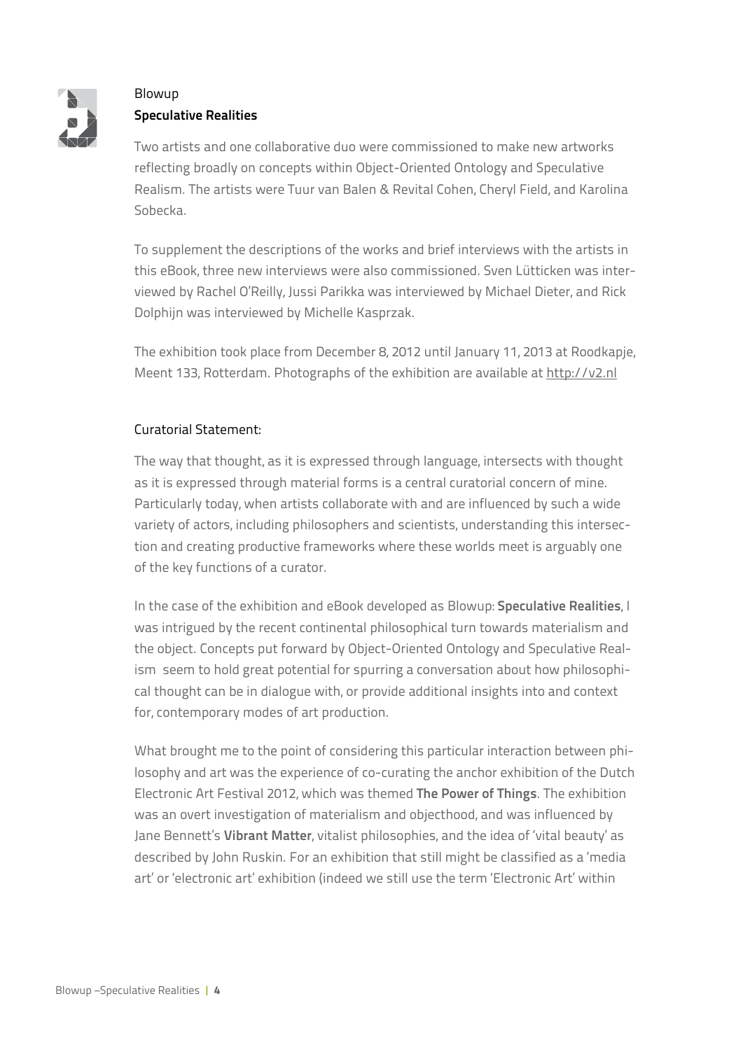Blowup

**Speculative Realities**

Two artists and one collaborative duo were commissioned to make new artworks reflecting broadly on concepts within Object-Oriented Ontology and Speculative Realism. The artists were Tuur van Balen & Revital Cohen, Cheryl Field, and Karolina Sobecka.

To supplement the descriptions of the works and brief interviews with the artists in this eBook, three new interviews were also commissioned. Sven Lütticken was interviewed by Rachel O'Reilly, Jussi Parikka was interviewed by Michael Dieter, and Rick Dolphijn was interviewed by Michelle Kasprzak.

The exhibition took place from December 8, 2012 until January 11, 2013 at Roodkapje, Meent 133, Rotterdam. Photographs of the exhibition are available at http://v2.nl

Curatorial Statement:

The way that thought, as it is expressed through language, intersects with thought as it is expressed through material forms is a central curatorial concern of mine. Particularly today, when artists collaborate with and are influenced by such a wide variety of actors, including philosophers and scientists, understanding this intersection and creating productive frameworks where these worlds meet is arguably one of the key functions of a curator.

In the case of the exhibition and eBook developed as Blowup: **Speculative Realities**, I was intrigued by the recent continental philosophical turn towards materialism and the object. Concepts put forward by Object-Oriented Ontology and Speculative Realism seem to hold great potential for spurring a conversation about how philosophical thought can be in dialogue with, or provide additional insights into and context for, contemporary modes of art production.

What brought me to the point of considering this particular interaction between philosophy and art was the experience of co-curating the anchor exhibition of the Dutch Electronic Art Festival 2012, which was themed **The Power of Things**. The exhibition was an overt investigation of materialism and objecthood, and was influenced by Jane Bennett's **Vibrant Matter**, vitalist philosophies, and the idea of 'vital beauty' as described by John Ruskin. For an exhibition that still might be classified as a 'media art' or 'electronic art' exhibition (indeed we still use the term 'Electronic Art' within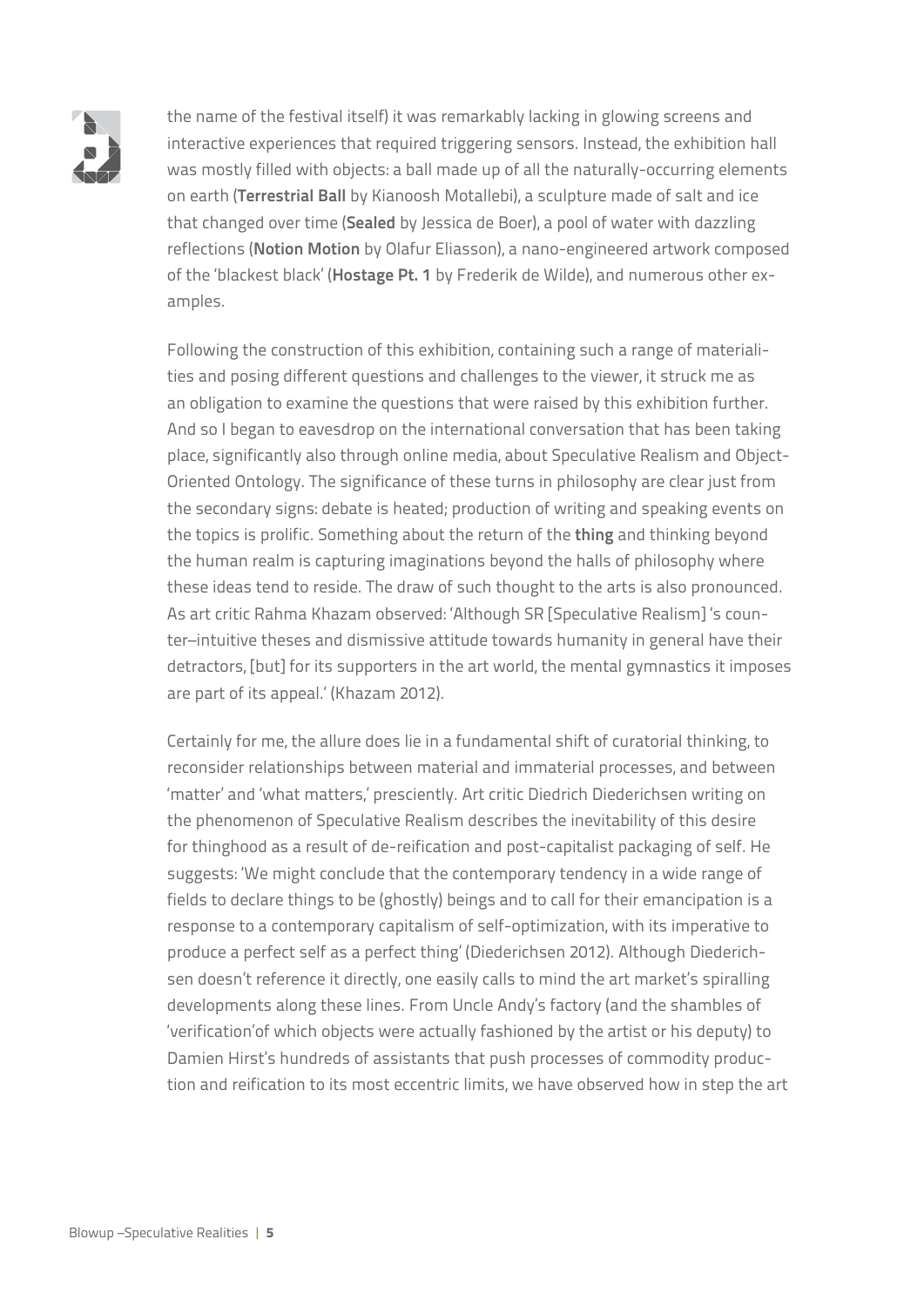the name of the festival itself) it was remarkably lacking in glowing screens and interactive experiences that required triggering sensors. Instead, the exhibition hall was mostly filled with objects: a ball made up of all the naturally-occurring elements on earth (**Terrestrial Ball** by Kianoosh Motallebi), a sculpture made of salt and ice that changed over time (**Sealed** by Jessica de Boer), a pool of water with dazzling reflections (**Notion Motion** by Olafur Eliasson), a nano-engineered artwork composed of the 'blackest black' (**Hostage Pt. 1** by Frederik de Wilde), and numerous other examples.

Following the construction of this exhibition, containing such a range of materialities and posing different questions and challenges to the viewer, it struck me as an obligation to examine the questions that were raised by this exhibition further. And so I began to eavesdrop on the international conversation that has been taking place, significantly also through online media, about Speculative Realism and Object-Oriented Ontology. The significance of these turns in philosophy are clear just from the secondary signs: debate is heated; production of writing and speaking events on the topics is prolific. Something about the return of the **thing** and thinking beyond the human realm is capturing imaginations beyond the halls of philosophy where these ideas tend to reside. The draw of such thought to the arts is also pronounced. As art critic Rahma Khazam observed: 'Although SR [Speculative Realism] 's counter–intuitive theses and dismissive attitude towards humanity in general have their detractors, [but] for its supporters in the art world, the mental gymnastics it imposes are part of its appeal.' (Khazam 2012).

Certainly for me, the allure does lie in a fundamental shift of curatorial thinking, to reconsider relationships between material and immaterial processes, and between 'matter' and 'what matters,' presciently. Art critic Diedrich Diederichsen writing on the phenomenon of Speculative Realism describes the inevitability of this desire for thinghood as a result of de-reification and post-capitalist packaging of self. He suggests: 'We might conclude that the contemporary tendency in a wide range of fields to declare things to be (ghostly) beings and to call for their emancipation is a response to a contemporary capitalism of self-optimization, with its imperative to produce a perfect self as a perfect thing' (Diederichsen 2012). Although Diederichsen doesn't reference it directly, one easily calls to mind the art market's spiralling developments along these lines. From Uncle Andy's factory (and the shambles of 'verification'of which objects were actually fashioned by the artist or his deputy) to Damien Hirst's hundreds of assistants that push processes of commodity production and reification to its most eccentric limits, we have observed how in step the art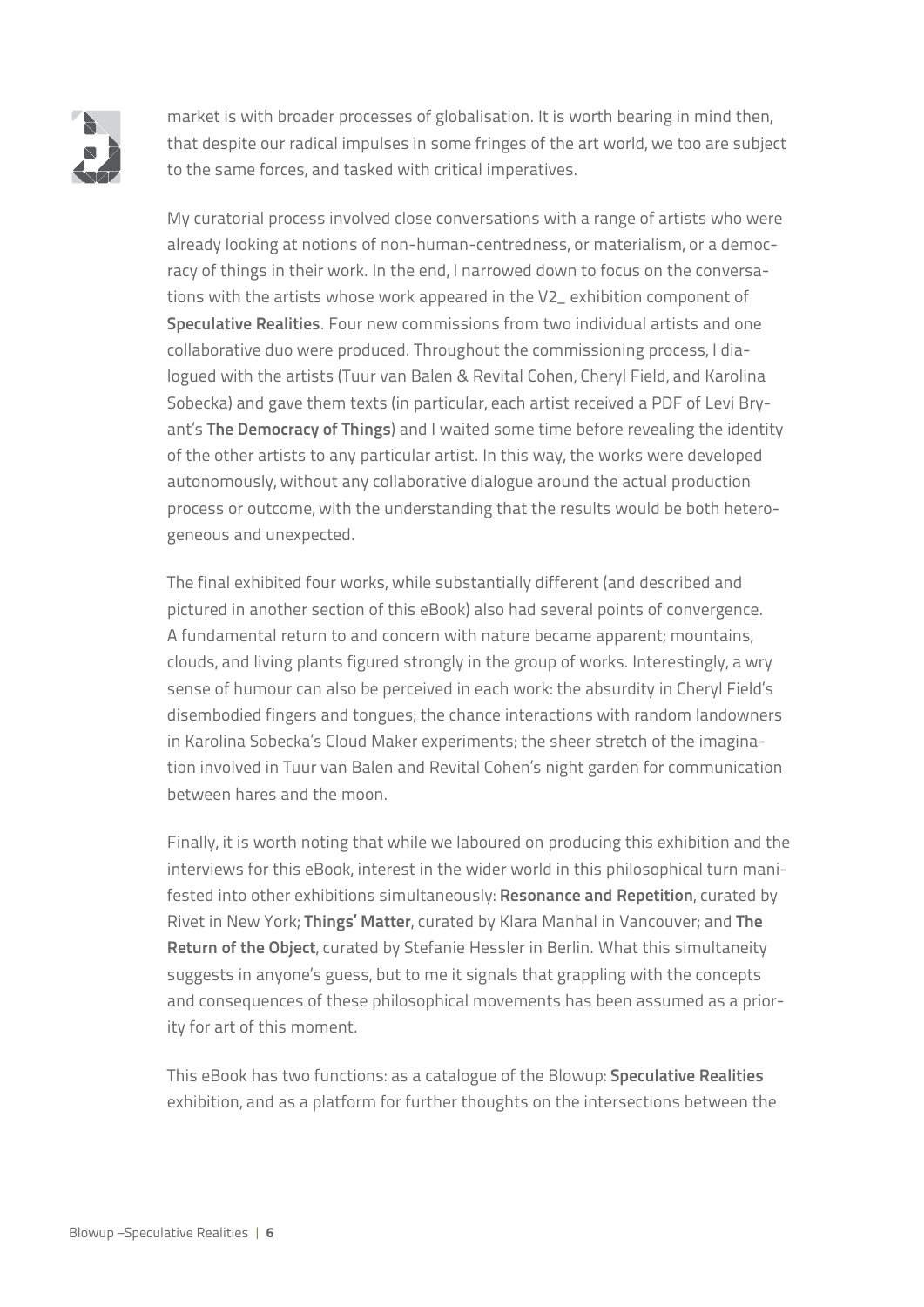market is with broader processes of globalisation. It is worth bearing in mind then, that despite our radical impulses in some fringes of the art world, we too are subject to the same forces, and tasked with critical imperatives.

My curatorial process involved close conversations with a range of artists who were already looking at notions of non-human-centredness, or materialism, or a democracy of things in their work. In the end, I narrowed down to focus on the conversations with the artists whose work appeared in the V2_ exhibition component of **Speculative Realities**. Four new commissions from two individual artists and one collaborative duo were produced. Throughout the commissioning process, I dialogued with the artists (Tuur van Balen & Revital Cohen, Cheryl Field, and Karolina Sobecka) and gave them texts (in particular, each artist received a PDF of Levi Bryant's **The Democracy of Things**) and I waited some time before revealing the identity of the other artists to any particular artist. In this way, the works were developed autonomously, without any collaborative dialogue around the actual production process or outcome, with the understanding that the results would be both heterogeneous and unexpected.

The final exhibited four works, while substantially different (and described and pictured in another section of this eBook) also had several points of convergence. A fundamental return to and concern with nature became apparent; mountains, clouds, and living plants figured strongly in the group of works. Interestingly, a wry sense of humour can also be perceived in each work: the absurdity in Cheryl Field's disembodied fingers and tongues; the chance interactions with random landowners in Karolina Sobecka's Cloud Maker experiments; the sheer stretch of the imagination involved in Tuur van Balen and Revital Cohen's night garden for communication between hares and the moon.

Finally, it is worth noting that while we laboured on producing this exhibition and the interviews for this eBook, interest in the wider world in this philosophical turn manifested into other exhibitions simultaneously: **Resonance and Repetition**, curated by Rivet in New York; **Things' Matter**, curated by Klara Manhal in Vancouver; and **The Return of the Object**, curated by Stefanie Hessler in Berlin. What this simultaneity suggests in anyone's guess, but to me it signals that grappling with the concepts and consequences of these philosophical movements has been assumed as a priority for art of this moment.

This eBook has two functions: as a catalogue of the Blowup: **Speculative Realities** exhibition, and as a platform for further thoughts on the intersections between the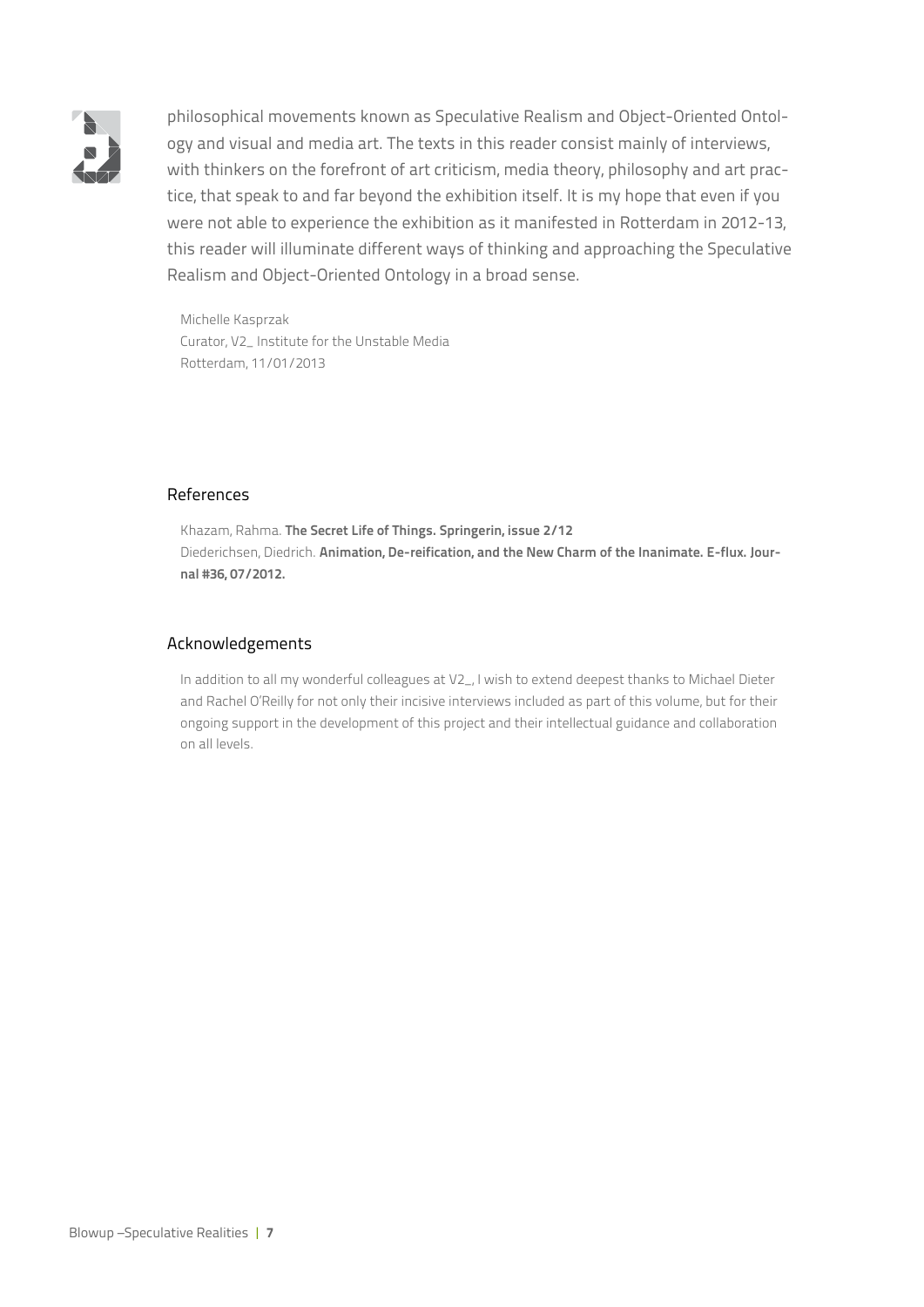philosophical movements known as Speculative Realism and Object-Oriented Ontology and visual and media art. The texts in this reader consist mainly of interviews, with thinkers on the forefront of art criticism, media theory, philosophy and art practice, that speak to and far beyond the exhibition itself. It is my hope that even if you were not able to experience the exhibition as it manifested in Rotterdam in 2012-13, this reader will illuminate different ways of thinking and approaching the Speculative Realism and Object-Oriented Ontology in a broad sense.

Michelle Kasprzak
Curator, V2_ Institute for the Unstable Media
Rotterdam, 11/01/2013

## References

Khazam, Rahma. **The Secret Life of Things. Springerin, issue 2/12**
Diederichsen, Diedrich. **Animation, De-reification, and the New Charm of the Inanimate. E-flux. Journal #36, 07/2012.**

## Acknowledgements

In addition to all my wonderful colleagues at V2_, I wish to extend deepest thanks to Michael Dieter and Rachel O'Reilly for not only their incisive interviews included as part of this volume, but for their ongoing support in the development of this project and their intellectual guidance and collaboration on all levels.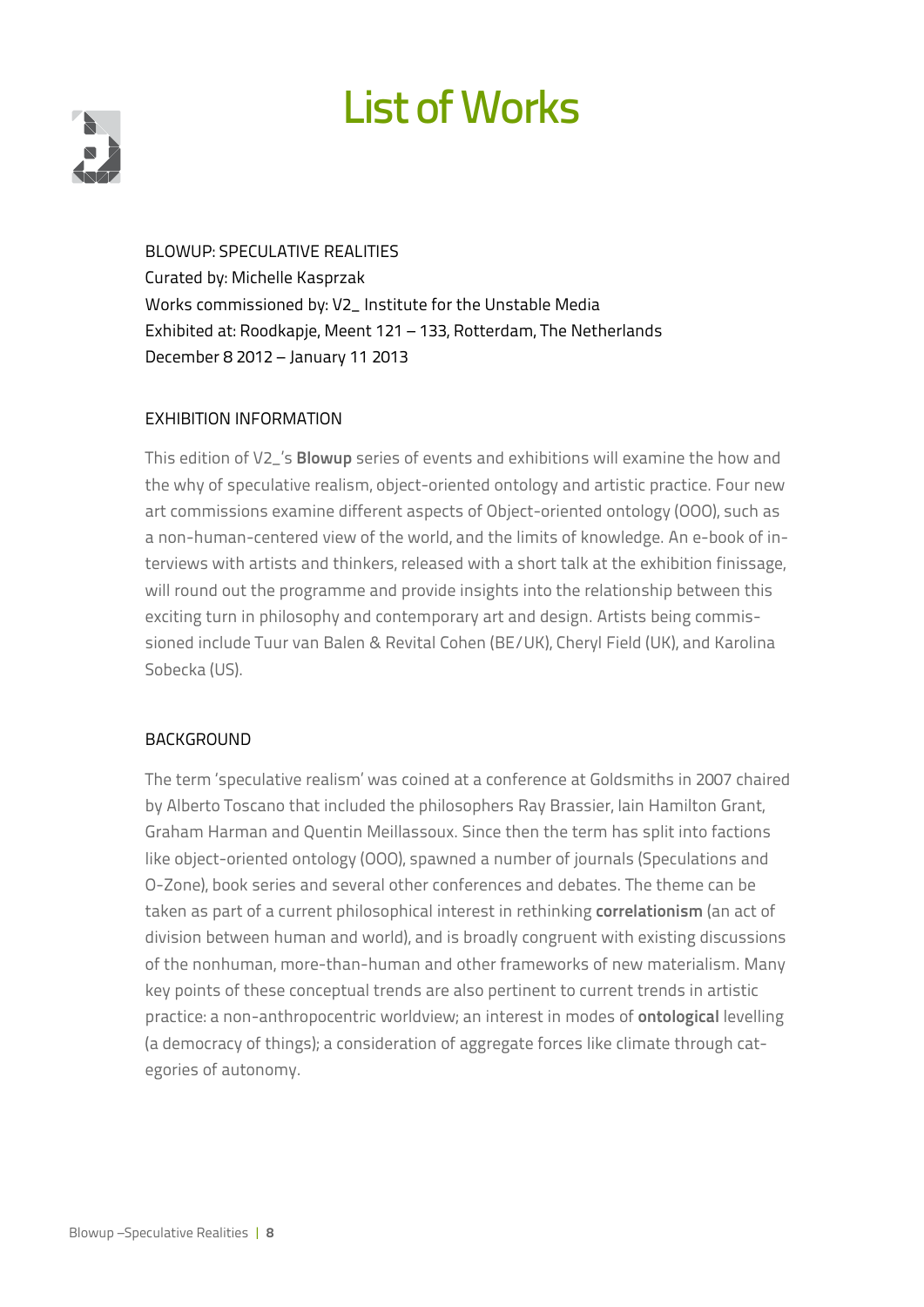# List of Works

BLOWUP: SPECULATIVE REALITIES
Curated by: Michelle Kasprzak
Works commissioned by: V2_ Institute for the Unstable Media
Exhibited at: Roodkapje, Meent 121 – 133, Rotterdam, The Netherlands
December 8 2012 – January 11 2013

## EXHIBITION INFORMATION

This edition of V2_'s **Blowup** series of events and exhibitions will examine the how and the why of speculative realism, object-oriented ontology and artistic practice. Four new art commissions examine different aspects of Object-oriented ontology (OOO), such as a non-human-centered view of the world, and the limits of knowledge. An e-book of interviews with artists and thinkers, released with a short talk at the exhibition finissage, will round out the programme and provide insights into the relationship between this exciting turn in philosophy and contemporary art and design. Artists being commissioned include Tuur van Balen & Revital Cohen (BE/UK), Cheryl Field (UK), and Karolina Sobecka (US).

## BACKGROUND

The term 'speculative realism' was coined at a conference at Goldsmiths in 2007 chaired by Alberto Toscano that included the philosophers Ray Brassier, Iain Hamilton Grant, Graham Harman and Quentin Meillassoux. Since then the term has split into factions like object-oriented ontology (OOO), spawned a number of journals (Speculations and O-Zone), book series and several other conferences and debates. The theme can be taken as part of a current philosophical interest in rethinking **correlationism** (an act of division between human and world), and is broadly congruent with existing discussions of the nonhuman, more-than-human and other frameworks of new materialism. Many key points of these conceptual trends are also pertinent to current trends in artistic practice: a non-anthropocentric worldview; an interest in modes of **ontological** levelling (a democracy of things); a consideration of aggregate forces like climate through categories of autonomy.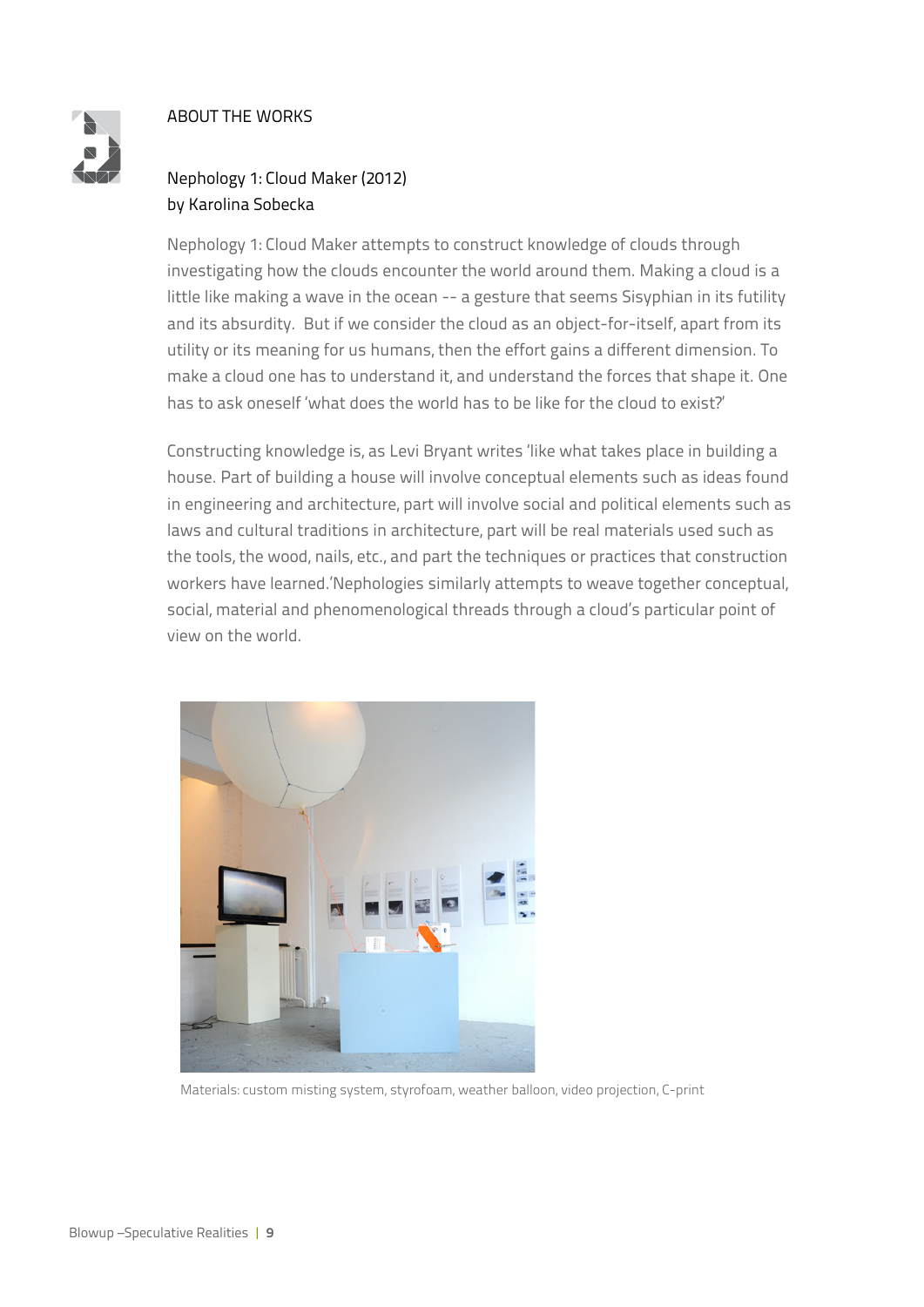## ABOUT THE WORKS

### Nephology 1: Cloud Maker (2012)
by Karolina Sobecka

Nephology 1: Cloud Maker attempts to construct knowledge of clouds through investigating how the clouds encounter the world around them. Making a cloud is a little like making a wave in the ocean -- a gesture that seems Sisyphian in its futility and its absurdity. But if we consider the cloud as an object-for-itself, apart from its utility or its meaning for us humans, then the effort gains a different dimension. To make a cloud one has to understand it, and understand the forces that shape it. One has to ask oneself 'what does the world has to be like for the cloud to exist?'

Constructing knowledge is, as Levi Bryant writes 'like what takes place in building a house. Part of building a house will involve conceptual elements such as ideas found in engineering and architecture, part will involve social and political elements such as laws and cultural traditions in architecture, part will be real materials used such as the tools, the wood, nails, etc., and part the techniques or practices that construction workers have learned.'Nephologies similarly attempts to weave together conceptual, social, material and phenomenological threads through a cloud's particular point of view on the world.

Materials: custom misting system, styrofoam, weather balloon, video projection, C-print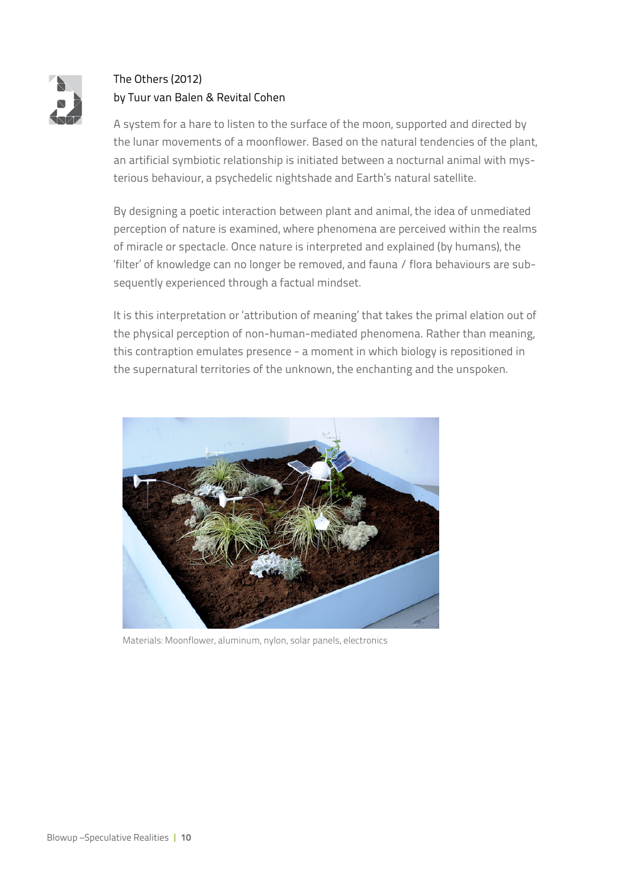## The Others (2012)
### by Tuur van Balen & Revital Cohen

A system for a hare to listen to the surface of the moon, supported and directed by the lunar movements of a moonflower. Based on the natural tendencies of the plant, an artificial symbiotic relationship is initiated between a nocturnal animal with mysterious behaviour, a psychedelic nightshade and Earth's natural satellite.

By designing a poetic interaction between plant and animal, the idea of unmediated perception of nature is examined, where phenomena are perceived within the realms of miracle or spectacle. Once nature is interpreted and explained (by humans), the 'filter' of knowledge can no longer be removed, and fauna / flora behaviours are subsequently experienced through a factual mindset.

It is this interpretation or 'attribution of meaning' that takes the primal elation out of the physical perception of non-human-mediated phenomena. Rather than meaning, this contraption emulates presence - a moment in which biology is repositioned in the supernatural territories of the unknown, the enchanting and the unspoken.

Materials: Moonflower, aluminum, nylon, solar panels, electronics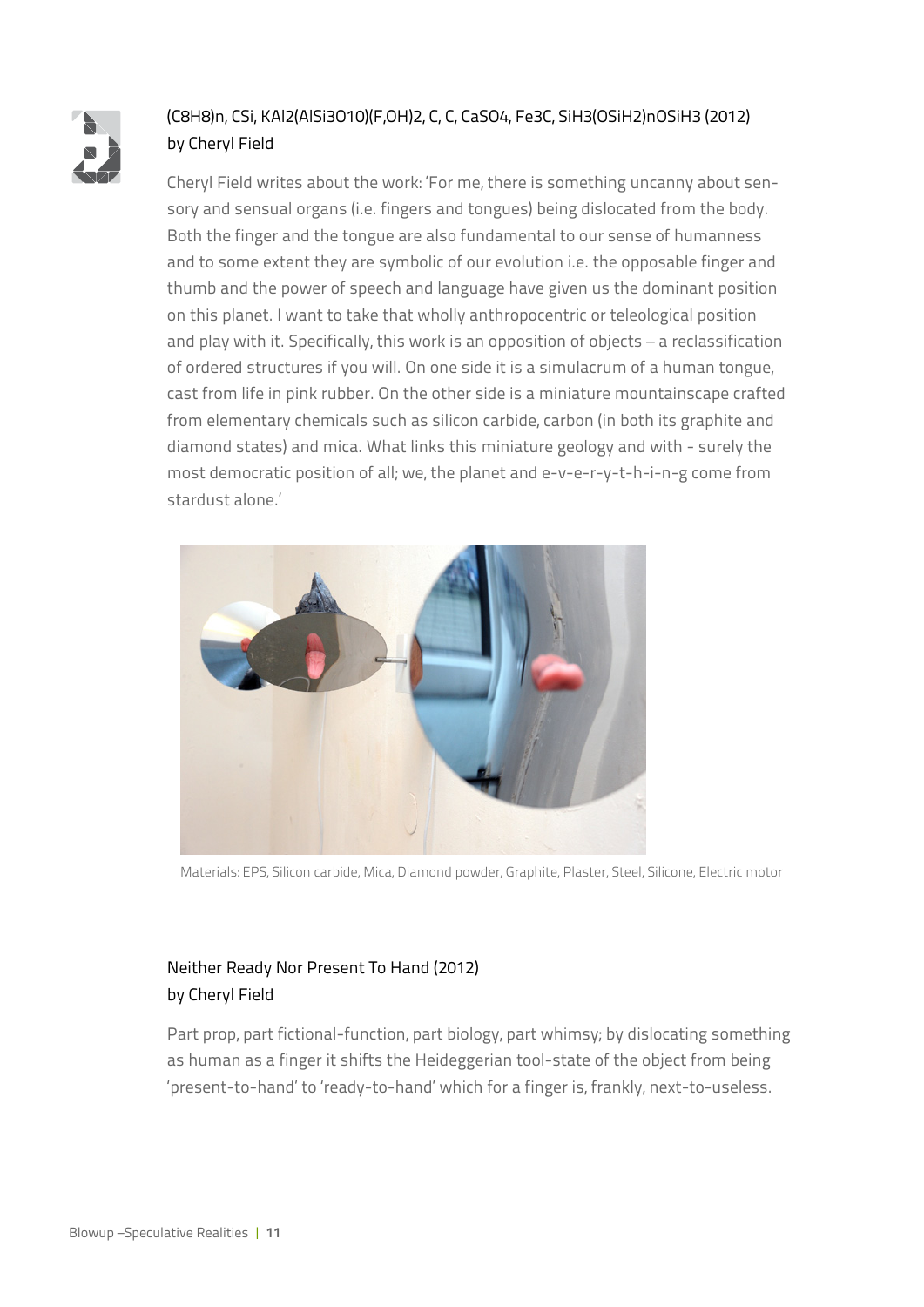## $(C_8H_8)_n$, CSi, $KAl_2(AlSi_3O_{10})(F,OH)_2$, C, C, $CaSO_4$, $Fe_3C$, $SiH_3(OSiH_2)_nOSiH_3$ (2012)
by Cheryl Field

Cheryl Field writes about the work: 'For me, there is something uncanny about sensory and sensual organs (i.e. fingers and tongues) being dislocated from the body. Both the finger and the tongue are also fundamental to our sense of humanness and to some extent they are symbolic of our evolution i.e. the opposable finger and thumb and the power of speech and language have given us the dominant position on this planet. I want to take that wholly anthropocentric or teleological position and play with it. Specifically, this work is an opposition of objects – a reclassification of ordered structures if you will. On one side it is a simulacrum of a human tongue, cast from life in pink rubber. On the other side is a miniature mountainscape crafted from elementary chemicals such as silicon carbide, carbon (in both its graphite and diamond states) and mica. What links this miniature geology and with - surely the most democratic position of all; we, the planet and e-v-e-r-y-t-h-i-n-g come from stardust alone.'

Materials: EPS, Silicon carbide, Mica, Diamond powder, Graphite, Plaster, Steel, Silicone, Electric motor

## Neither Ready Nor Present To Hand (2012)
by Cheryl Field

Part prop, part fictional-function, part biology, part whimsy; by dislocating something as human as a finger it shifts the Heideggerian tool-state of the object from being 'present-to-hand' to 'ready-to-hand' which for a finger is, frankly, next-to-useless.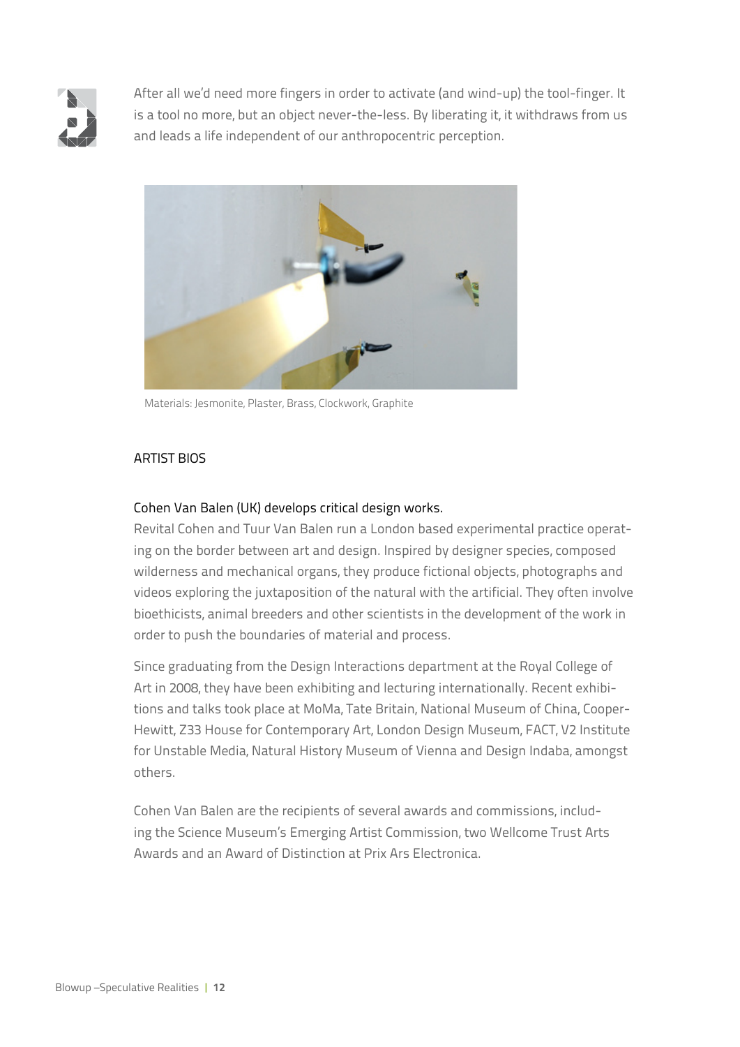After all we'd need more fingers in order to activate (and wind-up) the tool-finger. It is a tool no more, but an object never-the-less. By liberating it, it withdraws from us and leads a life independent of our anthropocentric perception.

Materials: Jesmonite, Plaster, Brass, Clockwork, Graphite

## ARTIST BIOS

### Cohen Van Balen (UK) develops critical design works.

Revital Cohen and Tuur Van Balen run a London based experimental practice operating on the border between art and design. Inspired by designer species, composed wilderness and mechanical organs, they produce fictional objects, photographs and videos exploring the juxtaposition of the natural with the artificial. They often involve bioethicists, animal breeders and other scientists in the development of the work in order to push the boundaries of material and process.

Since graduating from the Design Interactions department at the Royal College of Art in 2008, they have been exhibiting and lecturing internationally. Recent exhibitions and talks took place at MoMa, Tate Britain, National Museum of China, Cooper-Hewitt, Z33 House for Contemporary Art, London Design Museum, FACT, V2 Institute for Unstable Media, Natural History Museum of Vienna and Design Indaba, amongst others.

Cohen Van Balen are the recipients of several awards and commissions, including the Science Museum's Emerging Artist Commission, two Wellcome Trust Arts Awards and an Award of Distinction at Prix Ars Electronica.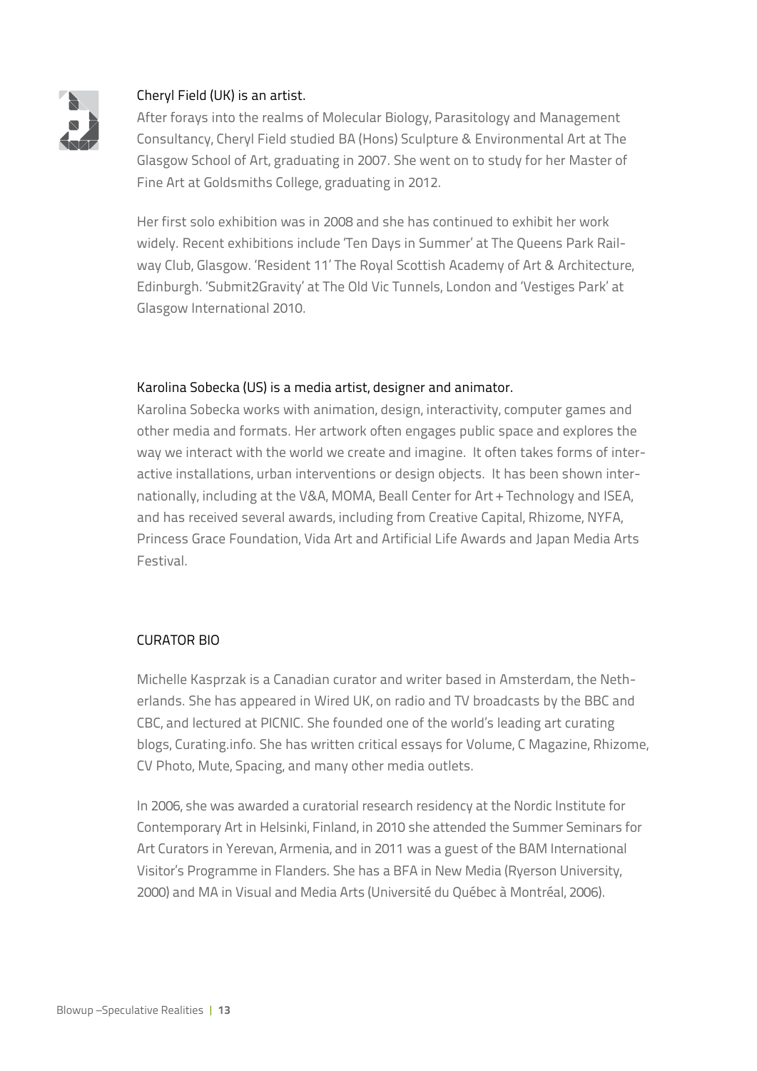Cheryl Field (UK) is an artist.

After forays into the realms of Molecular Biology, Parasitology and Management Consultancy, Cheryl Field studied BA (Hons) Sculpture & Environmental Art at The Glasgow School of Art, graduating in 2007. She went on to study for her Master of Fine Art at Goldsmiths College, graduating in 2012.

Her first solo exhibition was in 2008 and she has continued to exhibit her work widely. Recent exhibitions include 'Ten Days in Summer' at The Queens Park Railway Club, Glasgow. 'Resident 11' The Royal Scottish Academy of Art & Architecture, Edinburgh. 'Submit2Gravity' at The Old Vic Tunnels, London and 'Vestiges Park' at Glasgow International 2010.

Karolina Sobecka (US) is a media artist, designer and animator.

Karolina Sobecka works with animation, design, interactivity, computer games and other media and formats. Her artwork often engages public space and explores the way we interact with the world we create and imagine. It often takes forms of interactive installations, urban interventions or design objects. It has been shown internationally, including at the V&A, MOMA, Beall Center for Art + Technology and ISEA, and has received several awards, including from Creative Capital, Rhizome, NYFA, Princess Grace Foundation, Vida Art and Artificial Life Awards and Japan Media Arts Festival.

## CURATOR BIO

Michelle Kasprzak is a Canadian curator and writer based in Amsterdam, the Netherlands. She has appeared in Wired UK, on radio and TV broadcasts by the BBC and CBC, and lectured at PICNIC. She founded one of the world's leading art curating blogs, Curating.info. She has written critical essays for Volume, C Magazine, Rhizome, CV Photo, Mute, Spacing, and many other media outlets.

In 2006, she was awarded a curatorial research residency at the Nordic Institute for Contemporary Art in Helsinki, Finland, in 2010 she attended the Summer Seminars for Art Curators in Yerevan, Armenia, and in 2011 was a guest of the BAM International Visitor's Programme in Flanders. She has a BFA in New Media (Ryerson University, 2000) and MA in Visual and Media Arts (Université du Québec à Montréal, 2006).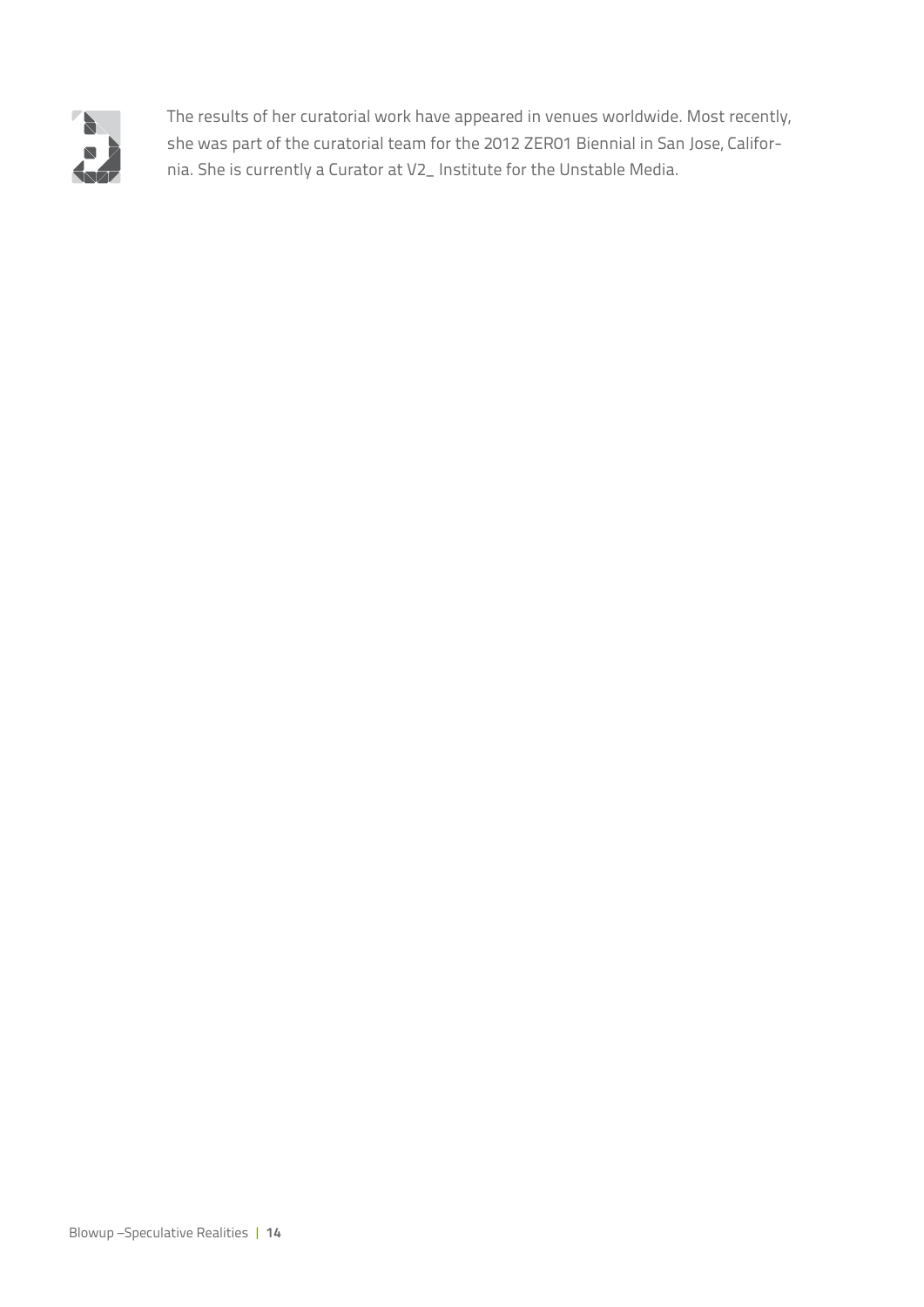The results of her curatorial work have appeared in venues worldwide. Most recently, she was part of the curatorial team for the 2012 ZER01 Biennial in San Jose, California. She is currently a Curator at V2_ Institute for the Unstable Media.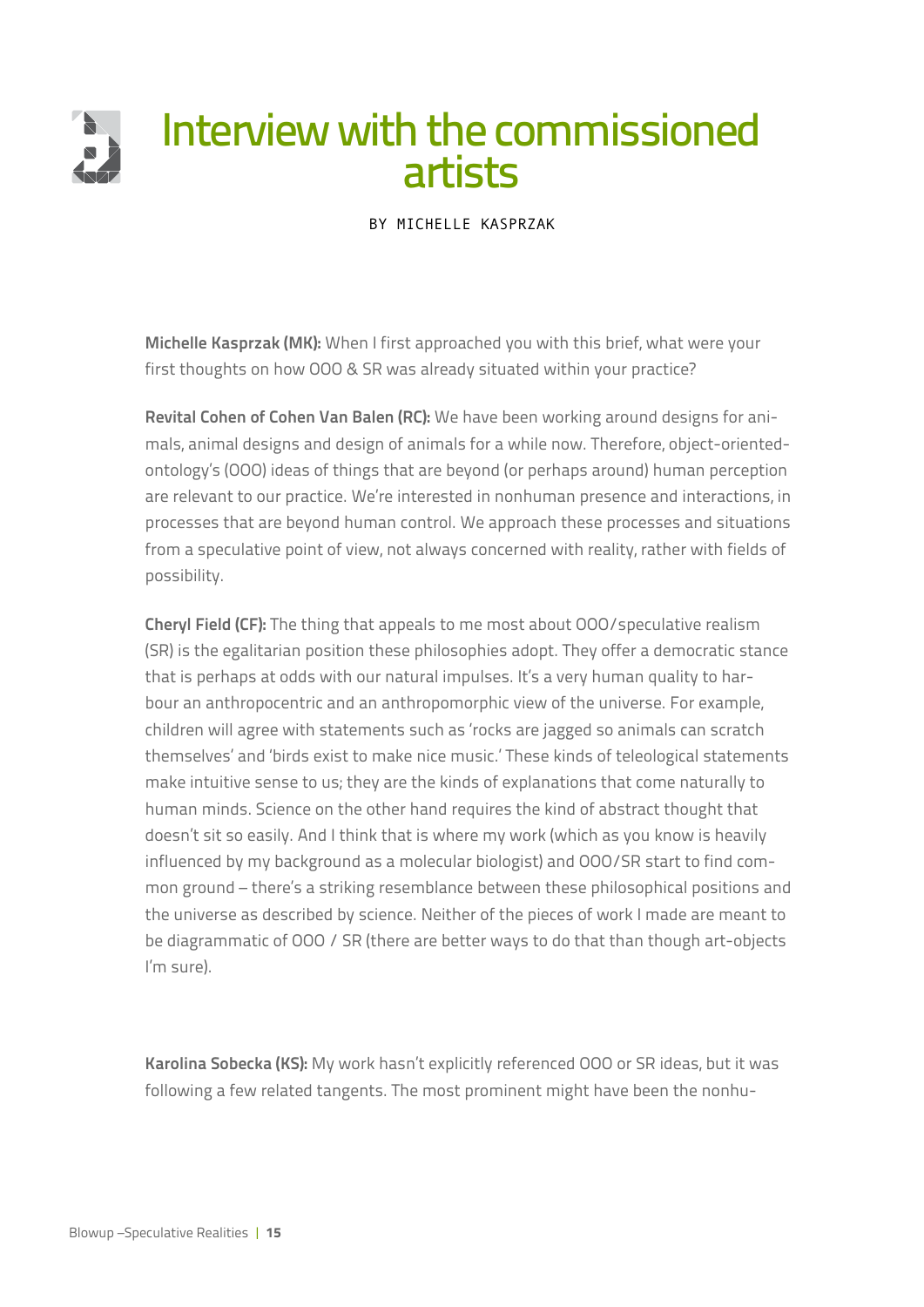# Interview with the commissioned artists

BY MICHELLE KASPRZAK

**Michelle Kasprzak (MK):** When I first approached you with this brief, what were your first thoughts on how OOO & SR was already situated within your practice?

**Revital Cohen of Cohen Van Balen (RC):** We have been working around designs for animals, animal designs and design of animals for a while now. Therefore, object-oriented-ontology's (OOO) ideas of things that are beyond (or perhaps around) human perception are relevant to our practice. We're interested in nonhuman presence and interactions, in processes that are beyond human control. We approach these processes and situations from a speculative point of view, not always concerned with reality, rather with fields of possibility.

**Cheryl Field (CF):** The thing that appeals to me most about OOO/speculative realism (SR) is the egalitarian position these philosophies adopt. They offer a democratic stance that is perhaps at odds with our natural impulses. It's a very human quality to harbour an anthropocentric and an anthropomorphic view of the universe. For example, children will agree with statements such as 'rocks are jagged so animals can scratch themselves' and 'birds exist to make nice music.' These kinds of teleological statements make intuitive sense to us; they are the kinds of explanations that come naturally to human minds. Science on the other hand requires the kind of abstract thought that doesn't sit so easily. And I think that is where my work (which as you know is heavily influenced by my background as a molecular biologist) and OOO/SR start to find common ground – there's a striking resemblance between these philosophical positions and the universe as described by science. Neither of the pieces of work I made are meant to be diagrammatic of OOO / SR (there are better ways to do that than though art-objects I'm sure).

**Karolina Sobecka (KS):** My work hasn't explicitly referenced OOO or SR ideas, but it was following a few related tangents. The most prominent might have been the nonhu-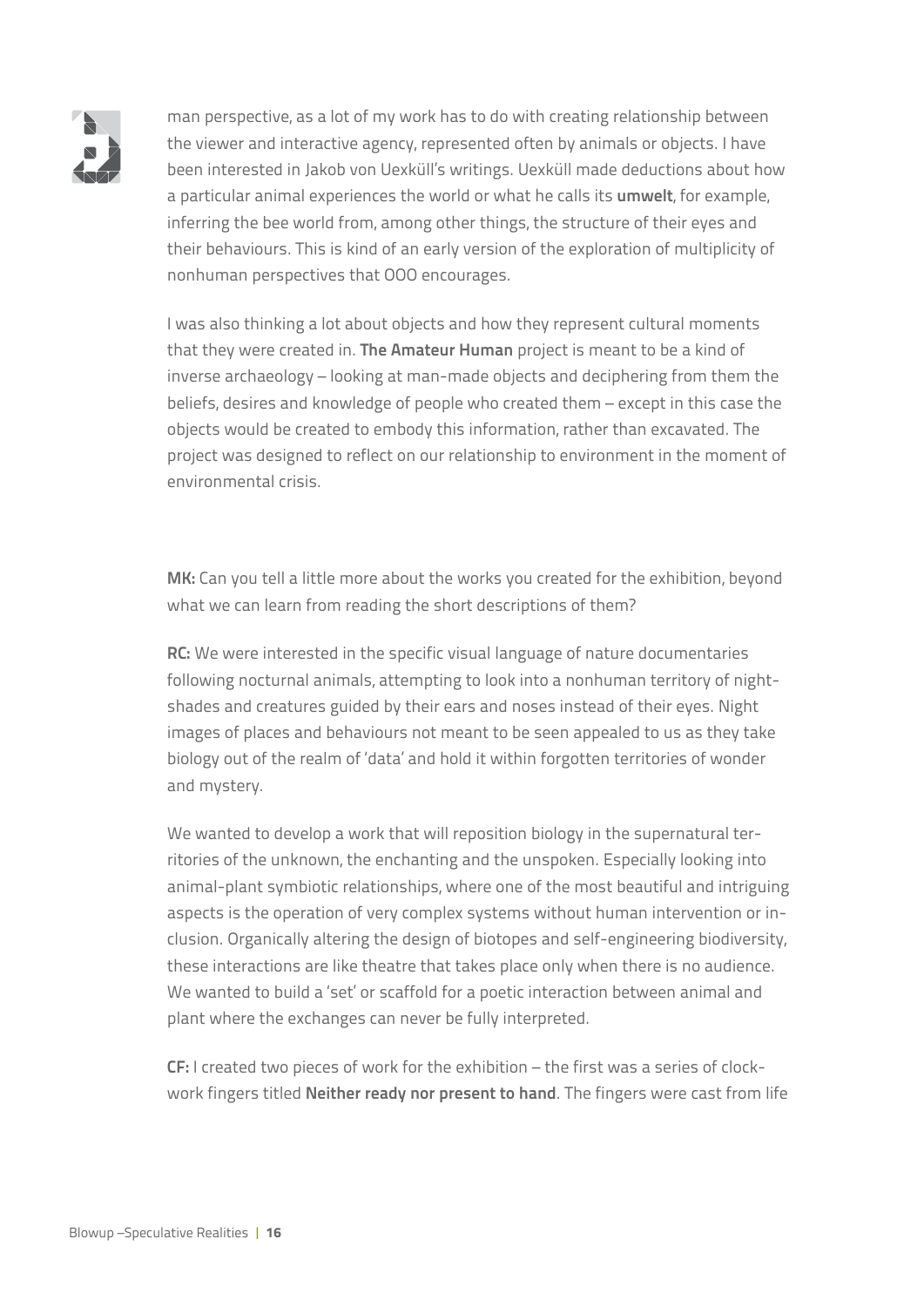man perspective, as a lot of my work has to do with creating relationship between the viewer and interactive agency, represented often by animals or objects. I have been interested in Jakob von Uexküll's writings. Uexküll made deductions about how a particular animal experiences the world or what he calls its **umwelt**, for example, inferring the bee world from, among other things, the structure of their eyes and their behaviours. This is kind of an early version of the exploration of multiplicity of nonhuman perspectives that OOO encourages.

I was also thinking a lot about objects and how they represent cultural moments that they were created in. **The Amateur Human** project is meant to be a kind of inverse archaeology – looking at man-made objects and deciphering from them the beliefs, desires and knowledge of people who created them – except in this case the objects would be created to embody this information, rather than excavated. The project was designed to reflect on our relationship to environment in the moment of environmental crisis.

**MK:** Can you tell a little more about the works you created for the exhibition, beyond what we can learn from reading the short descriptions of them?

**RC:** We were interested in the specific visual language of nature documentaries following nocturnal animals, attempting to look into a nonhuman territory of night-shades and creatures guided by their ears and noses instead of their eyes. Night images of places and behaviours not meant to be seen appealed to us as they take biology out of the realm of 'data' and hold it within forgotten territories of wonder and mystery.

We wanted to develop a work that will reposition biology in the supernatural territories of the unknown, the enchanting and the unspoken. Especially looking into animal-plant symbiotic relationships, where one of the most beautiful and intriguing aspects is the operation of very complex systems without human intervention or inclusion. Organically altering the design of biotopes and self-engineering biodiversity, these interactions are like theatre that takes place only when there is no audience. We wanted to build a 'set' or scaffold for a poetic interaction between animal and plant where the exchanges can never be fully interpreted.

**CF:** I created two pieces of work for the exhibition – the first was a series of clockwork fingers titled **Neither ready nor present to hand**. The fingers were cast from life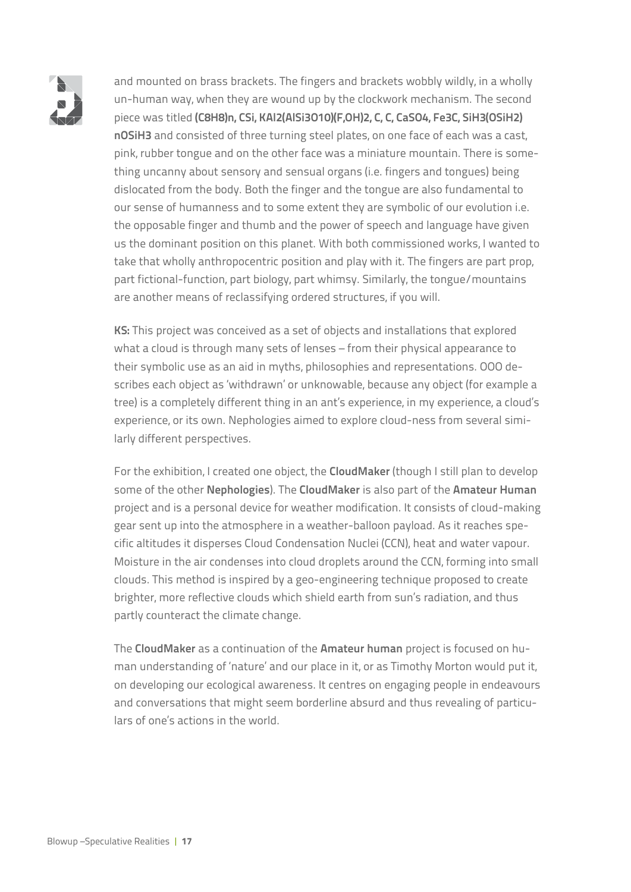and mounted on brass brackets. The fingers and brackets wobbly wildly, in a wholly un-human way, when they are wound up by the clockwork mechanism. The second piece was titled **(C8H8)n, CSi, KAl2(AlSi3O10)(F,OH)2, C, C, CaSO4, Fe3C, SiH3(OSiH2)nOSiH3** and consisted of three turning steel plates, on one face of each was a cast, pink, rubber tongue and on the other face was a miniature mountain. There is something uncanny about sensory and sensual organs (i.e. fingers and tongues) being dislocated from the body. Both the finger and the tongue are also fundamental to our sense of humanness and to some extent they are symbolic of our evolution i.e. the opposable finger and thumb and the power of speech and language have given us the dominant position on this planet. With both commissioned works, I wanted to take that wholly anthropocentric position and play with it. The fingers are part prop, part fictional-function, part biology, part whimsy. Similarly, the tongue/mountains are another means of reclassifying ordered structures, if you will.

**KS:** This project was conceived as a set of objects and installations that explored what a cloud is through many sets of lenses – from their physical appearance to their symbolic use as an aid in myths, philosophies and representations. OOO describes each object as 'withdrawn' or unknowable, because any object (for example a tree) is a completely different thing in an ant's experience, in my experience, a cloud's experience, or its own. Nephologies aimed to explore cloud-ness from several similarly different perspectives.

For the exhibition, I created one object, the **CloudMaker** (though I still plan to develop some of the other **Nephologies**). The **CloudMaker** is also part of the **Amateur Human** project and is a personal device for weather modification. It consists of cloud-making gear sent up into the atmosphere in a weather-balloon payload. As it reaches specific altitudes it disperses Cloud Condensation Nuclei (CCN), heat and water vapour. Moisture in the air condenses into cloud droplets around the CCN, forming into small clouds. This method is inspired by a geo-engineering technique proposed to create brighter, more reflective clouds which shield earth from sun's radiation, and thus partly counteract the climate change.

The **CloudMaker** as a continuation of the **Amateur human** project is focused on human understanding of 'nature' and our place in it, or as Timothy Morton would put it, on developing our ecological awareness. It centres on engaging people in endeavours and conversations that might seem borderline absurd and thus revealing of particulars of one's actions in the world.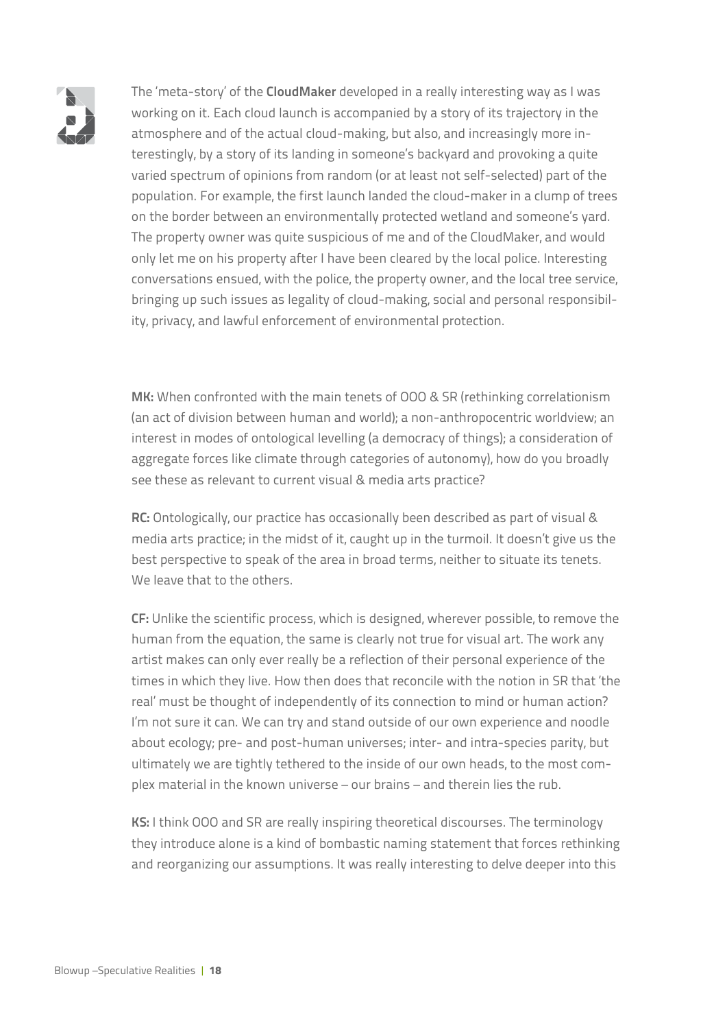The 'meta-story' of the **CloudMaker** developed in a really interesting way as I was working on it. Each cloud launch is accompanied by a story of its trajectory in the atmosphere and of the actual cloud-making, but also, and increasingly more interestingly, by a story of its landing in someone's backyard and provoking a quite varied spectrum of opinions from random (or at least not self-selected) part of the population. For example, the first launch landed the cloud-maker in a clump of trees on the border between an environmentally protected wetland and someone's yard. The property owner was quite suspicious of me and of the CloudMaker, and would only let me on his property after I have been cleared by the local police. Interesting conversations ensued, with the police, the property owner, and the local tree service, bringing up such issues as legality of cloud-making, social and personal responsibility, privacy, and lawful enforcement of environmental protection.

**MK:** When confronted with the main tenets of OOO & SR (rethinking correlationism (an act of division between human and world); a non-anthropocentric worldview; an interest in modes of ontological levelling (a democracy of things); a consideration of aggregate forces like climate through categories of autonomy), how do you broadly see these as relevant to current visual & media arts practice?

**RC:** Ontologically, our practice has occasionally been described as part of visual & media arts practice; in the midst of it, caught up in the turmoil. It doesn't give us the best perspective to speak of the area in broad terms, neither to situate its tenets. We leave that to the others.

**CF:** Unlike the scientific process, which is designed, wherever possible, to remove the human from the equation, the same is clearly not true for visual art. The work any artist makes can only ever really be a reflection of their personal experience of the times in which they live. How then does that reconcile with the notion in SR that 'the real' must be thought of independently of its connection to mind or human action? I'm not sure it can. We can try and stand outside of our own experience and noodle about ecology; pre- and post-human universes; inter- and intra-species parity, but ultimately we are tightly tethered to the inside of our own heads, to the most complex material in the known universe – our brains – and therein lies the rub.

**KS:** I think OOO and SR are really inspiring theoretical discourses. The terminology they introduce alone is a kind of bombastic naming statement that forces rethinking and reorganizing our assumptions. It was really interesting to delve deeper into this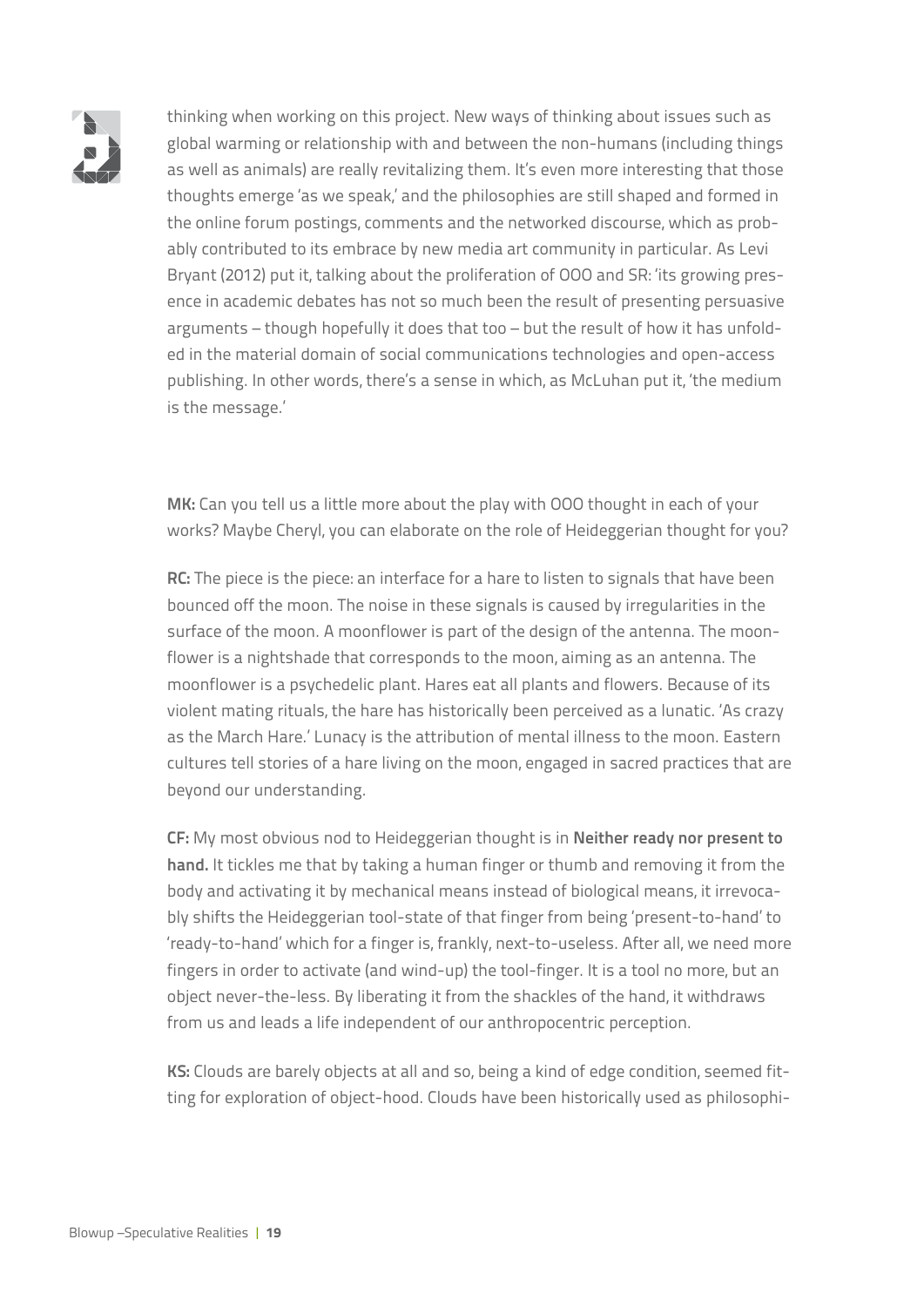thinking when working on this project. New ways of thinking about issues such as global warming or relationship with and between the non-humans (including things as well as animals) are really revitalizing them. It's even more interesting that those thoughts emerge 'as we speak,' and the philosophies are still shaped and formed in the online forum postings, comments and the networked discourse, which as probably contributed to its embrace by new media art community in particular. As Levi Bryant (2012) put it, talking about the proliferation of OOO and SR: 'its growing presence in academic debates has not so much been the result of presenting persuasive arguments – though hopefully it does that too – but the result of how it has unfolded in the material domain of social communications technologies and open-access publishing. In other words, there's a sense in which, as McLuhan put it, 'the medium is the message.'

**MK:** Can you tell us a little more about the play with OOO thought in each of your works? Maybe Cheryl, you can elaborate on the role of Heideggerian thought for you?

**RC:** The piece is the piece: an interface for a hare to listen to signals that have been bounced off the moon. The noise in these signals is caused by irregularities in the surface of the moon. A moonflower is part of the design of the antenna. The moonflower is a nightshade that corresponds to the moon, aiming as an antenna. The moonflower is a psychedelic plant. Hares eat all plants and flowers. Because of its violent mating rituals, the hare has historically been perceived as a lunatic. 'As crazy as the March Hare.' Lunacy is the attribution of mental illness to the moon. Eastern cultures tell stories of a hare living on the moon, engaged in sacred practices that are beyond our understanding.

**CF:** My most obvious nod to Heideggerian thought is in **Neither ready nor present to hand.** It tickles me that by taking a human finger or thumb and removing it from the body and activating it by mechanical means instead of biological means, it irrevocably shifts the Heideggerian tool-state of that finger from being 'present-to-hand' to 'ready-to-hand' which for a finger is, frankly, next-to-useless. After all, we need more fingers in order to activate (and wind-up) the tool-finger. It is a tool no more, but an object never-the-less. By liberating it from the shackles of the hand, it withdraws from us and leads a life independent of our anthropocentric perception.

**KS:** Clouds are barely objects at all and so, being a kind of edge condition, seemed fitting for exploration of object-hood. Clouds have been historically used as philosophi-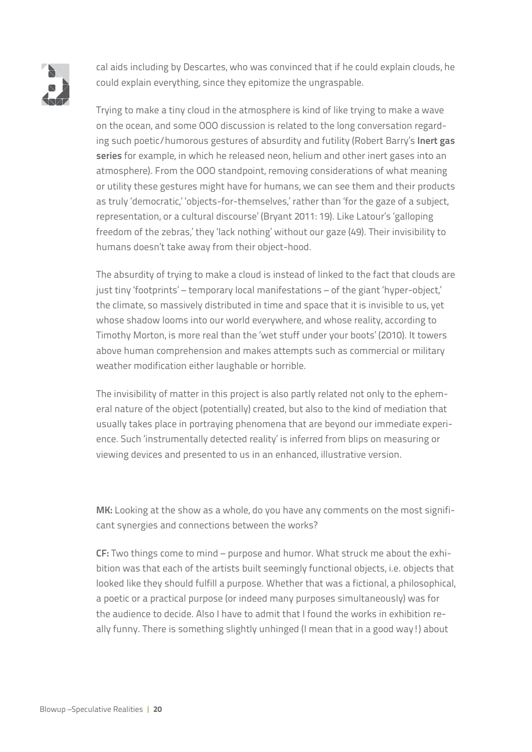cal aids including by Descartes, who was convinced that if he could explain clouds, he could explain everything, since they epitomize the ungraspable.

Trying to make a tiny cloud in the atmosphere is kind of like trying to make a wave on the ocean, and some OOO discussion is related to the long conversation regarding such poetic/humorous gestures of absurdity and futility (Robert Barry's **Inert gas series** for example, in which he released neon, helium and other inert gases into an atmosphere). From the OOO standpoint, removing considerations of what meaning or utility these gestures might have for humans, we can see them and their products as truly 'democratic,' 'objects-for-themselves,' rather than 'for the gaze of a subject, representation, or a cultural discourse' (Bryant 2011: 19). Like Latour's 'galloping freedom of the zebras,' they 'lack nothing' without our gaze (49). Their invisibility to humans doesn't take away from their object-hood.

The absurdity of trying to make a cloud is instead of linked to the fact that clouds are just tiny 'footprints' – temporary local manifestations – of the giant 'hyper-object,' the climate, so massively distributed in time and space that it is invisible to us, yet whose shadow looms into our world everywhere, and whose reality, according to Timothy Morton, is more real than the 'wet stuff under your boots' (2010). It towers above human comprehension and makes attempts such as commercial or military weather modification either laughable or horrible.

The invisibility of matter in this project is also partly related not only to the ephemeral nature of the object (potentially) created, but also to the kind of mediation that usually takes place in portraying phenomena that are beyond our immediate experience. Such 'instrumentally detected reality' is inferred from blips on measuring or viewing devices and presented to us in an enhanced, illustrative version.

**MK:** Looking at the show as a whole, do you have any comments on the most significant synergies and connections between the works?

**CF:** Two things come to mind – purpose and humor. What struck me about the exhibition was that each of the artists built seemingly functional objects, i.e. objects that looked like they should fulfill a purpose. Whether that was a fictional, a philosophical, a poetic or a practical purpose (or indeed many purposes simultaneously) was for the audience to decide. Also I have to admit that I found the works in exhibition really funny. There is something slightly unhinged (I mean that in a good way!) about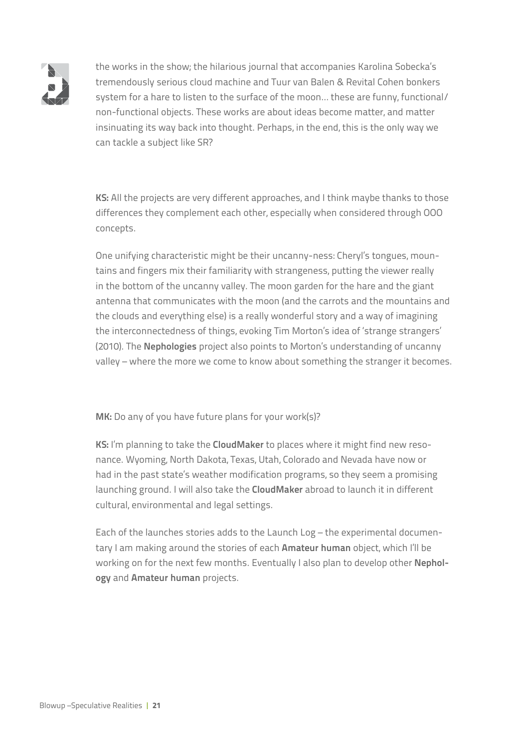the works in the show; the hilarious journal that accompanies Karolina Sobecka's tremendously serious cloud machine and Tuur van Balen & Revital Cohen bonkers system for a hare to listen to the surface of the moon... these are funny, functional/non-functional objects. These works are about ideas become matter, and matter insinuating its way back into thought. Perhaps, in the end, this is the only way we can tackle a subject like SR?

**KS:** All the projects are very different approaches, and I think maybe thanks to those differences they complement each other, especially when considered through OOO concepts.

One unifying characteristic might be their uncanny-ness: Cheryl's tongues, mountains and fingers mix their familiarity with strangeness, putting the viewer really in the bottom of the uncanny valley. The moon garden for the hare and the giant antenna that communicates with the moon (and the carrots and the mountains and the clouds and everything else) is a really wonderful story and a way of imagining the interconnectedness of things, evoking Tim Morton's idea of 'strange strangers' (2010). The **Nephologies** project also points to Morton's understanding of uncanny valley – where the more we come to know about something the stranger it becomes.

**MK:** Do any of you have future plans for your work(s)?

**KS:** I'm planning to take the **CloudMaker** to places where it might find new resonance. Wyoming, North Dakota, Texas, Utah, Colorado and Nevada have now or had in the past state's weather modification programs, so they seem a promising launching ground. I will also take the **CloudMaker** abroad to launch it in different cultural, environmental and legal settings.

Each of the launches stories adds to the Launch Log – the experimental documentary I am making around the stories of each **Amateur human** object, which I'll be working on for the next few months. Eventually I also plan to develop other **Nephology** and **Amateur human** projects.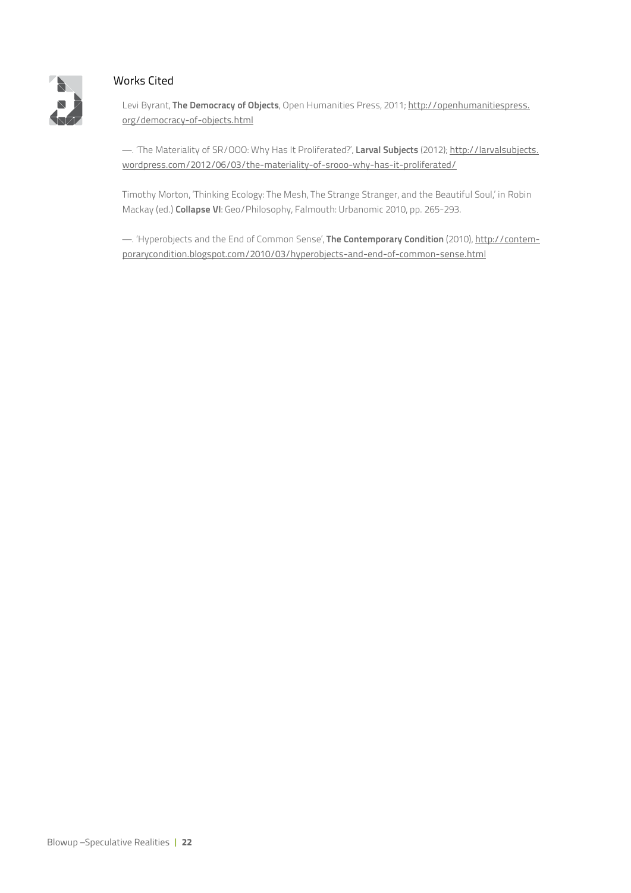## Works Cited

Levi Byrant, **The Democracy of Objects**, Open Humanities Press, 2011; http://openhumanitiespress.org/democracy-of-objects.html

—. 'The Materiality of SR/OOO: Why Has It Proliferated?', **Larval Subjects** (2012); http://larvalsubjects.wordpress.com/2012/06/03/the-materiality-of-srooo-why-has-it-proliferated/

Timothy Morton, 'Thinking Ecology: The Mesh, The Strange Stranger, and the Beautiful Soul,' in Robin Mackay (ed.) **Collapse VI**: Geo/Philosophy, Falmouth: Urbanomic 2010, pp. 265-293.

—. 'Hyperobjects and the End of Common Sense', **The Contemporary Condition** (2010), http://contemporarycondition.blogspot.com/2010/03/hyperobjects-and-end-of-common-sense.html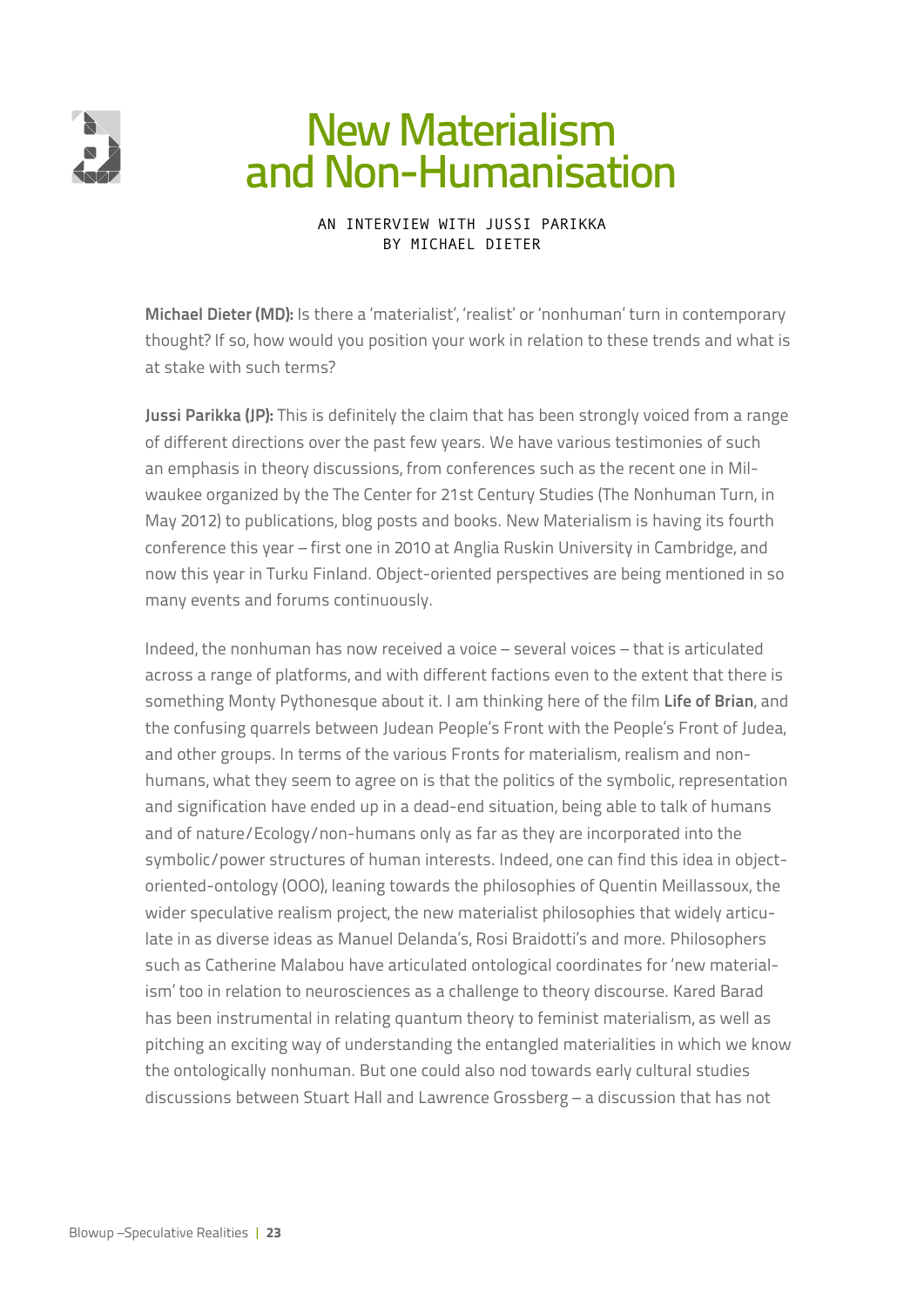# New Materialism and Non-Humanisation

AN INTERVIEW WITH JUSSI PARIKKA
BY MICHAEL DIETER

**Michael Dieter (MD):** Is there a 'materialist', 'realist' or 'nonhuman' turn in contemporary thought? If so, how would you position your work in relation to these trends and what is at stake with such terms?

**Jussi Parikka (JP):** This is definitely the claim that has been strongly voiced from a range of different directions over the past few years. We have various testimonies of such an emphasis in theory discussions, from conferences such as the recent one in Milwaukee organized by the The Center for 21st Century Studies (The Nonhuman Turn, in May 2012) to publications, blog posts and books. New Materialism is having its fourth conference this year – first one in 2010 at Anglia Ruskin University in Cambridge, and now this year in Turku Finland. Object-oriented perspectives are being mentioned in so many events and forums continuously.

Indeed, the nonhuman has now received a voice – several voices – that is articulated across a range of platforms, and with different factions even to the extent that there is something Monty Pythonesque about it. I am thinking here of the film **Life of Brian**, and the confusing quarrels between Judean People's Front with the People's Front of Judea, and other groups. In terms of the various Fronts for materialism, realism and non-humans, what they seem to agree on is that the politics of the symbolic, representation and signification have ended up in a dead-end situation, being able to talk of humans and of nature/Ecology/non-humans only as far as they are incorporated into the symbolic/power structures of human interests. Indeed, one can find this idea in object-oriented-ontology (OOO), leaning towards the philosophies of Quentin Meillassoux, the wider speculative realism project, the new materialist philosophies that widely articulate in as diverse ideas as Manuel Delanda's, Rosi Braidotti's and more. Philosophers such as Catherine Malabou have articulated ontological coordinates for 'new materialism' too in relation to neurosciences as a challenge to theory discourse. Kared Barad has been instrumental in relating quantum theory to feminist materialism, as well as pitching an exciting way of understanding the entangled materialities in which we know the ontologically nonhuman. But one could also nod towards early cultural studies discussions between Stuart Hall and Lawrence Grossberg – a discussion that has not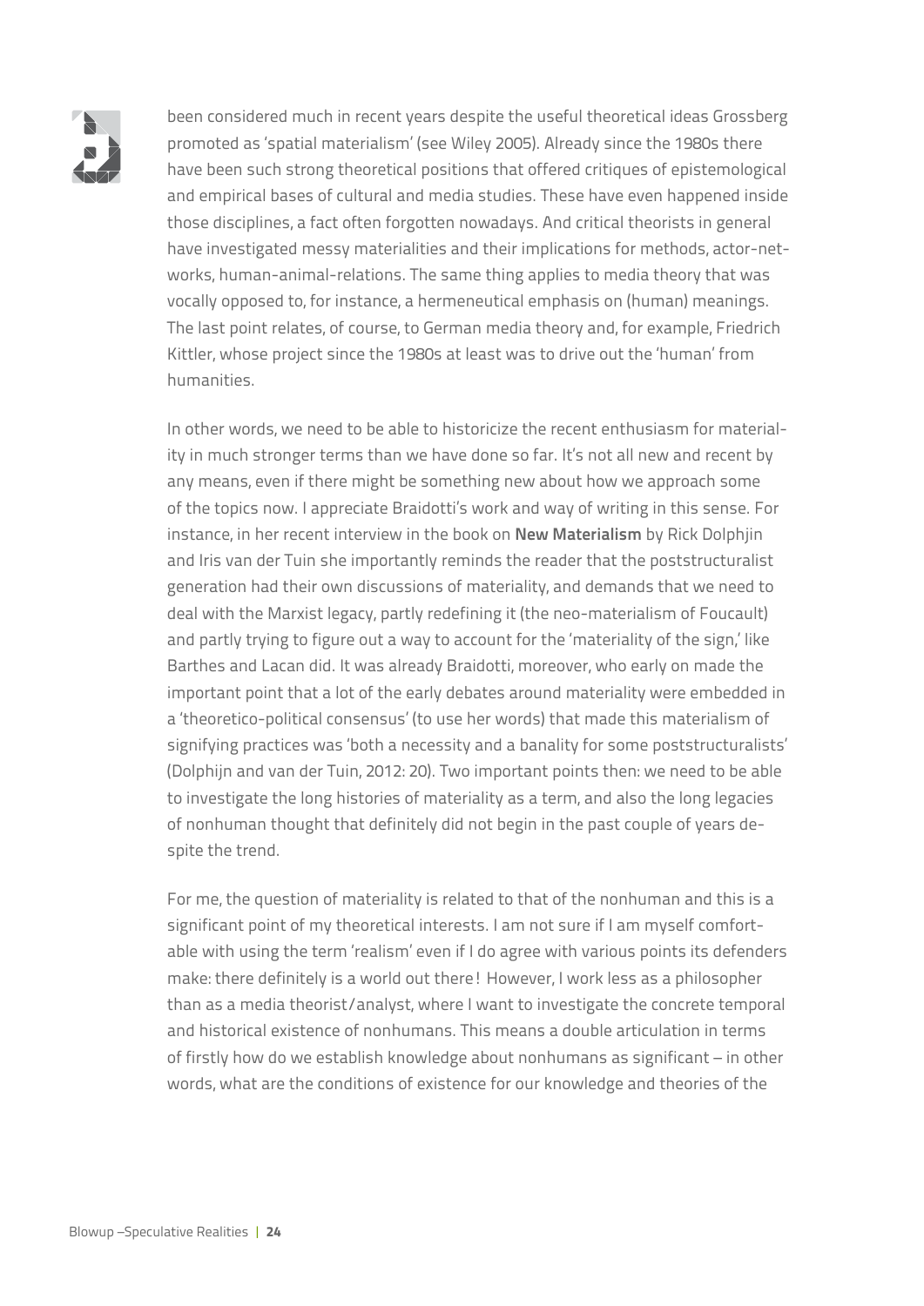been considered much in recent years despite the useful theoretical ideas Grossberg promoted as 'spatial materialism' (see Wiley 2005). Already since the 1980s there have been such strong theoretical positions that offered critiques of epistemological and empirical bases of cultural and media studies. These have even happened inside those disciplines, a fact often forgotten nowadays. And critical theorists in general have investigated messy materialities and their implications for methods, actor-networks, human-animal-relations. The same thing applies to media theory that was vocally opposed to, for instance, a hermeneutical emphasis on (human) meanings. The last point relates, of course, to German media theory and, for example, Friedrich Kittler, whose project since the 1980s at least was to drive out the 'human' from humanities.

In other words, we need to be able to historicize the recent enthusiasm for materiality in much stronger terms than we have done so far. It's not all new and recent by any means, even if there might be something new about how we approach some of the topics now. I appreciate Braidotti's work and way of writing in this sense. For instance, in her recent interview in the book on **New Materialism** by Rick Dolphjin and Iris van der Tuin she importantly reminds the reader that the poststructuralist generation had their own discussions of materiality, and demands that we need to deal with the Marxist legacy, partly redefining it (the neo-materialism of Foucault) and partly trying to figure out a way to account for the 'materiality of the sign,' like Barthes and Lacan did. It was already Braidotti, moreover, who early on made the important point that a lot of the early debates around materiality were embedded in a 'theoretico-political consensus' (to use her words) that made this materialism of signifying practices was 'both a necessity and a banality for some poststructuralists' (Dolphijn and van der Tuin, 2012: 20). Two important points then: we need to be able to investigate the long histories of materiality as a term, and also the long legacies of nonhuman thought that definitely did not begin in the past couple of years despite the trend.

For me, the question of materiality is related to that of the nonhuman and this is a significant point of my theoretical interests. I am not sure if I am myself comfortable with using the term 'realism' even if I do agree with various points its defenders make: there definitely is a world out there! However, I work less as a philosopher than as a media theorist/analyst, where I want to investigate the concrete temporal and historical existence of nonhumans. This means a double articulation in terms of firstly how do we establish knowledge about nonhumans as significant – in other words, what are the conditions of existence for our knowledge and theories of the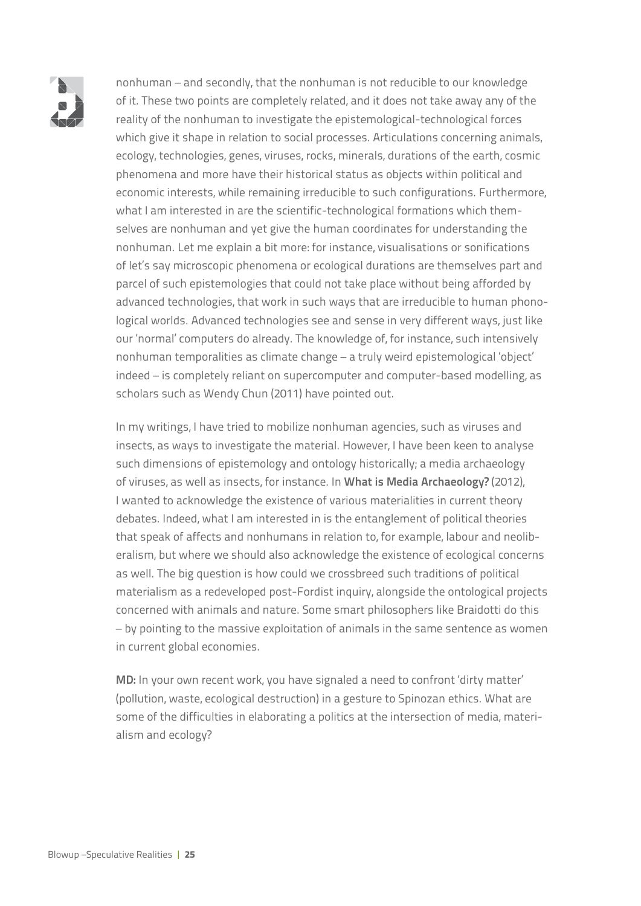nonhuman – and secondly, that the nonhuman is not reducible to our knowledge of it. These two points are completely related, and it does not take away any of the reality of the nonhuman to investigate the epistemological-technological forces which give it shape in relation to social processes. Articulations concerning animals, ecology, technologies, genes, viruses, rocks, minerals, durations of the earth, cosmic phenomena and more have their historical status as objects within political and economic interests, while remaining irreducible to such configurations. Furthermore, what I am interested in are the scientific-technological formations which themselves are nonhuman and yet give the human coordinates for understanding the nonhuman. Let me explain a bit more: for instance, visualisations or sonifications of let's say microscopic phenomena or ecological durations are themselves part and parcel of such epistemologies that could not take place without being afforded by advanced technologies, that work in such ways that are irreducible to human phonological worlds. Advanced technologies see and sense in very different ways, just like our 'normal' computers do already. The knowledge of, for instance, such intensively nonhuman temporalities as climate change – a truly weird epistemological 'object' indeed – is completely reliant on supercomputer and computer-based modelling, as scholars such as Wendy Chun (2011) have pointed out.

In my writings, I have tried to mobilize nonhuman agencies, such as viruses and insects, as ways to investigate the material. However, I have been keen to analyse such dimensions of epistemology and ontology historically; a media archaeology of viruses, as well as insects, for instance. In **What is Media Archaeology?** (2012), I wanted to acknowledge the existence of various materialities in current theory debates. Indeed, what I am interested in is the entanglement of political theories that speak of affects and nonhumans in relation to, for example, labour and neoliberalism, but where we should also acknowledge the existence of ecological concerns as well. The big question is how could we crossbreed such traditions of political materialism as a redeveloped post-Fordist inquiry, alongside the ontological projects concerned with animals and nature. Some smart philosophers like Braidotti do this – by pointing to the massive exploitation of animals in the same sentence as women in current global economies.

**MD:** In your own recent work, you have signaled a need to confront 'dirty matter' (pollution, waste, ecological destruction) in a gesture to Spinozan ethics. What are some of the difficulties in elaborating a politics at the intersection of media, materialism and ecology?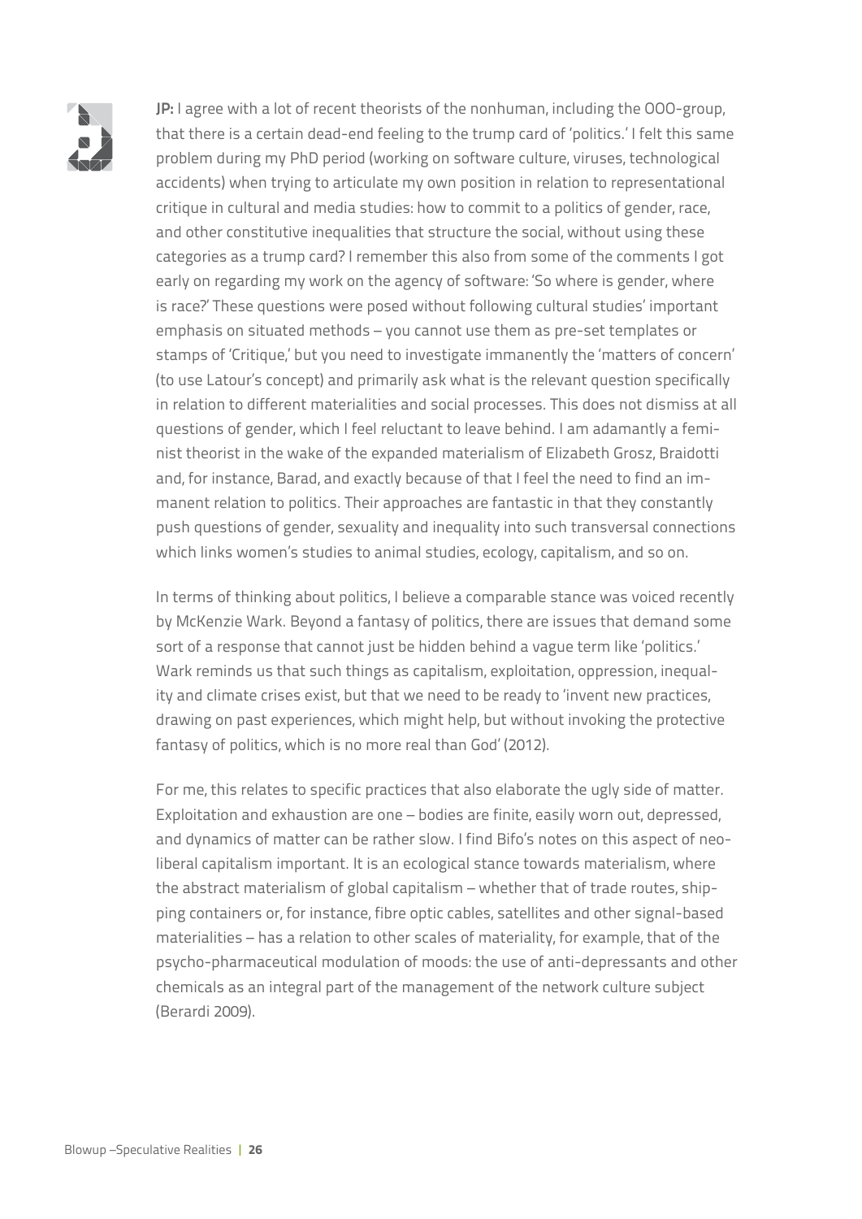**JP:** I agree with a lot of recent theorists of the nonhuman, including the OOO-group, that there is a certain dead-end feeling to the trump card of 'politics.' I felt this same problem during my PhD period (working on software culture, viruses, technological accidents) when trying to articulate my own position in relation to representational critique in cultural and media studies: how to commit to a politics of gender, race, and other constitutive inequalities that structure the social, without using these categories as a trump card? I remember this also from some of the comments I got early on regarding my work on the agency of software: 'So where is gender, where is race?' These questions were posed without following cultural studies' important emphasis on situated methods – you cannot use them as pre-set templates or stamps of 'Critique,' but you need to investigate immanently the 'matters of concern' (to use Latour's concept) and primarily ask what is the relevant question specifically in relation to different materialities and social processes. This does not dismiss at all questions of gender, which I feel reluctant to leave behind. I am adamantly a feminist theorist in the wake of the expanded materialism of Elizabeth Grosz, Braidotti and, for instance, Barad, and exactly because of that I feel the need to find an immanent relation to politics. Their approaches are fantastic in that they constantly push questions of gender, sexuality and inequality into such transversal connections which links women's studies to animal studies, ecology, capitalism, and so on.

In terms of thinking about politics, I believe a comparable stance was voiced recently by McKenzie Wark. Beyond a fantasy of politics, there are issues that demand some sort of a response that cannot just be hidden behind a vague term like 'politics.' Wark reminds us that such things as capitalism, exploitation, oppression, inequality and climate crises exist, but that we need to be ready to 'invent new practices, drawing on past experiences, which might help, but without invoking the protective fantasy of politics, which is no more real than God' (2012).

For me, this relates to specific practices that also elaborate the ugly side of matter. Exploitation and exhaustion are one – bodies are finite, easily worn out, depressed, and dynamics of matter can be rather slow. I find Bifo's notes on this aspect of neoliberal capitalism important. It is an ecological stance towards materialism, where the abstract materialism of global capitalism – whether that of trade routes, shipping containers or, for instance, fibre optic cables, satellites and other signal-based materialities – has a relation to other scales of materiality, for example, that of the psycho-pharmaceutical modulation of moods: the use of anti-depressants and other chemicals as an integral part of the management of the network culture subject (Berardi 2009).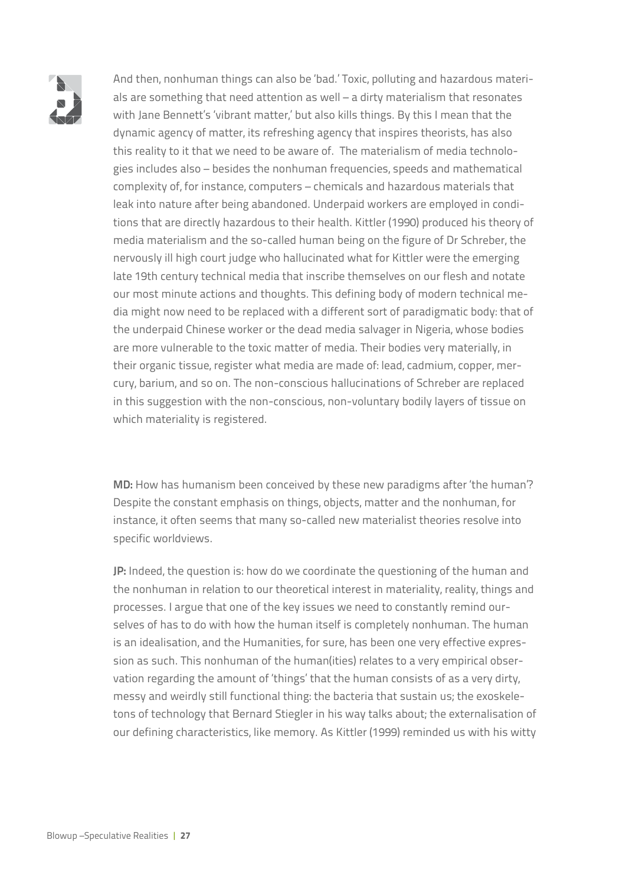And then, nonhuman things can also be 'bad.' Toxic, polluting and hazardous materials are something that need attention as well – a dirty materialism that resonates with Jane Bennett's 'vibrant matter,' but also kills things. By this I mean that the dynamic agency of matter, its refreshing agency that inspires theorists, has also this reality to it that we need to be aware of. The materialism of media technologies includes also – besides the nonhuman frequencies, speeds and mathematical complexity of, for instance, computers – chemicals and hazardous materials that leak into nature after being abandoned. Underpaid workers are employed in conditions that are directly hazardous to their health. Kittler (1990) produced his theory of media materialism and the so-called human being on the figure of Dr Schreber, the nervously ill high court judge who hallucinated what for Kittler were the emerging late 19th century technical media that inscribe themselves on our flesh and notate our most minute actions and thoughts. This defining body of modern technical media might now need to be replaced with a different sort of paradigmatic body: that of the underpaid Chinese worker or the dead media salvager in Nigeria, whose bodies are more vulnerable to the toxic matter of media. Their bodies very materially, in their organic tissue, register what media are made of: lead, cadmium, copper, mercury, barium, and so on. The non-conscious hallucinations of Schreber are replaced in this suggestion with the non-conscious, non-voluntary bodily layers of tissue on which materiality is registered.

**MD:** How has humanism been conceived by these new paradigms after 'the human'? Despite the constant emphasis on things, objects, matter and the nonhuman, for instance, it often seems that many so-called new materialist theories resolve into specific worldviews.

**JP:** Indeed, the question is: how do we coordinate the questioning of the human and the nonhuman in relation to our theoretical interest in materiality, reality, things and processes. I argue that one of the key issues we need to constantly remind ourselves of has to do with how the human itself is completely nonhuman. The human is an idealisation, and the Humanities, for sure, has been one very effective expression as such. This nonhuman of the human(ities) relates to a very empirical observation regarding the amount of 'things' that the human consists of as a very dirty, messy and weirdly still functional thing: the bacteria that sustain us; the exoskeletons of technology that Bernard Stiegler in his way talks about; the externalisation of our defining characteristics, like memory. As Kittler (1999) reminded us with his witty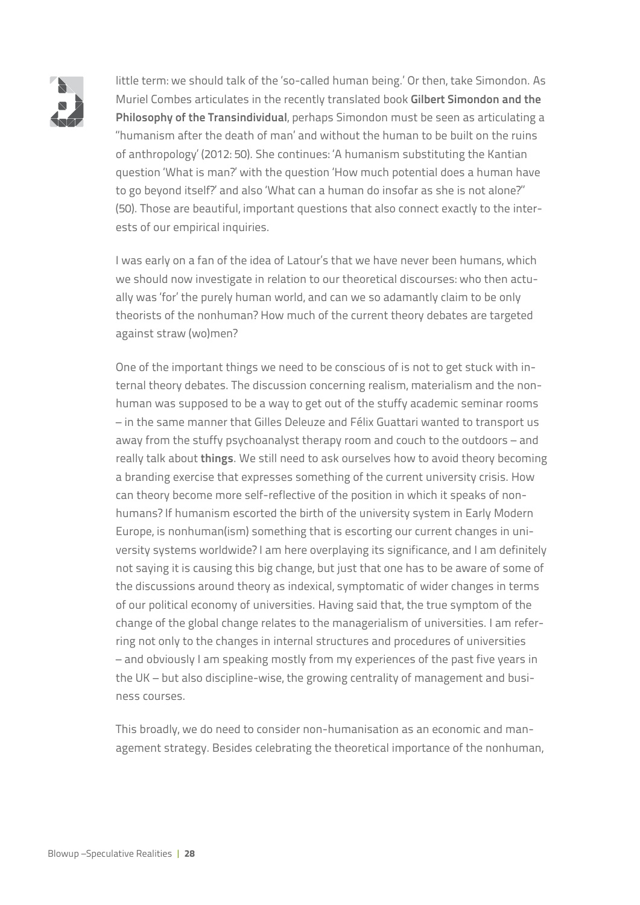little term: we should talk of the 'so-called human being.' Or then, take Simondon. As Muriel Combes articulates in the recently translated book **Gilbert Simondon and the Philosophy of the Transindividual**, perhaps Simondon must be seen as articulating a ''humanism after the death of man' and without the human to be built on the ruins of anthropology' (2012: 50). She continues: 'A humanism substituting the Kantian question 'What is man?' with the question 'How much potential does a human have to go beyond itself?' and also 'What can a human do insofar as she is not alone?'' (50). Those are beautiful, important questions that also connect exactly to the interests of our empirical inquiries.

I was early on a fan of the idea of Latour's that we have never been humans, which we should now investigate in relation to our theoretical discourses: who then actually was 'for' the purely human world, and can we so adamantly claim to be only theorists of the nonhuman? How much of the current theory debates are targeted against straw (wo)men?

One of the important things we need to be conscious of is not to get stuck with internal theory debates. The discussion concerning realism, materialism and the nonhuman was supposed to be a way to get out of the stuffy academic seminar rooms – in the same manner that Gilles Deleuze and Félix Guattari wanted to transport us away from the stuffy psychoanalyst therapy room and couch to the outdoors – and really talk about **things**. We still need to ask ourselves how to avoid theory becoming a branding exercise that expresses something of the current university crisis. How can theory become more self-reflective of the position in which it speaks of nonhumans? If humanism escorted the birth of the university system in Early Modern Europe, is nonhuman(ism) something that is escorting our current changes in university systems worldwide? I am here overplaying its significance, and I am definitely not saying it is causing this big change, but just that one has to be aware of some of the discussions around theory as indexical, symptomatic of wider changes in terms of our political economy of universities. Having said that, the true symptom of the change of the global change relates to the managerialism of universities. I am referring not only to the changes in internal structures and procedures of universities – and obviously I am speaking mostly from my experiences of the past five years in the UK – but also discipline-wise, the growing centrality of management and business courses.

This broadly, we do need to consider non-humanisation as an economic and management strategy. Besides celebrating the theoretical importance of the nonhuman,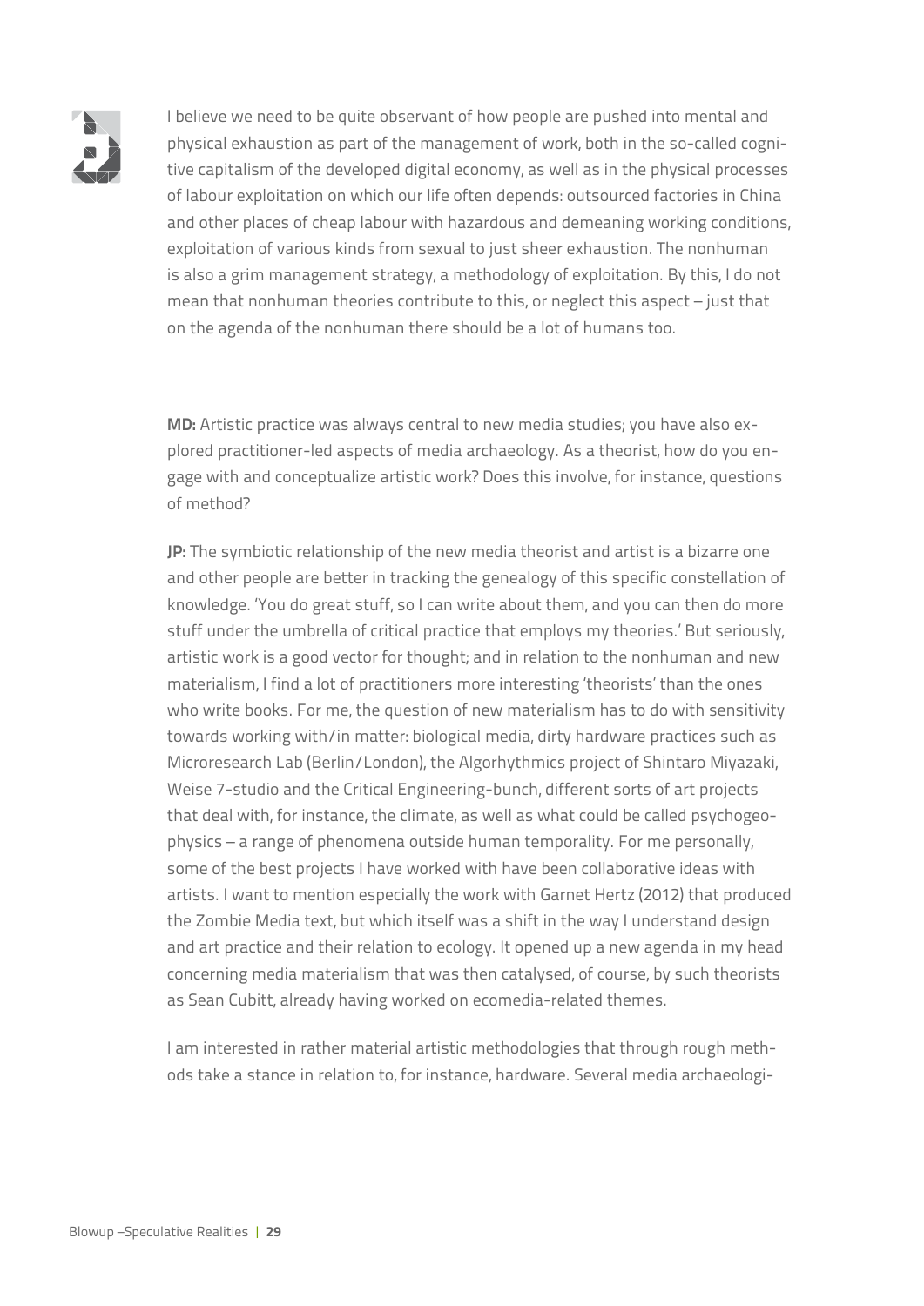I believe we need to be quite observant of how people are pushed into mental and physical exhaustion as part of the management of work, both in the so-called cognitive capitalism of the developed digital economy, as well as in the physical processes of labour exploitation on which our life often depends: outsourced factories in China and other places of cheap labour with hazardous and demeaning working conditions, exploitation of various kinds from sexual to just sheer exhaustion. The nonhuman is also a grim management strategy, a methodology of exploitation. By this, I do not mean that nonhuman theories contribute to this, or neglect this aspect – just that on the agenda of the nonhuman there should be a lot of humans too.

**MD:** Artistic practice was always central to new media studies; you have also explored practitioner-led aspects of media archaeology. As a theorist, how do you engage with and conceptualize artistic work? Does this involve, for instance, questions of method?

**JP:** The symbiotic relationship of the new media theorist and artist is a bizarre one and other people are better in tracking the genealogy of this specific constellation of knowledge. 'You do great stuff, so I can write about them, and you can then do more stuff under the umbrella of critical practice that employs my theories.' But seriously, artistic work is a good vector for thought; and in relation to the nonhuman and new materialism, I find a lot of practitioners more interesting 'theorists' than the ones who write books. For me, the question of new materialism has to do with sensitivity towards working with/in matter: biological media, dirty hardware practices such as Microresearch Lab (Berlin/London), the Algorhythmics project of Shintaro Miyazaki, Weise 7-studio and the Critical Engineering-bunch, different sorts of art projects that deal with, for instance, the climate, as well as what could be called psychogeophysics – a range of phenomena outside human temporality. For me personally, some of the best projects I have worked with have been collaborative ideas with artists. I want to mention especially the work with Garnet Hertz (2012) that produced the Zombie Media text, but which itself was a shift in the way I understand design and art practice and their relation to ecology. It opened up a new agenda in my head concerning media materialism that was then catalysed, of course, by such theorists as Sean Cubitt, already having worked on ecomedia-related themes.

I am interested in rather material artistic methodologies that through rough methods take a stance in relation to, for instance, hardware. Several media archaeologi-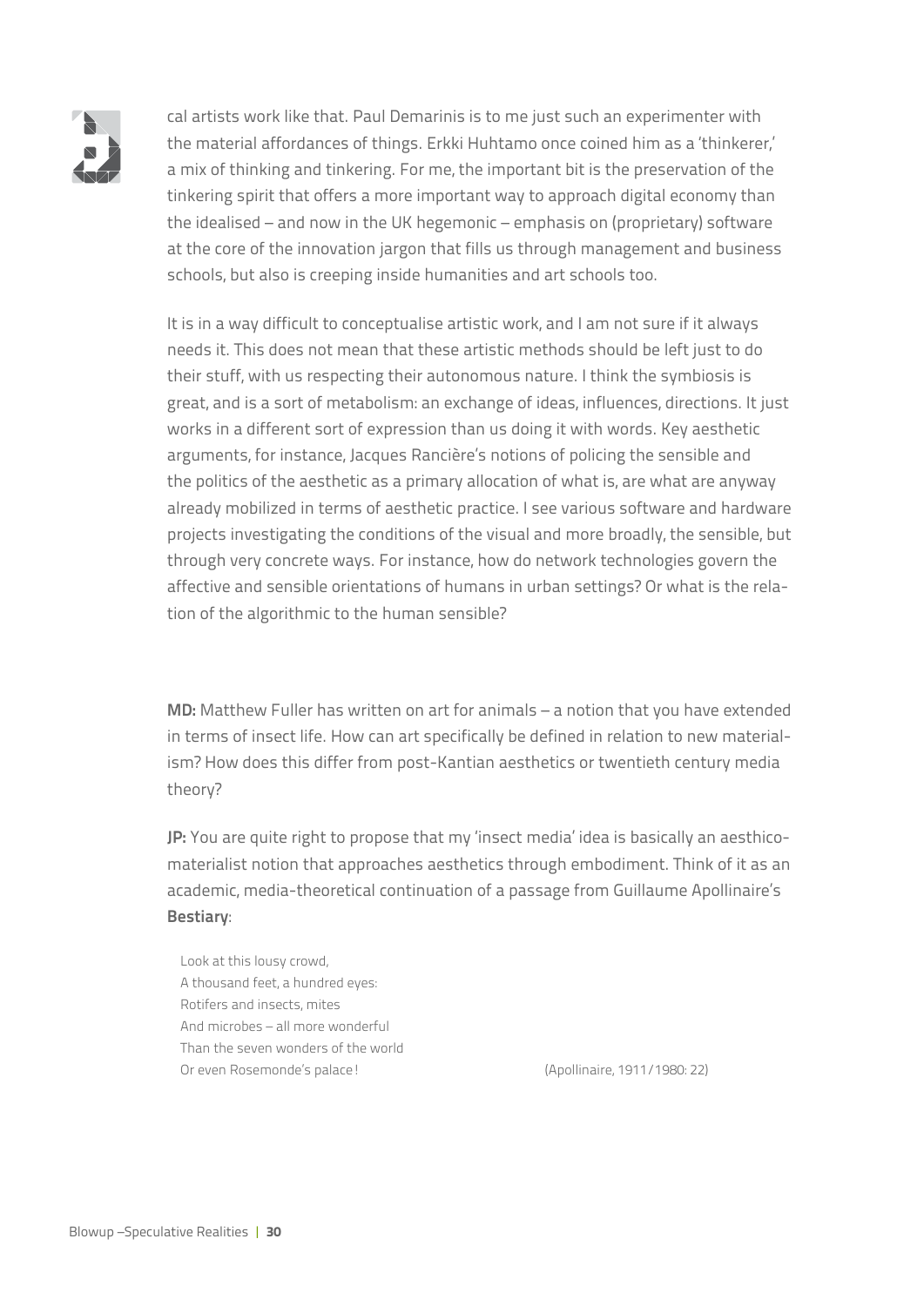cal artists work like that. Paul Demarinis is to me just such an experimenter with the material affordances of things. Erkki Huhtamo once coined him as a 'thinkerer,' a mix of thinking and tinkering. For me, the important bit is the preservation of the tinkering spirit that offers a more important way to approach digital economy than the idealised – and now in the UK hegemonic – emphasis on (proprietary) software at the core of the innovation jargon that fills us through management and business schools, but also is creeping inside humanities and art schools too.

It is in a way difficult to conceptualise artistic work, and I am not sure if it always needs it. This does not mean that these artistic methods should be left just to do their stuff, with us respecting their autonomous nature. I think the symbiosis is great, and is a sort of metabolism: an exchange of ideas, influences, directions. It just works in a different sort of expression than us doing it with words. Key aesthetic arguments, for instance, Jacques Rancière's notions of policing the sensible and the politics of the aesthetic as a primary allocation of what is, are what are anyway already mobilized in terms of aesthetic practice. I see various software and hardware projects investigating the conditions of the visual and more broadly, the sensible, but through very concrete ways. For instance, how do network technologies govern the affective and sensible orientations of humans in urban settings? Or what is the relation of the algorithmic to the human sensible?

**MD:** Matthew Fuller has written on art for animals – a notion that you have extended in terms of insect life. How can art specifically be defined in relation to new materialism? How does this differ from post-Kantian aesthetics or twentieth century media theory?

**JP:** You are quite right to propose that my 'insect media' idea is basically an aesthico-materialist notion that approaches aesthetics through embodiment. Think of it as an academic, media-theoretical continuation of a passage from Guillaume Apollinaire's **Bestiary**:

> Look at this lousy crowd,
> A thousand feet, a hundred eyes:
> Rotifers and insects, mites
> And microbes – all more wonderful
> Than the seven wonders of the world
> Or even Rosemonde's palace! (Apollinaire, 1911/1980: 22)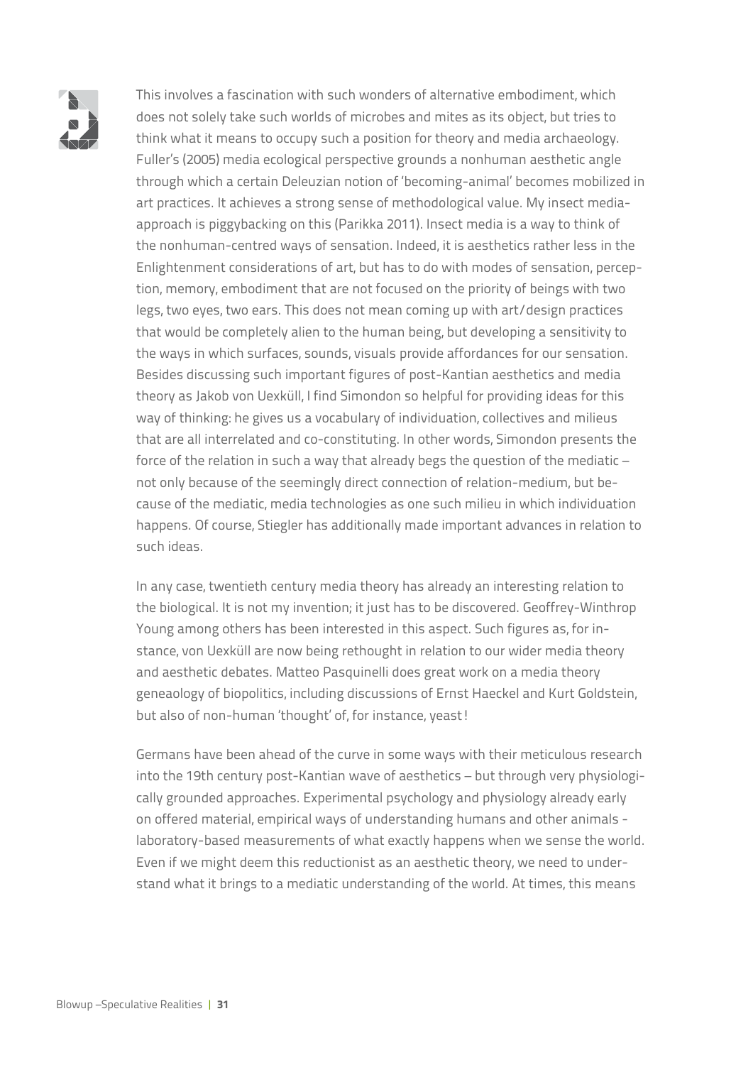This involves a fascination with such wonders of alternative embodiment, which does not solely take such worlds of microbes and mites as its object, but tries to think what it means to occupy such a position for theory and media archaeology. Fuller's (2005) media ecological perspective grounds a nonhuman aesthetic angle through which a certain Deleuzian notion of 'becoming-animal' becomes mobilized in art practices. It achieves a strong sense of methodological value. My insect media-approach is piggybacking on this (Parikka 2011). Insect media is a way to think of the nonhuman-centred ways of sensation. Indeed, it is aesthetics rather less in the Enlightenment considerations of art, but has to do with modes of sensation, perception, memory, embodiment that are not focused on the priority of beings with two legs, two eyes, two ears. This does not mean coming up with art/design practices that would be completely alien to the human being, but developing a sensitivity to the ways in which surfaces, sounds, visuals provide affordances for our sensation. Besides discussing such important figures of post-Kantian aesthetics and media theory as Jakob von Uexküll, I find Simondon so helpful for providing ideas for this way of thinking: he gives us a vocabulary of individuation, collectives and milieus that are all interrelated and co-constituting. In other words, Simondon presents the force of the relation in such a way that already begs the question of the mediatic – not only because of the seemingly direct connection of relation-medium, but because of the mediatic, media technologies as one such milieu in which individuation happens. Of course, Stiegler has additionally made important advances in relation to such ideas.

In any case, twentieth century media theory has already an interesting relation to the biological. It is not my invention; it just has to be discovered. Geoffrey-Winthrop Young among others has been interested in this aspect. Such figures as, for instance, von Uexküll are now being rethought in relation to our wider media theory and aesthetic debates. Matteo Pasquinelli does great work on a media theory geneaology of biopolitics, including discussions of Ernst Haeckel and Kurt Goldstein, but also of non-human 'thought' of, for instance, yeast!

Germans have been ahead of the curve in some ways with their meticulous research into the 19th century post-Kantian wave of aesthetics – but through very physiologically grounded approaches. Experimental psychology and physiology already early on offered material, empirical ways of understanding humans and other animals - laboratory-based measurements of what exactly happens when we sense the world. Even if we might deem this reductionist as an aesthetic theory, we need to understand what it brings to a mediatic understanding of the world. At times, this means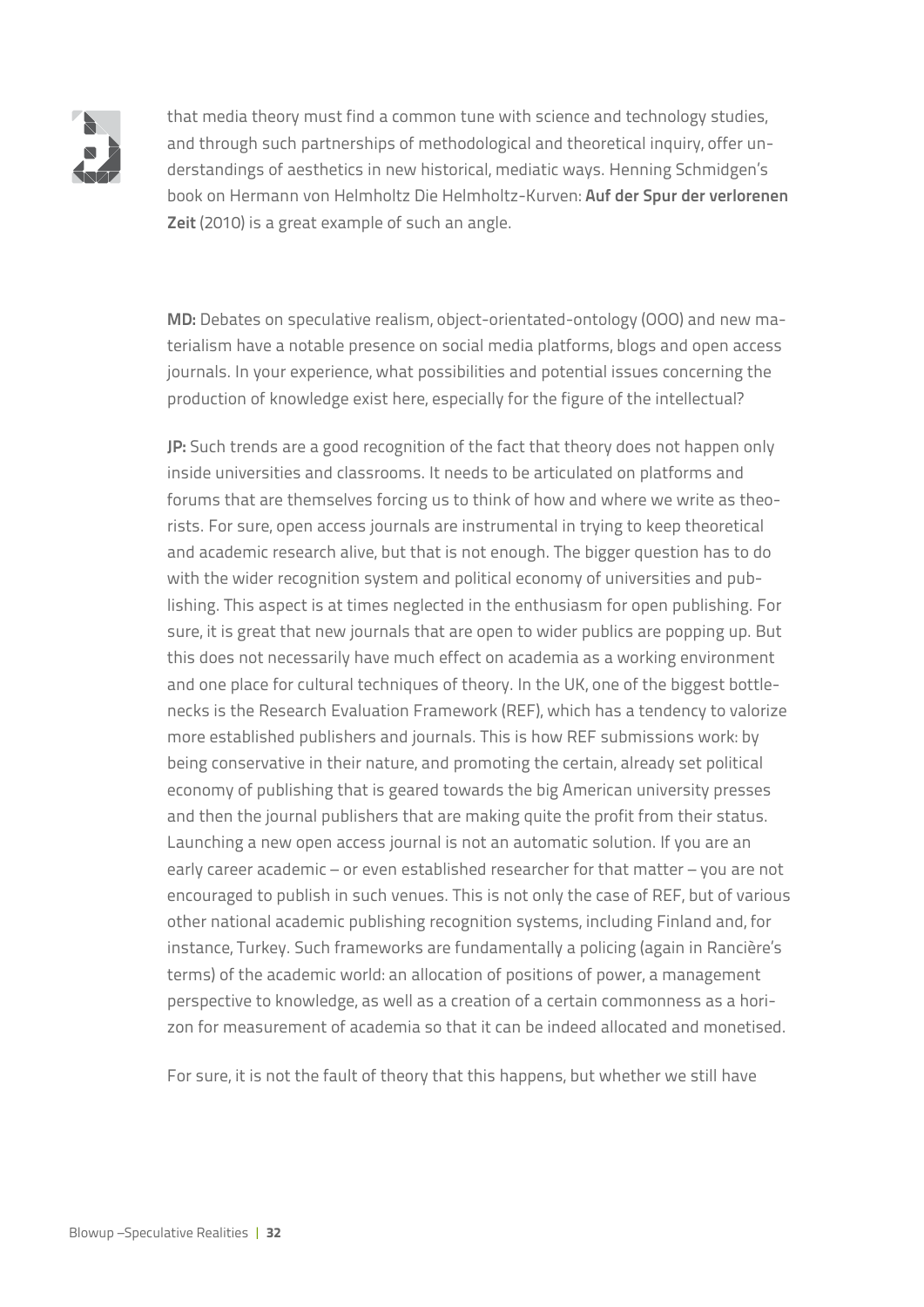that media theory must find a common tune with science and technology studies, and through such partnerships of methodological and theoretical inquiry, offer understandings of aesthetics in new historical, mediatic ways. Henning Schmidgen's book on Hermann von Helmholtz Die Helmholtz-Kurven: **Auf der Spur der verlorenen Zeit** (2010) is a great example of such an angle.

**MD:** Debates on speculative realism, object-orientated-ontology (OOO) and new materialism have a notable presence on social media platforms, blogs and open access journals. In your experience, what possibilities and potential issues concerning the production of knowledge exist here, especially for the figure of the intellectual?

**JP:** Such trends are a good recognition of the fact that theory does not happen only inside universities and classrooms. It needs to be articulated on platforms and forums that are themselves forcing us to think of how and where we write as theorists. For sure, open access journals are instrumental in trying to keep theoretical and academic research alive, but that is not enough. The bigger question has to do with the wider recognition system and political economy of universities and publishing. This aspect is at times neglected in the enthusiasm for open publishing. For sure, it is great that new journals that are open to wider publics are popping up. But this does not necessarily have much effect on academia as a working environment and one place for cultural techniques of theory. In the UK, one of the biggest bottlenecks is the Research Evaluation Framework (REF), which has a tendency to valorize more established publishers and journals. This is how REF submissions work: by being conservative in their nature, and promoting the certain, already set political economy of publishing that is geared towards the big American university presses and then the journal publishers that are making quite the profit from their status. Launching a new open access journal is not an automatic solution. If you are an early career academic – or even established researcher for that matter – you are not encouraged to publish in such venues. This is not only the case of REF, but of various other national academic publishing recognition systems, including Finland and, for instance, Turkey. Such frameworks are fundamentally a policing (again in Rancière's terms) of the academic world: an allocation of positions of power, a management perspective to knowledge, as well as a creation of a certain commonness as a horizon for measurement of academia so that it can be indeed allocated and monetised.

For sure, it is not the fault of theory that this happens, but whether we still have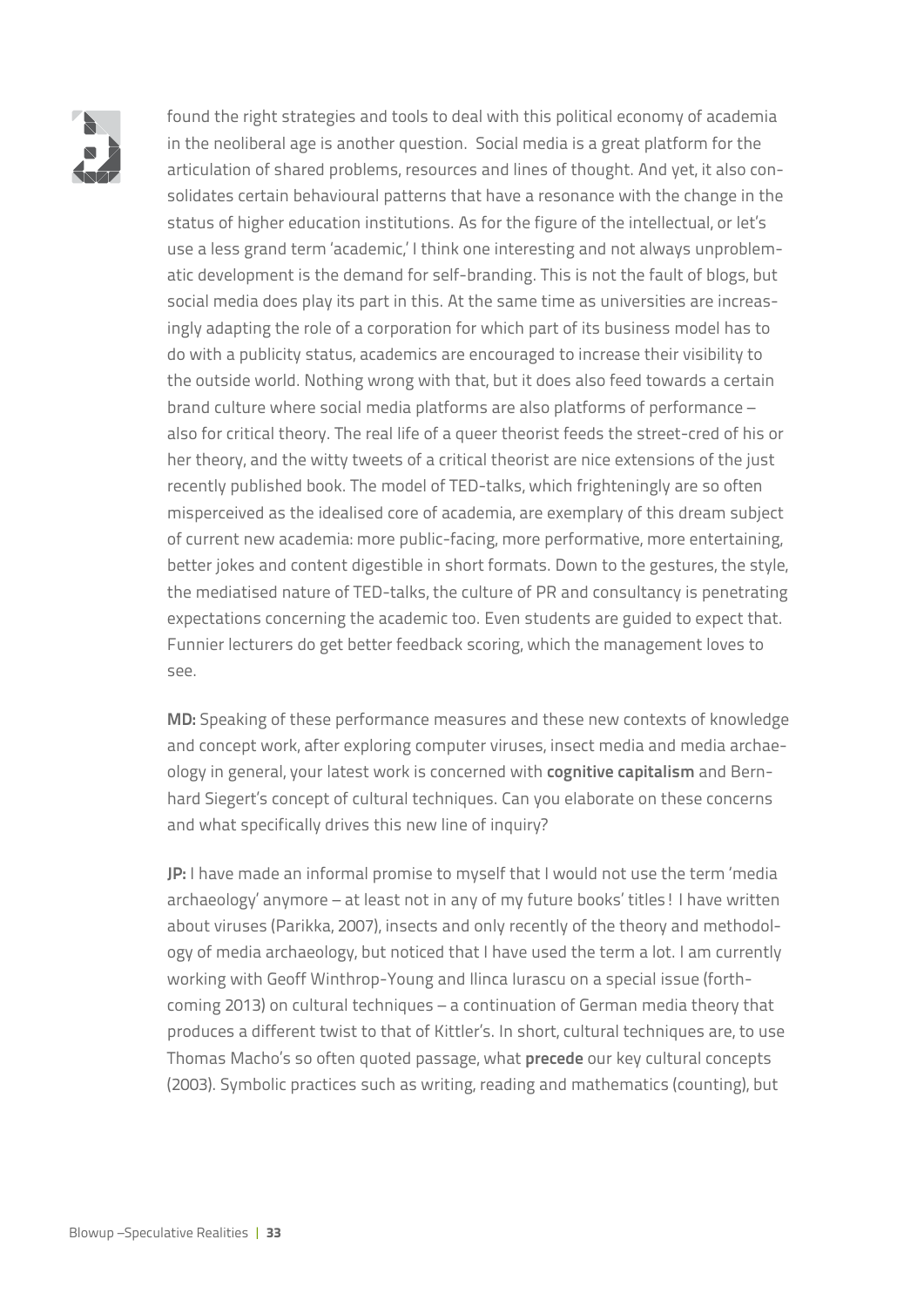found the right strategies and tools to deal with this political economy of academia in the neoliberal age is another question. Social media is a great platform for the articulation of shared problems, resources and lines of thought. And yet, it also consolidates certain behavioural patterns that have a resonance with the change in the status of higher education institutions. As for the figure of the intellectual, or let's use a less grand term 'academic,' I think one interesting and not always unproblematic development is the demand for self-branding. This is not the fault of blogs, but social media does play its part in this. At the same time as universities are increasingly adapting the role of a corporation for which part of its business model has to do with a publicity status, academics are encouraged to increase their visibility to the outside world. Nothing wrong with that, but it does also feed towards a certain brand culture where social media platforms are also platforms of performance – also for critical theory. The real life of a queer theorist feeds the street-cred of his or her theory, and the witty tweets of a critical theorist are nice extensions of the just recently published book. The model of TED-talks, which frighteningly are so often misperceived as the idealised core of academia, are exemplary of this dream subject of current new academia: more public-facing, more performative, more entertaining, better jokes and content digestible in short formats. Down to the gestures, the style, the mediatised nature of TED-talks, the culture of PR and consultancy is penetrating expectations concerning the academic too. Even students are guided to expect that. Funnier lecturers do get better feedback scoring, which the management loves to see.

**MD:** Speaking of these performance measures and these new contexts of knowledge and concept work, after exploring computer viruses, insect media and media archaeology in general, your latest work is concerned with **cognitive capitalism** and Bernhard Siegert's concept of cultural techniques. Can you elaborate on these concerns and what specifically drives this new line of inquiry?

**JP:** I have made an informal promise to myself that I would not use the term 'media archaeology' anymore – at least not in any of my future books' titles ! I have written about viruses (Parikka, 2007), insects and only recently of the theory and methodology of media archaeology, but noticed that I have used the term a lot. I am currently working with Geoff Winthrop-Young and Ilinca Iurascu on a special issue (forthcoming 2013) on cultural techniques – a continuation of German media theory that produces a different twist to that of Kittler's. In short, cultural techniques are, to use Thomas Macho's so often quoted passage, what **precede** our key cultural concepts (2003). Symbolic practices such as writing, reading and mathematics (counting), but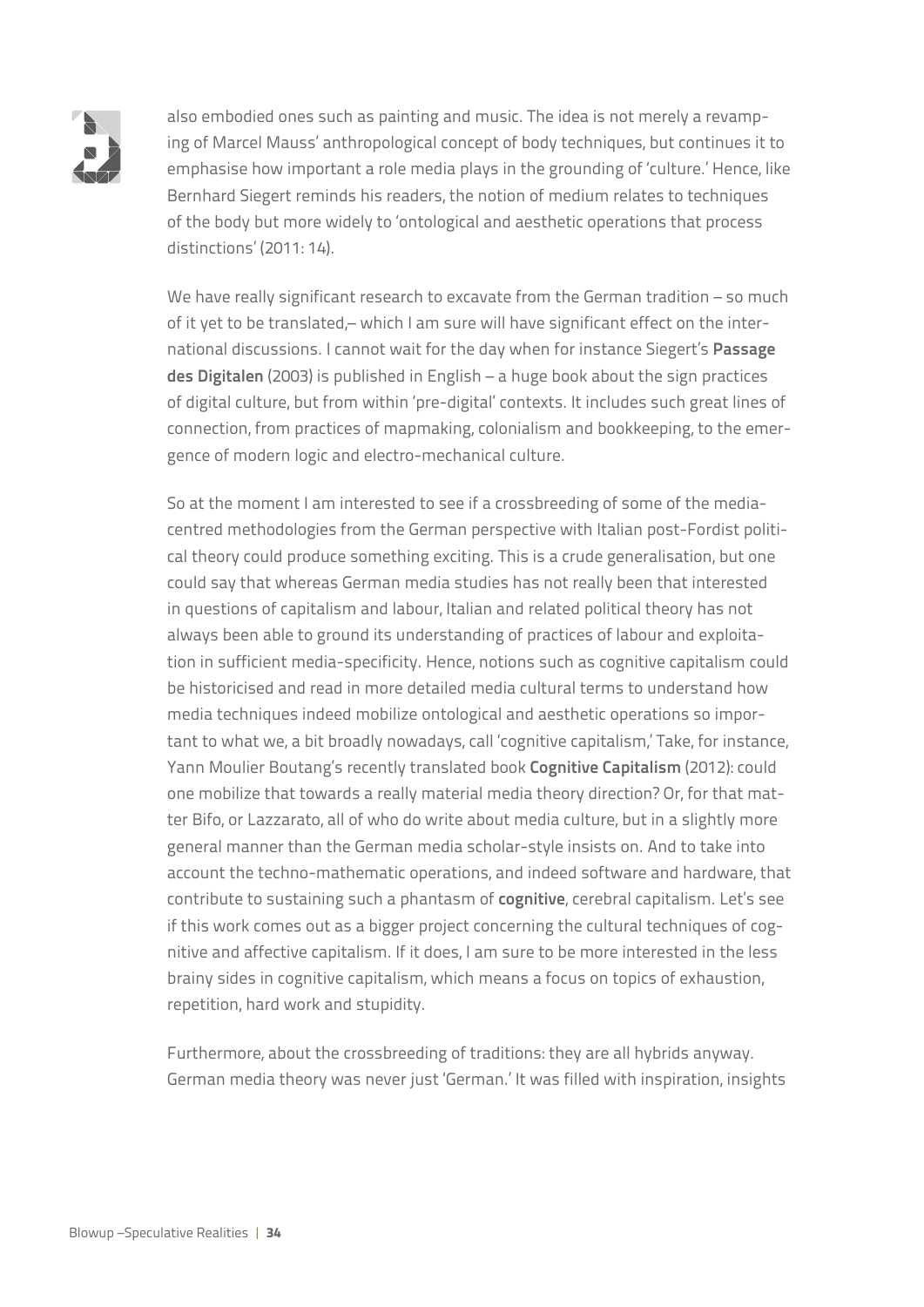also embodied ones such as painting and music. The idea is not merely a revamping of Marcel Mauss' anthropological concept of body techniques, but continues it to emphasise how important a role media plays in the grounding of 'culture.' Hence, like Bernhard Siegert reminds his readers, the notion of medium relates to techniques of the body but more widely to 'ontological and aesthetic operations that process distinctions' (2011: 14).

We have really significant research to excavate from the German tradition – so much of it yet to be translated,– which I am sure will have significant effect on the international discussions. I cannot wait for the day when for instance Siegert's **Passage des Digitalen** (2003) is published in English – a huge book about the sign practices of digital culture, but from within 'pre-digital' contexts. It includes such great lines of connection, from practices of mapmaking, colonialism and bookkeeping, to the emergence of modern logic and electro-mechanical culture.

So at the moment I am interested to see if a crossbreeding of some of the media-centred methodologies from the German perspective with Italian post-Fordist political theory could produce something exciting. This is a crude generalisation, but one could say that whereas German media studies has not really been that interested in questions of capitalism and labour, Italian and related political theory has not always been able to ground its understanding of practices of labour and exploitation in sufficient media-specificity. Hence, notions such as cognitive capitalism could be historicised and read in more detailed media cultural terms to understand how media techniques indeed mobilize ontological and aesthetic operations so important to what we, a bit broadly nowadays, call 'cognitive capitalism,' Take, for instance, Yann Moulier Boutang's recently translated book **Cognitive Capitalism** (2012): could one mobilize that towards a really material media theory direction? Or, for that matter Bifo, or Lazzarato, all of who do write about media culture, but in a slightly more general manner than the German media scholar-style insists on. And to take into account the techno-mathematic operations, and indeed software and hardware, that contribute to sustaining such a phantasm of **cognitive**, cerebral capitalism. Let's see if this work comes out as a bigger project concerning the cultural techniques of cognitive and affective capitalism. If it does, I am sure to be more interested in the less brainy sides in cognitive capitalism, which means a focus on topics of exhaustion, repetition, hard work and stupidity.

Furthermore, about the crossbreeding of traditions: they are all hybrids anyway. German media theory was never just 'German.' It was filled with inspiration, insights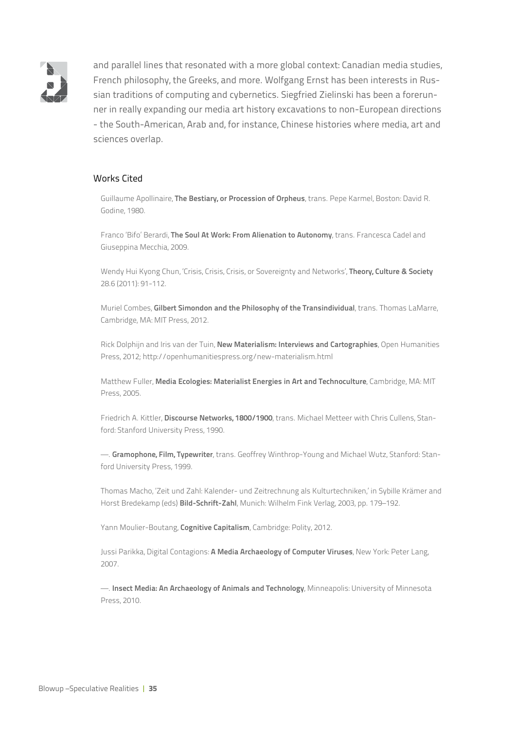and parallel lines that resonated with a more global context: Canadian media studies, French philosophy, the Greeks, and more. Wolfgang Ernst has been interests in Russian traditions of computing and cybernetics. Siegfried Zielinski has been a forerunner in really expanding our media art history excavations to non-European directions - the South-American, Arab and, for instance, Chinese histories where media, art and sciences overlap.

## Works Cited

Guillaume Apollinaire, **The Bestiary, or Procession of Orpheus**, trans. Pepe Karmel, Boston: David R. Godine, 1980.

Franco 'Bifo' Berardi, **The Soul At Work: From Alienation to Autonomy**, trans. Francesca Cadel and Giuseppina Mecchia, 2009.

Wendy Hui Kyong Chun, 'Crisis, Crisis, Crisis, or Sovereignty and Networks', **Theory, Culture & Society** 28.6 (2011): 91-112.

Muriel Combes, **Gilbert Simondon and the Philosophy of the Transindividual**, trans. Thomas LaMarre, Cambridge, MA: MIT Press, 2012.

Rick Dolphijn and Iris van der Tuin, **New Materialism: Interviews and Cartographies**, Open Humanities Press, 2012; http://openhumanitiespress.org/new-materialism.html

Matthew Fuller, **Media Ecologies: Materialist Energies in Art and Technoculture**, Cambridge, MA: MIT Press, 2005.

Friedrich A. Kittler, **Discourse Networks, 1800/1900**, trans. Michael Metteer with Chris Cullens, Stanford: Stanford University Press, 1990.

—. **Gramophone, Film, Typewriter**, trans. Geoffrey Winthrop-Young and Michael Wutz, Stanford: Stanford University Press, 1999.

Thomas Macho, 'Zeit und Zahl: Kalender- und Zeitrechnung als Kulturtechniken,' in Sybille Krämer and Horst Bredekamp (eds) **Bild-Schrift-Zahl**, Munich: Wilhelm Fink Verlag, 2003, pp. 179–192.

Yann Moulier-Boutang, **Cognitive Capitalism**, Cambridge: Polity, 2012.

Jussi Parikka, Digital Contagions: **A Media Archaeology of Computer Viruses**, New York: Peter Lang, 2007.

—. **Insect Media: An Archaeology of Animals and Technology**, Minneapolis: University of Minnesota Press, 2010.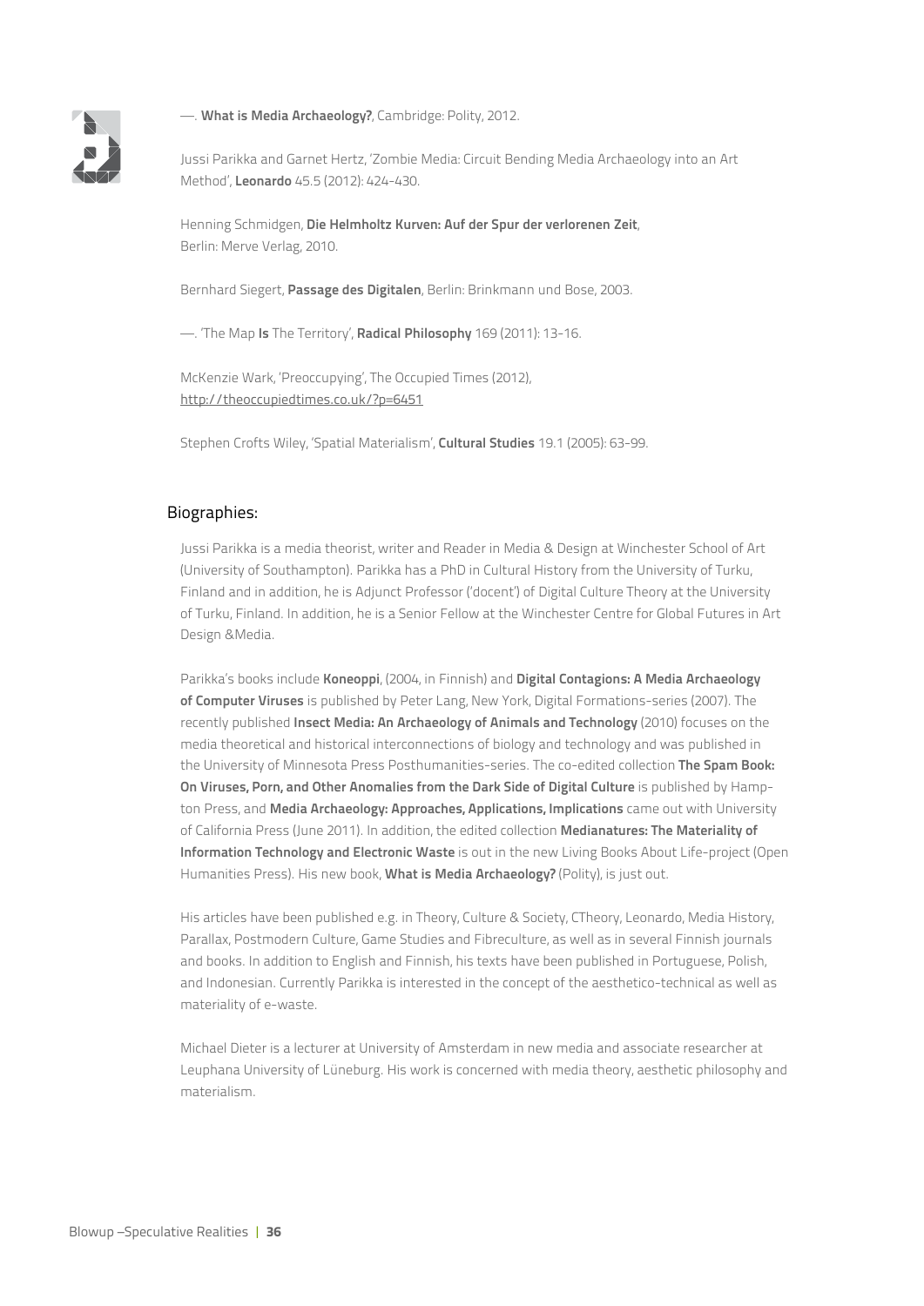—. **What is Media Archaeology?**, Cambridge: Polity, 2012.

Jussi Parikka and Garnet Hertz, 'Zombie Media: Circuit Bending Media Archaeology into an Art Method', **Leonardo** 45.5 (2012): 424-430.

Henning Schmidgen, **Die Helmholtz Kurven: Auf der Spur der verlorenen Zeit**, Berlin: Merve Verlag, 2010.

Bernhard Siegert, **Passage des Digitalen**, Berlin: Brinkmann und Bose, 2003.

—. 'The Map **Is** The Territory', **Radical Philosophy** 169 (2011): 13-16.

McKenzie Wark, 'Preoccupying', The Occupied Times (2012), http://theoccupiedtimes.co.uk/?p=6451

Stephen Crofts Wiley, 'Spatial Materialism', **Cultural Studies** 19.1 (2005): 63-99.

## Biographies:

Jussi Parikka is a media theorist, writer and Reader in Media & Design at Winchester School of Art (University of Southampton). Parikka has a PhD in Cultural History from the University of Turku, Finland and in addition, he is Adjunct Professor ('docent') of Digital Culture Theory at the University of Turku, Finland. In addition, he is a Senior Fellow at the Winchester Centre for Global Futures in Art Design &Media.

Parikka's books include **Koneoppi**, (2004, in Finnish) and **Digital Contagions: A Media Archaeology of Computer Viruses** is published by Peter Lang, New York, Digital Formations-series (2007). The recently published **Insect Media: An Archaeology of Animals and Technology** (2010) focuses on the media theoretical and historical interconnections of biology and technology and was published in the University of Minnesota Press Posthumanities-series. The co-edited collection **The Spam Book: On Viruses, Porn, and Other Anomalies from the Dark Side of Digital Culture** is published by Hampton Press, and **Media Archaeology: Approaches, Applications, Implications** came out with University of California Press (June 2011). In addition, the edited collection **Medianatures: The Materiality of Information Technology and Electronic Waste** is out in the new Living Books About Life-project (Open Humanities Press). His new book, **What is Media Archaeology?** (Polity), is just out.

His articles have been published e.g. in Theory, Culture & Society, CTheory, Leonardo, Media History, Parallax, Postmodern Culture, Game Studies and Fibreculture, as well as in several Finnish journals and books. In addition to English and Finnish, his texts have been published in Portuguese, Polish, and Indonesian. Currently Parikka is interested in the concept of the aesthetico-technical as well as materiality of e-waste.

Michael Dieter is a lecturer at University of Amsterdam in new media and associate researcher at Leuphana University of Lüneburg. His work is concerned with media theory, aesthetic philosophy and materialism.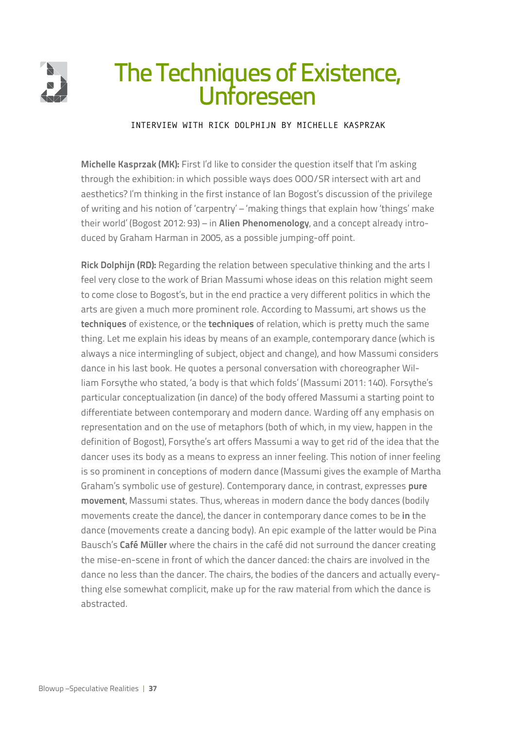# The Techniques of Existence, Unforeseen

INTERVIEW WITH RICK DOLPHIJN BY MICHELLE KASPRZAK

**Michelle Kasprzak (MK):** First I'd like to consider the question itself that I'm asking through the exhibition: in which possible ways does OOO/SR intersect with art and aesthetics? I'm thinking in the first instance of Ian Bogost's discussion of the privilege of writing and his notion of 'carpentry' – 'making things that explain how 'things' make their world' (Bogost 2012: 93) – in **Alien Phenomenology**, and a concept already introduced by Graham Harman in 2005, as a possible jumping-off point.

**Rick Dolphijn (RD):** Regarding the relation between speculative thinking and the arts I feel very close to the work of Brian Massumi whose ideas on this relation might seem to come close to Bogost's, but in the end practice a very different politics in which the arts are given a much more prominent role. According to Massumi, art shows us the **techniques** of existence, or the **techniques** of relation, which is pretty much the same thing. Let me explain his ideas by means of an example, contemporary dance (which is always a nice intermingling of subject, object and change), and how Massumi considers dance in his last book. He quotes a personal conversation with choreographer William Forsythe who stated, 'a body is that which folds' (Massumi 2011: 140). Forsythe's particular conceptualization (in dance) of the body offered Massumi a starting point to differentiate between contemporary and modern dance. Warding off any emphasis on representation and on the use of metaphors (both of which, in my view, happen in the definition of Bogost), Forsythe's art offers Massumi a way to get rid of the idea that the dancer uses its body as a means to express an inner feeling. This notion of inner feeling is so prominent in conceptions of modern dance (Massumi gives the example of Martha Graham's symbolic use of gesture). Contemporary dance, in contrast, expresses **pure movement**, Massumi states. Thus, whereas in modern dance the body dances (bodily movements create the dance), the dancer in contemporary dance comes to be **in** the dance (movements create a dancing body). An epic example of the latter would be Pina Bausch's **Café Müller** where the chairs in the café did not surround the dancer creating the mise-en-scene in front of which the dancer danced: the chairs are involved in the dance no less than the dancer. The chairs, the bodies of the dancers and actually everything else somewhat complicit, make up for the raw material from which the dance is abstracted.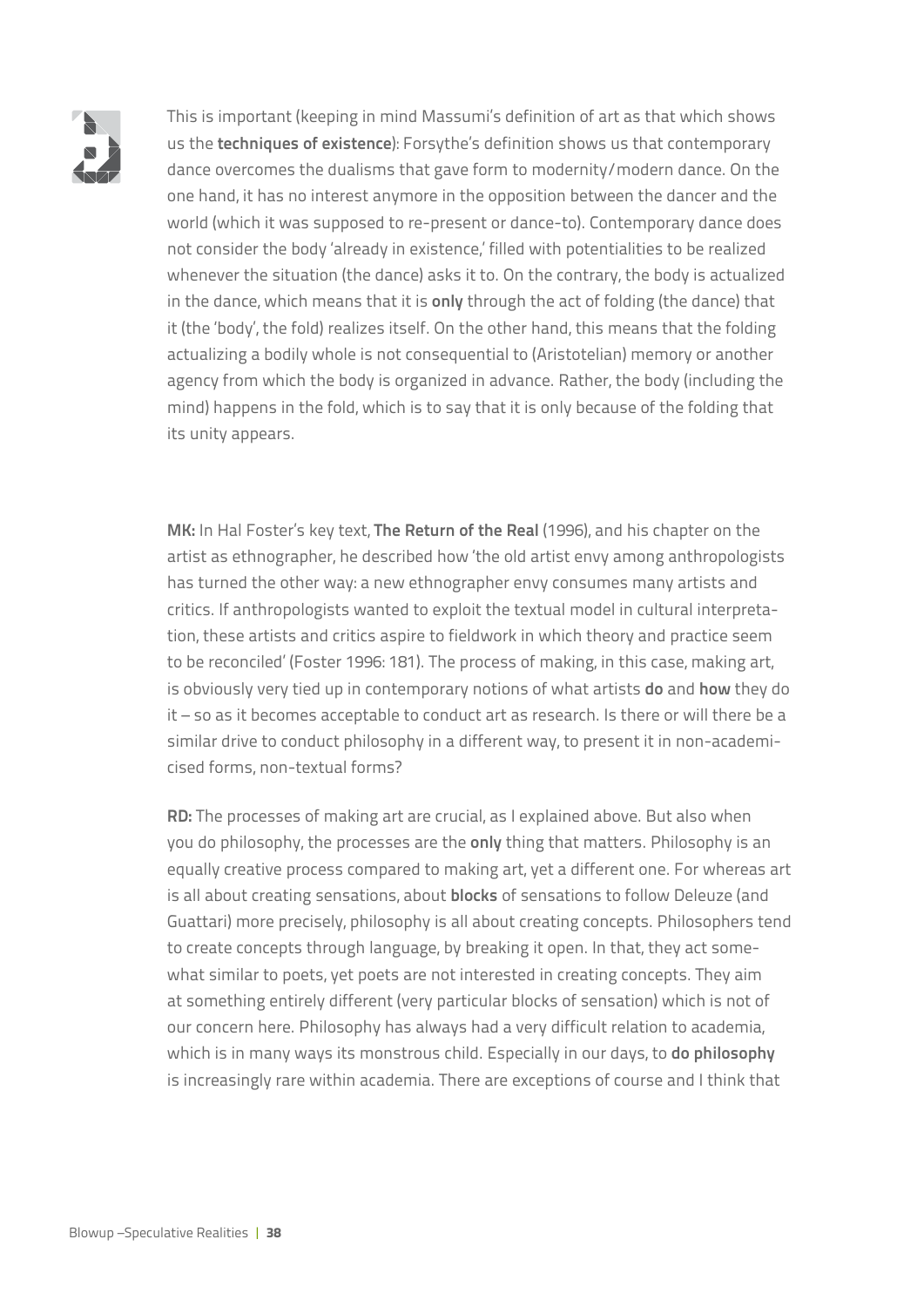This is important (keeping in mind Massumi's definition of art as that which shows us the **techniques of existence**): Forsythe's definition shows us that contemporary dance overcomes the dualisms that gave form to modernity/modern dance. On the one hand, it has no interest anymore in the opposition between the dancer and the world (which it was supposed to re-present or dance-to). Contemporary dance does not consider the body 'already in existence,' filled with potentialities to be realized whenever the situation (the dance) asks it to. On the contrary, the body is actualized in the dance, which means that it is **only** through the act of folding (the dance) that it (the 'body', the fold) realizes itself. On the other hand, this means that the folding actualizing a bodily whole is not consequential to (Aristotelian) memory or another agency from which the body is organized in advance. Rather, the body (including the mind) happens in the fold, which is to say that it is only because of the folding that its unity appears.

**MK:** In Hal Foster's key text, **The Return of the Real** (1996), and his chapter on the artist as ethnographer, he described how 'the old artist envy among anthropologists has turned the other way: a new ethnographer envy consumes many artists and critics. If anthropologists wanted to exploit the textual model in cultural interpretation, these artists and critics aspire to fieldwork in which theory and practice seem to be reconciled' (Foster 1996: 181). The process of making, in this case, making art, is obviously very tied up in contemporary notions of what artists **do** and **how** they do it – so as it becomes acceptable to conduct art as research. Is there or will there be a similar drive to conduct philosophy in a different way, to present it in non-academicised forms, non-textual forms?

**RD:** The processes of making art are crucial, as I explained above. But also when you do philosophy, the processes are the **only** thing that matters. Philosophy is an equally creative process compared to making art, yet a different one. For whereas art is all about creating sensations, about **blocks** of sensations to follow Deleuze (and Guattari) more precisely, philosophy is all about creating concepts. Philosophers tend to create concepts through language, by breaking it open. In that, they act somewhat similar to poets, yet poets are not interested in creating concepts. They aim at something entirely different (very particular blocks of sensation) which is not of our concern here. Philosophy has always had a very difficult relation to academia, which is in many ways its monstrous child. Especially in our days, to **do philosophy** is increasingly rare within academia. There are exceptions of course and I think that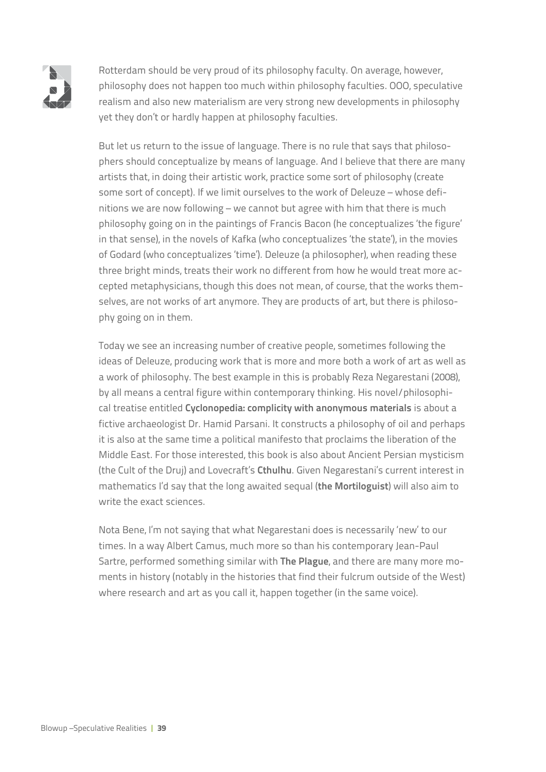Rotterdam should be very proud of its philosophy faculty. On average, however, philosophy does not happen too much within philosophy faculties. OOO, speculative realism and also new materialism are very strong new developments in philosophy yet they don't or hardly happen at philosophy faculties.

But let us return to the issue of language. There is no rule that says that philosophers should conceptualize by means of language. And I believe that there are many artists that, in doing their artistic work, practice some sort of philosophy (create some sort of concept). If we limit ourselves to the work of Deleuze – whose definitions we are now following – we cannot but agree with him that there is much philosophy going on in the paintings of Francis Bacon (he conceptualizes 'the figure' in that sense), in the novels of Kafka (who conceptualizes 'the state'), in the movies of Godard (who conceptualizes 'time'). Deleuze (a philosopher), when reading these three bright minds, treats their work no different from how he would treat more accepted metaphysicians, though this does not mean, of course, that the works themselves, are not works of art anymore. They are products of art, but there is philosophy going on in them.

Today we see an increasing number of creative people, sometimes following the ideas of Deleuze, producing work that is more and more both a work of art as well as a work of philosophy. The best example in this is probably Reza Negarestani (2008), by all means a central figure within contemporary thinking. His novel/philosophical treatise entitled **Cyclonopedia: complicity with anonymous materials** is about a fictive archaeologist Dr. Hamid Parsani. It constructs a philosophy of oil and perhaps it is also at the same time a political manifesto that proclaims the liberation of the Middle East. For those interested, this book is also about Ancient Persian mysticism (the Cult of the Druj) and Lovecraft's **Cthulhu**. Given Negarestani's current interest in mathematics I'd say that the long awaited sequal (**the Mortiloguist**) will also aim to write the exact sciences.

Nota Bene, I'm not saying that what Negarestani does is necessarily 'new' to our times. In a way Albert Camus, much more so than his contemporary Jean-Paul Sartre, performed something similar with **The Plague**, and there are many more moments in history (notably in the histories that find their fulcrum outside of the West) where research and art as you call it, happen together (in the same voice).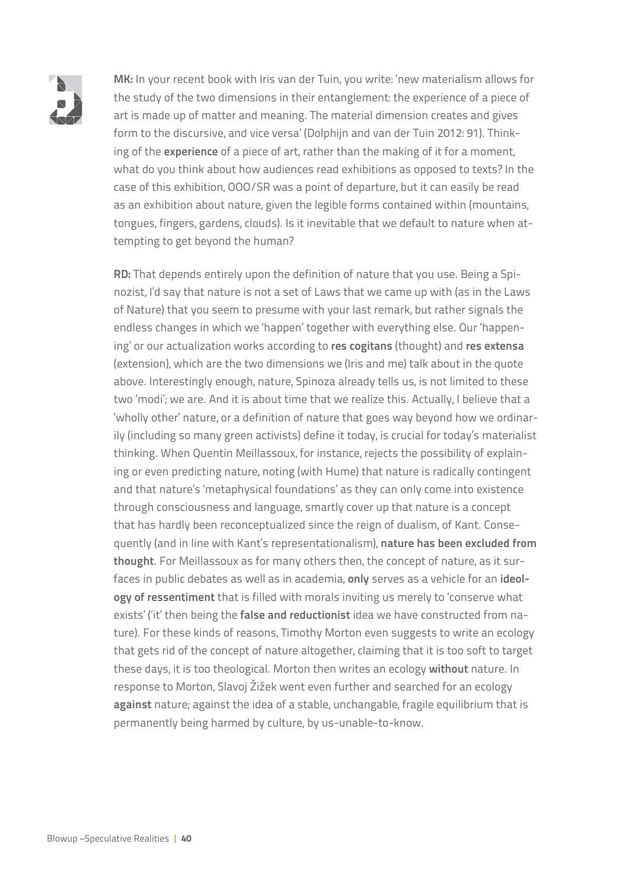**MK:** In your recent book with Iris van der Tuin, you write: 'new materialism allows for the study of the two dimensions in their entanglement: the experience of a piece of art is made up of matter and meaning. The material dimension creates and gives form to the discursive, and vice versa' (Dolphijn and van der Tuin 2012: 91). Thinking of the **experience** of a piece of art, rather than the making of it for a moment, what do you think about how audiences read exhibitions as opposed to texts? In the case of this exhibition, OOO/SR was a point of departure, but it can easily be read as an exhibition about nature, given the legible forms contained within (mountains, tongues, fingers, gardens, clouds). Is it inevitable that we default to nature when attempting to get beyond the human?

**RD:** That depends entirely upon the definition of nature that you use. Being a Spinozist, I'd say that nature is not a set of Laws that we came up with (as in the Laws of Nature) that you seem to presume with your last remark, but rather signals the endless changes in which we 'happen' together with everything else. Our 'happening' or our actualization works according to **res cogitans** (thought) and **res extensa** (extension), which are the two dimensions we (Iris and me) talk about in the quote above. Interestingly enough, nature, Spinoza already tells us, is not limited to these two 'modi'; we are. And it is about time that we realize this. Actually, I believe that a 'wholly other' nature, or a definition of nature that goes way beyond how we ordinarily (including so many green activists) define it today, is crucial for today's materialist thinking. When Quentin Meillassoux, for instance, rejects the possibility of explaining or even predicting nature, noting (with Hume) that nature is radically contingent and that nature's 'metaphysical foundations' as they can only come into existence through consciousness and language, smartly cover up that nature is a concept that has hardly been reconceptualized since the reign of dualism, of Kant. Consequently (and in line with Kant's representationalism), **nature has been excluded from thought**. For Meillassoux as for many others then, the concept of nature, as it surfaces in public debates as well as in academia, **only** serves as a vehicle for an **ideology of ressentiment** that is filled with morals inviting us merely to 'conserve what exists' ('it' then being the **false and reductionist** idea we have constructed from nature). For these kinds of reasons, Timothy Morton even suggests to write an ecology that gets rid of the concept of nature altogether, claiming that it is too soft to target these days, it is too theological. Morton then writes an ecology **without** nature. In response to Morton, Slavoj Žižek went even further and searched for an ecology **against** nature; against the idea of a stable, unchangable, fragile equilibrium that is permanently being harmed by culture, by us-unable-to-know.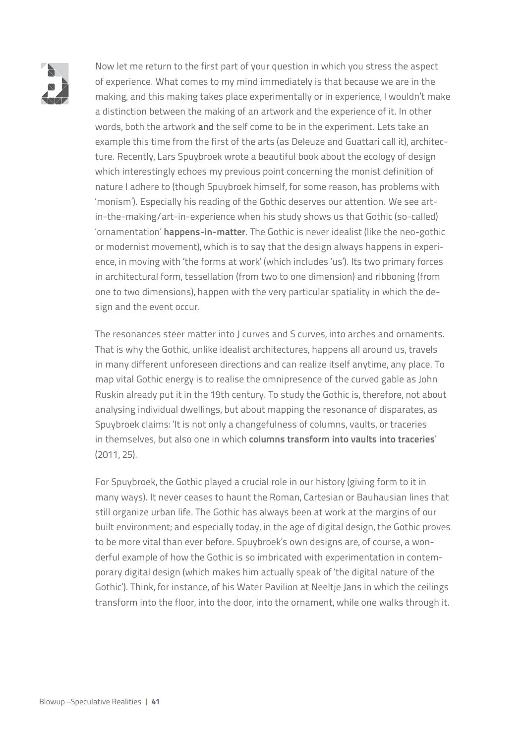Now let me return to the first part of your question in which you stress the aspect of experience. What comes to my mind immediately is that because we are in the making, and this making takes place experimentally or in experience, I wouldn't make a distinction between the making of an artwork and the experience of it. In other words, both the artwork **and** the self come to be in the experiment. Lets take an example this time from the first of the arts (as Deleuze and Guattari call it), architecture. Recently, Lars Spuybroek wrote a beautiful book about the ecology of design which interestingly echoes my previous point concerning the monist definition of nature I adhere to (though Spuybroek himself, for some reason, has problems with 'monism'). Especially his reading of the Gothic deserves our attention. We see art-in-the-making/art-in-experience when his study shows us that Gothic (so-called) 'ornamentation' **happens-in-matter**. The Gothic is never idealist (like the neo-gothic or modernist movement), which is to say that the design always happens in experience, in moving with 'the forms at work' (which includes 'us'). Its two primary forces in architectural form, tessellation (from two to one dimension) and ribboning (from one to two dimensions), happen with the very particular spatiality in which the design and the event occur.

The resonances steer matter into J curves and S curves, into arches and ornaments. That is why the Gothic, unlike idealist architectures, happens all around us, travels in many different unforeseen directions and can realize itself anytime, any place. To map vital Gothic energy is to realise the omnipresence of the curved gable as John Ruskin already put it in the 19th century. To study the Gothic is, therefore, not about analysing individual dwellings, but about mapping the resonance of disparates, as Spuybroek claims: 'It is not only a changefulness of columns, vaults, or traceries in themselves, but also one in which **columns transform into vaults into traceries**' (2011, 25).

For Spuybroek, the Gothic played a crucial role in our history (giving form to it in many ways). It never ceases to haunt the Roman, Cartesian or Bauhausian lines that still organize urban life. The Gothic has always been at work at the margins of our built environment; and especially today, in the age of digital design, the Gothic proves to be more vital than ever before. Spuybroek's own designs are, of course, a wonderful example of how the Gothic is so imbricated with experimentation in contemporary digital design (which makes him actually speak of 'the digital nature of the Gothic'). Think, for instance, of his Water Pavilion at Neeltje Jans in which the ceilings transform into the floor, into the door, into the ornament, while one walks through it.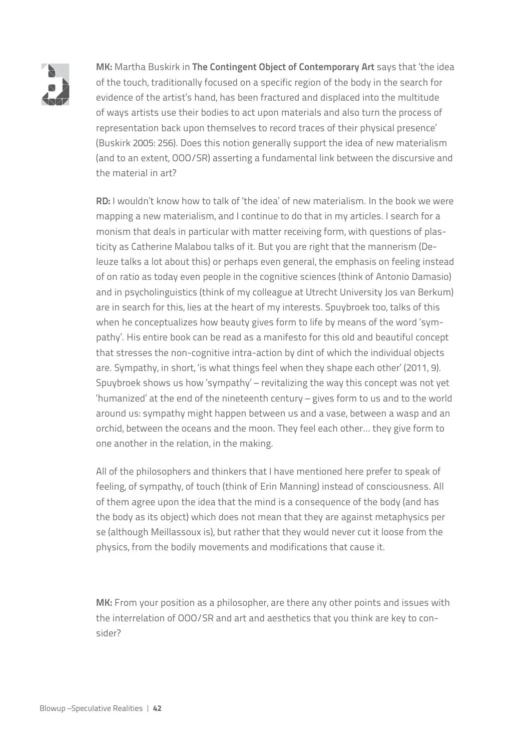**MK:** Martha Buskirk in **The Contingent Object of Contemporary Art** says that 'the idea of the touch, traditionally focused on a specific region of the body in the search for evidence of the artist's hand, has been fractured and displaced into the multitude of ways artists use their bodies to act upon materials and also turn the process of representation back upon themselves to record traces of their physical presence' (Buskirk 2005: 256). Does this notion generally support the idea of new materialism (and to an extent, OOO/SR) asserting a fundamental link between the discursive and the material in art?

**RD:** I wouldn't know how to talk of 'the idea' of new materialism. In the book we were mapping a new materialism, and I continue to do that in my articles. I search for a monism that deals in particular with matter receiving form, with questions of plasticity as Catherine Malabou talks of it. But you are right that the mannerism (Deleuze talks a lot about this) or perhaps even general, the emphasis on feeling instead of on ratio as today even people in the cognitive sciences (think of Antonio Damasio) and in psycholinguistics (think of my colleague at Utrecht University Jos van Berkum) are in search for this, lies at the heart of my interests. Spuybroek too, talks of this when he conceptualizes how beauty gives form to life by means of the word 'sympathy'. His entire book can be read as a manifesto for this old and beautiful concept that stresses the non-cognitive intra-action by dint of which the individual objects are. Sympathy, in short, 'is what things feel when they shape each other' (2011, 9). Spuybroek shows us how 'sympathy' – revitalizing the way this concept was not yet 'humanized' at the end of the nineteenth century – gives form to us and to the world around us: sympathy might happen between us and a vase, between a wasp and an orchid, between the oceans and the moon. They feel each other… they give form to one another in the relation, in the making.

All of the philosophers and thinkers that I have mentioned here prefer to speak of feeling, of sympathy, of touch (think of Erin Manning) instead of consciousness. All of them agree upon the idea that the mind is a consequence of the body (and has the body as its object) which does not mean that they are against metaphysics per se (although Meillassoux is), but rather that they would never cut it loose from the physics, from the bodily movements and modifications that cause it.

**MK:** From your position as a philosopher, are there any other points and issues with the interrelation of OOO/SR and art and aesthetics that you think are key to consider?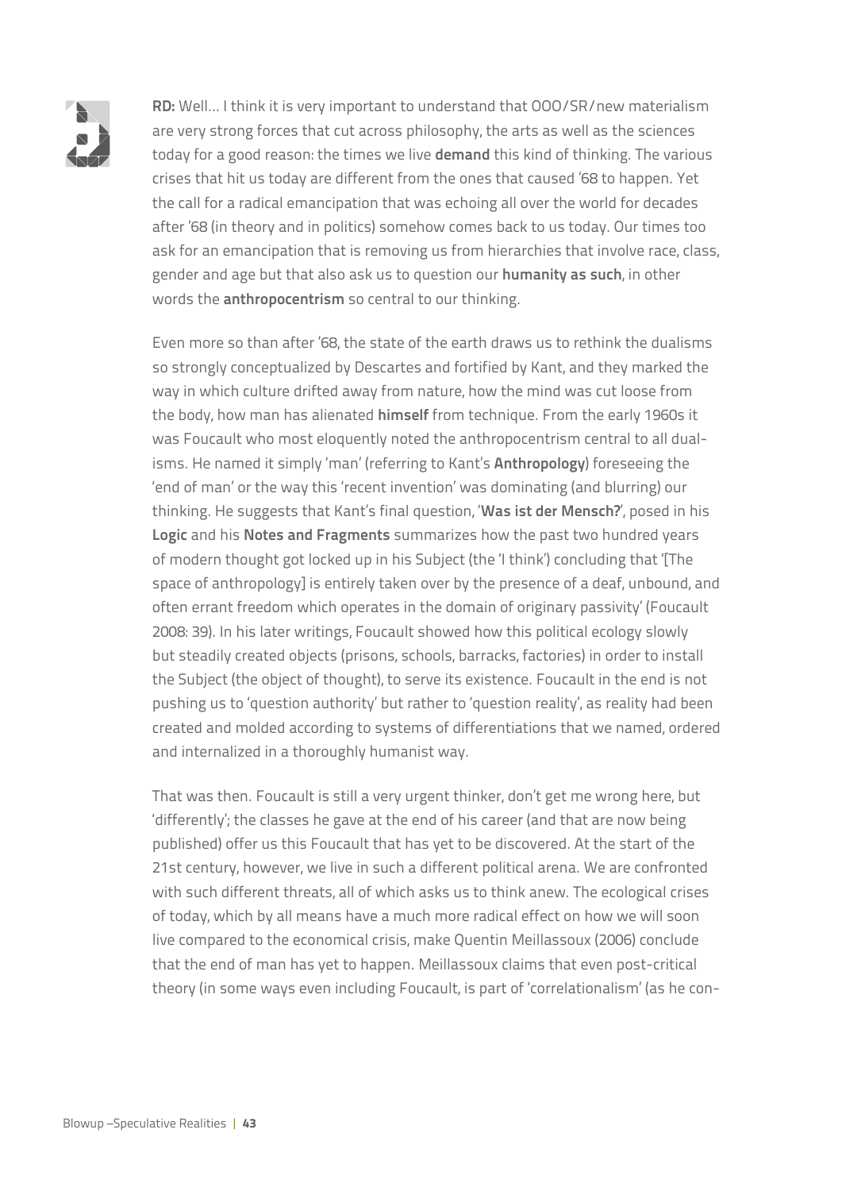**RD:** Well… I think it is very important to understand that OOO/SR/new materialism are very strong forces that cut across philosophy, the arts as well as the sciences today for a good reason: the times we live **demand** this kind of thinking. The various crises that hit us today are different from the ones that caused '68 to happen. Yet the call for a radical emancipation that was echoing all over the world for decades after '68 (in theory and in politics) somehow comes back to us today. Our times too ask for an emancipation that is removing us from hierarchies that involve race, class, gender and age but that also ask us to question our **humanity as such**, in other words the **anthropocentrism** so central to our thinking.

Even more so than after '68, the state of the earth draws us to rethink the dualisms so strongly conceptualized by Descartes and fortified by Kant, and they marked the way in which culture drifted away from nature, how the mind was cut loose from the body, how man has alienated **himself** from technique. From the early 1960s it was Foucault who most eloquently noted the anthropocentrism central to all dualisms. He named it simply 'man' (referring to Kant's **Anthropology**) foreseeing the 'end of man' or the way this 'recent invention' was dominating (and blurring) our thinking. He suggests that Kant's final question, '**Was ist der Mensch?**', posed in his **Logic** and his **Notes and Fragments** summarizes how the past two hundred years of modern thought got locked up in his Subject (the 'I think') concluding that '[The space of anthropology] is entirely taken over by the presence of a deaf, unbound, and often errant freedom which operates in the domain of originary passivity' (Foucault 2008: 39). In his later writings, Foucault showed how this political ecology slowly but steadily created objects (prisons, schools, barracks, factories) in order to install the Subject (the object of thought), to serve its existence. Foucault in the end is not pushing us to 'question authority' but rather to 'question reality', as reality had been created and molded according to systems of differentiations that we named, ordered and internalized in a thoroughly humanist way.

That was then. Foucault is still a very urgent thinker, don't get me wrong here, but 'differently'; the classes he gave at the end of his career (and that are now being published) offer us this Foucault that has yet to be discovered. At the start of the 21st century, however, we live in such a different political arena. We are confronted with such different threats, all of which asks us to think anew. The ecological crises of today, which by all means have a much more radical effect on how we will soon live compared to the economical crisis, make Quentin Meillassoux (2006) conclude that the end of man has yet to happen. Meillassoux claims that even post-critical theory (in some ways even including Foucault, is part of 'correlationalism' (as he con-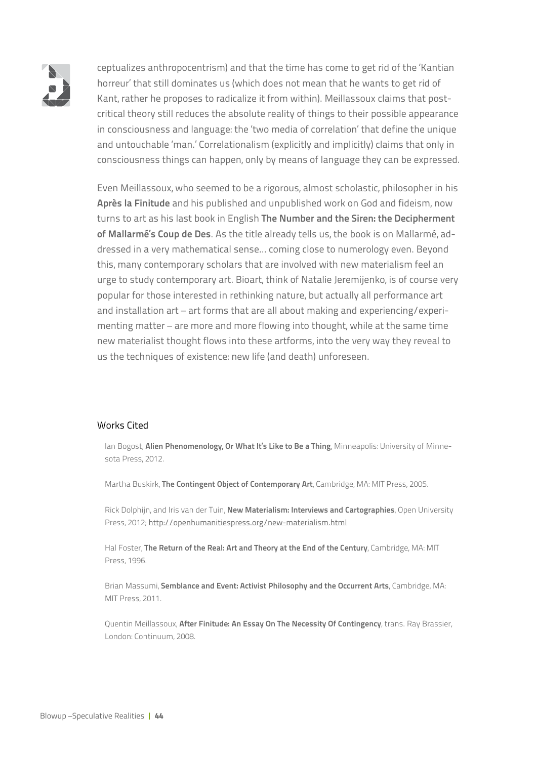ceptualizes anthropocentrism) and that the time has come to get rid of the 'Kantian horreur' that still dominates us (which does not mean that he wants to get rid of Kant, rather he proposes to radicalize it from within). Meillassoux claims that post-critical theory still reduces the absolute reality of things to their possible appearance in consciousness and language: the 'two media of correlation' that define the unique and untouchable 'man.' Correlationalism (explicitly and implicitly) claims that only in consciousness things can happen, only by means of language they can be expressed.

Even Meillassoux, who seemed to be a rigorous, almost scholastic, philosopher in his **Après la Finitude** and his published and unpublished work on God and fideism, now turns to art as his last book in English **The Number and the Siren: the Decipherment of Mallarmé's Coup de Des**. As the title already tells us, the book is on Mallarmé, addressed in a very mathematical sense… coming close to numerology even. Beyond this, many contemporary scholars that are involved with new materialism feel an urge to study contemporary art. Bioart, think of Natalie Jeremijenko, is of course very popular for those interested in rethinking nature, but actually all performance art and installation art – art forms that are all about making and experiencing/experimenting matter – are more and more flowing into thought, while at the same time new materialist thought flows into these artforms, into the very way they reveal to us the techniques of existence: new life (and death) unforeseen.

## Works Cited

Ian Bogost, **Alien Phenomenology, Or What It's Like to Be a Thing**, Minneapolis: University of Minnesota Press, 2012.

Martha Buskirk, **The Contingent Object of Contemporary Art**, Cambridge, MA: MIT Press, 2005.

Rick Dolphijn, and Iris van der Tuin, **New Materialism: Interviews and Cartographies**, Open University Press, 2012; http://openhumanitiespress.org/new-materialism.html

Hal Foster, **The Return of the Real: Art and Theory at the End of the Century**, Cambridge, MA: MIT Press, 1996.

Brian Massumi, **Semblance and Event: Activist Philosophy and the Occurrent Arts**, Cambridge, MA: MIT Press, 2011.

Quentin Meillassoux, **After Finitude: An Essay On The Necessity Of Contingency**, trans. Ray Brassier, London: Continuum, 2008.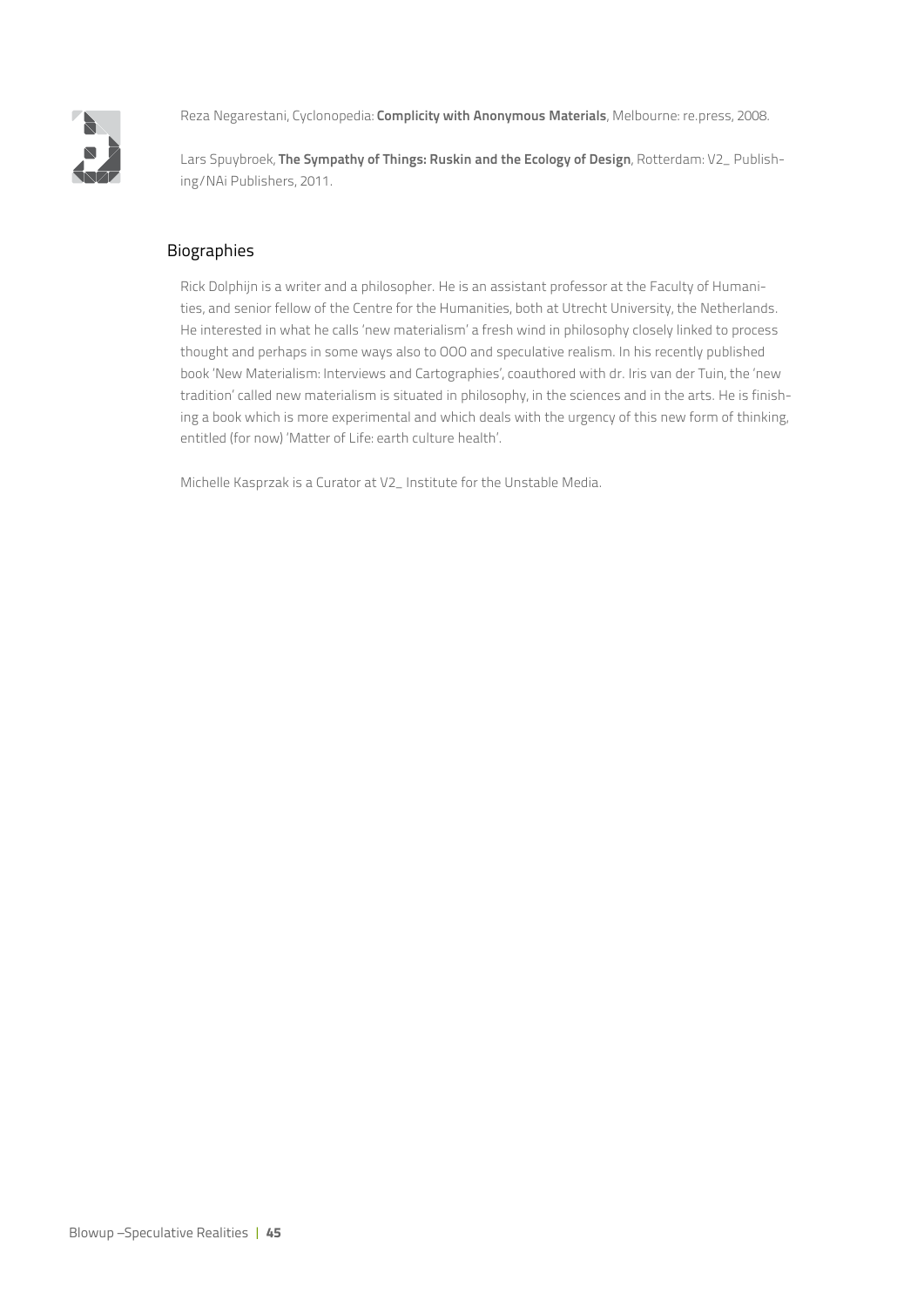Reza Negarestani, Cyclonopedia: **Complicity with Anonymous Materials**, Melbourne: re.press, 2008.

Lars Spuybroek, **The Sympathy of Things: Ruskin and the Ecology of Design**, Rotterdam: V2_ Publishing/NAi Publishers, 2011.

## Biographies

Rick Dolphijn is a writer and a philosopher. He is an assistant professor at the Faculty of Humanities, and senior fellow of the Centre for the Humanities, both at Utrecht University, the Netherlands. He interested in what he calls 'new materialism' a fresh wind in philosophy closely linked to process thought and perhaps in some ways also to OOO and speculative realism. In his recently published book 'New Materialism: Interviews and Cartographies', coauthored with dr. Iris van der Tuin, the 'new tradition' called new materialism is situated in philosophy, in the sciences and in the arts. He is finishing a book which is more experimental and which deals with the urgency of this new form of thinking, entitled (for now) 'Matter of Life: earth culture health'.

Michelle Kasprzak is a Curator at V2_ Institute for the Unstable Media.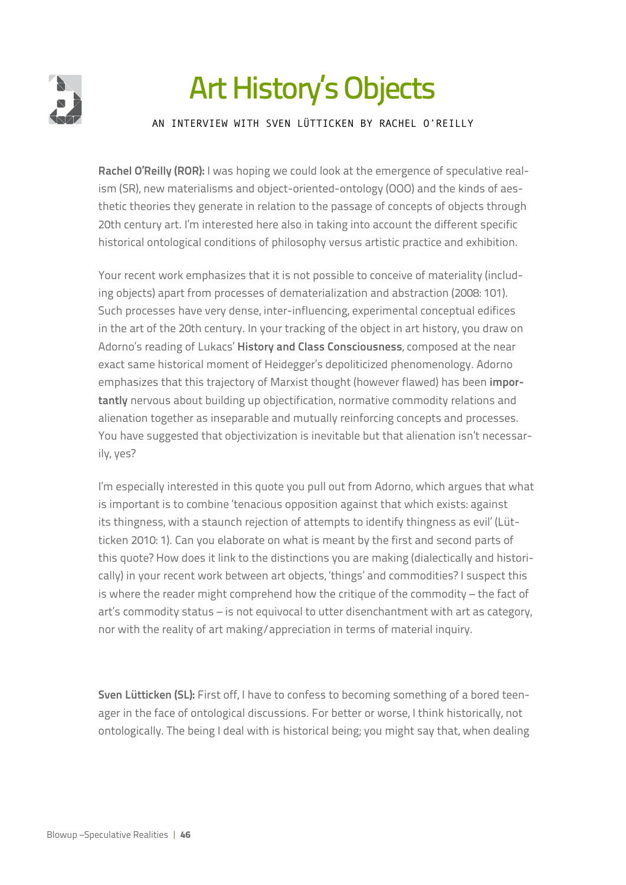# Art History's Objects

AN INTERVIEW WITH SVEN LÜTTICKEN BY RACHEL O'REILLY

**Rachel O'Reilly (ROR):** I was hoping we could look at the emergence of speculative realism (SR), new materialisms and object-oriented-ontology (OOO) and the kinds of aesthetic theories they generate in relation to the passage of concepts of objects through 20th century art. I'm interested here also in taking into account the different specific historical ontological conditions of philosophy versus artistic practice and exhibition.

Your recent work emphasizes that it is not possible to conceive of materiality (including objects) apart from processes of dematerialization and abstraction (2008: 101). Such processes have very dense, inter-influencing, experimental conceptual edifices in the art of the 20th century. In your tracking of the object in art history, you draw on Adorno's reading of Lukacs' **History and Class Consciousness**, composed at the near exact same historical moment of Heidegger's depoliticized phenomenology. Adorno emphasizes that this trajectory of Marxist thought (however flawed) has been **importantly** nervous about building up objectification, normative commodity relations and alienation together as inseparable and mutually reinforcing concepts and processes. You have suggested that objectivization is inevitable but that alienation isn't necessarily, yes?

I'm especially interested in this quote you pull out from Adorno, which argues that what is important is to combine 'tenacious opposition against that which exists: against its thingness, with a staunch rejection of attempts to identify thingness as evil' (Lütticken 2010: 1). Can you elaborate on what is meant by the first and second parts of this quote? How does it link to the distinctions you are making (dialectically and historically) in your recent work between art objects, 'things' and commodities? I suspect this is where the reader might comprehend how the critique of the commodity – the fact of art's commodity status – is not equivocal to utter disenchantment with art as category, nor with the reality of art making/appreciation in terms of material inquiry.

**Sven Lütticken (SL):** First off, I have to confess to becoming something of a bored teenager in the face of ontological discussions. For better or worse, I think historically, not ontologically. The being I deal with is historical being; you might say that, when dealing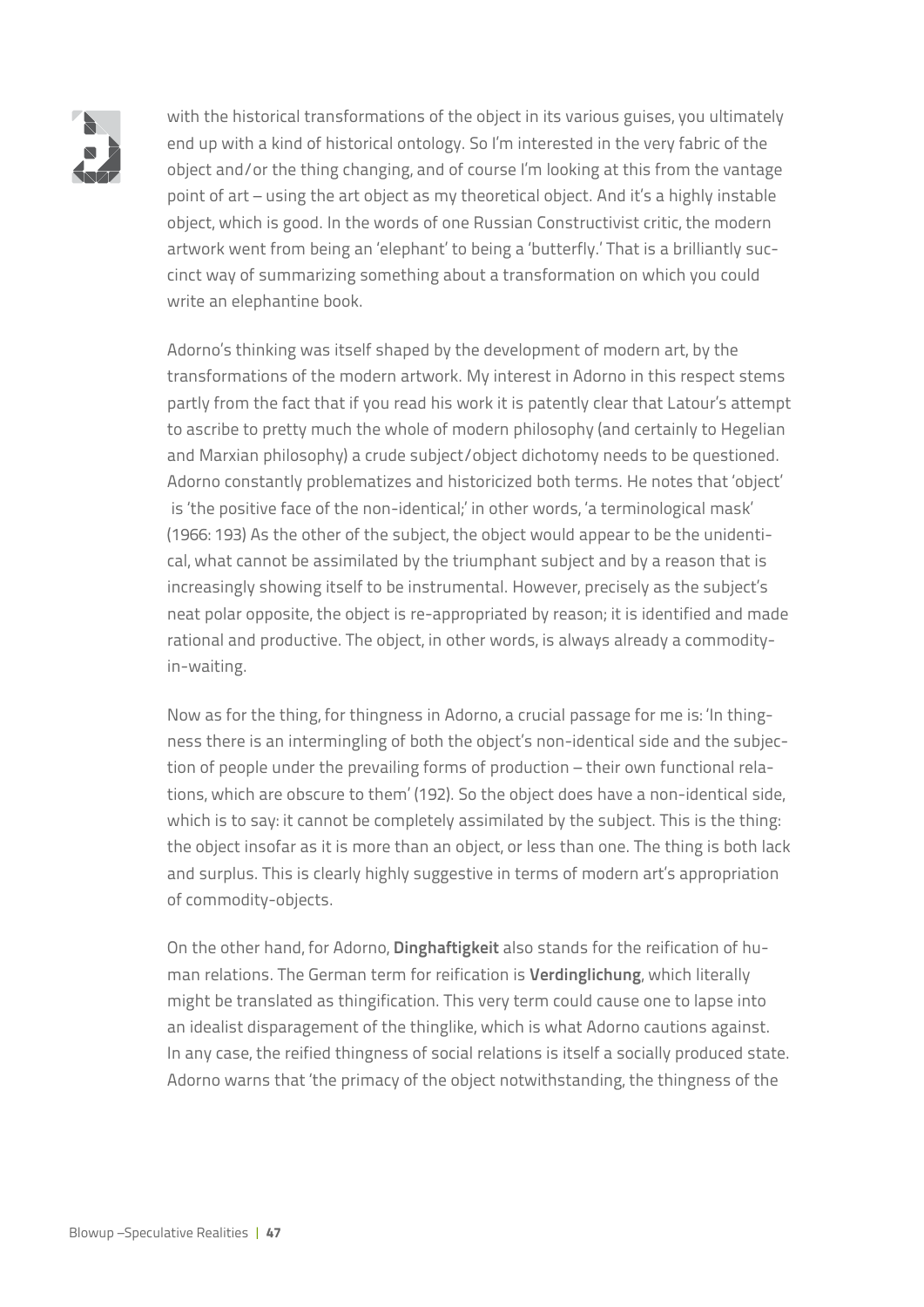with the historical transformations of the object in its various guises, you ultimately end up with a kind of historical ontology. So I'm interested in the very fabric of the object and/or the thing changing, and of course I'm looking at this from the vantage point of art – using the art object as my theoretical object. And it's a highly instable object, which is good. In the words of one Russian Constructivist critic, the modern artwork went from being an 'elephant' to being a 'butterfly.' That is a brilliantly succinct way of summarizing something about a transformation on which you could write an elephantine book.

Adorno's thinking was itself shaped by the development of modern art, by the transformations of the modern artwork. My interest in Adorno in this respect stems partly from the fact that if you read his work it is patently clear that Latour's attempt to ascribe to pretty much the whole of modern philosophy (and certainly to Hegelian and Marxian philosophy) a crude subject/object dichotomy needs to be questioned. Adorno constantly problematizes and historicized both terms. He notes that 'object' is 'the positive face of the non-identical;' in other words, 'a terminological mask' (1966: 193) As the other of the subject, the object would appear to be the unidentical, what cannot be assimilated by the triumphant subject and by a reason that is increasingly showing itself to be instrumental. However, precisely as the subject's neat polar opposite, the object is re-appropriated by reason; it is identified and made rational and productive. The object, in other words, is always already a commodity-in-waiting.

Now as for the thing, for thingness in Adorno, a crucial passage for me is: 'In thingness there is an intermingling of both the object's non-identical side and the subjection of people under the prevailing forms of production – their own functional relations, which are obscure to them' (192). So the object does have a non-identical side, which is to say: it cannot be completely assimilated by the subject. This is the thing: the object insofar as it is more than an object, or less than one. The thing is both lack and surplus. This is clearly highly suggestive in terms of modern art's appropriation of commodity-objects.

On the other hand, for Adorno, **Dinghaftigkeit** also stands for the reification of human relations. The German term for reification is **Verdinglichung**, which literally might be translated as thingification. This very term could cause one to lapse into an idealist disparagement of the thinglike, which is what Adorno cautions against. In any case, the reified thingness of social relations is itself a socially produced state. Adorno warns that 'the primacy of the object notwithstanding, the thingness of the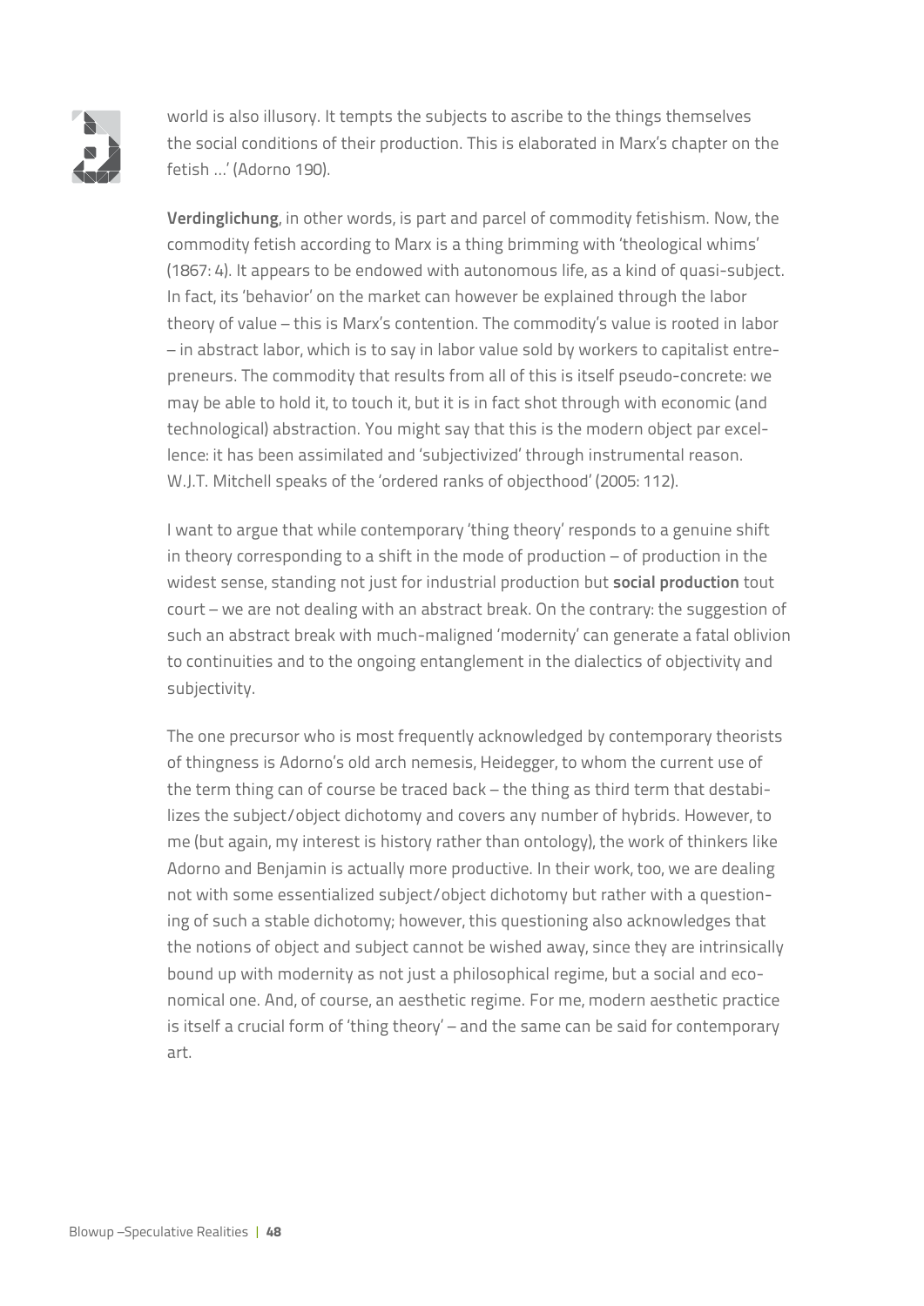world is also illusory. It tempts the subjects to ascribe to the things themselves the social conditions of their production. This is elaborated in Marx's chapter on the fetish …' (Adorno 190).

**Verdinglichung**, in other words, is part and parcel of commodity fetishism. Now, the commodity fetish according to Marx is a thing brimming with 'theological whims' (1867: 4). It appears to be endowed with autonomous life, as a kind of quasi-subject. In fact, its 'behavior' on the market can however be explained through the labor theory of value – this is Marx's contention. The commodity's value is rooted in labor – in abstract labor, which is to say in labor value sold by workers to capitalist entrepreneurs. The commodity that results from all of this is itself pseudo-concrete: we may be able to hold it, to touch it, but it is in fact shot through with economic (and technological) abstraction. You might say that this is the modern object par excellence: it has been assimilated and 'subjectivized' through instrumental reason. W.J.T. Mitchell speaks of the 'ordered ranks of objecthood' (2005: 112).

I want to argue that while contemporary 'thing theory' responds to a genuine shift in theory corresponding to a shift in the mode of production – of production in the widest sense, standing not just for industrial production but **social production** tout court – we are not dealing with an abstract break. On the contrary: the suggestion of such an abstract break with much-maligned 'modernity' can generate a fatal oblivion to continuities and to the ongoing entanglement in the dialectics of objectivity and subjectivity.

The one precursor who is most frequently acknowledged by contemporary theorists of thingness is Adorno's old arch nemesis, Heidegger, to whom the current use of the term thing can of course be traced back – the thing as third term that destabilizes the subject/object dichotomy and covers any number of hybrids. However, to me (but again, my interest is history rather than ontology), the work of thinkers like Adorno and Benjamin is actually more productive. In their work, too, we are dealing not with some essentialized subject/object dichotomy but rather with a questioning of such a stable dichotomy; however, this questioning also acknowledges that the notions of object and subject cannot be wished away, since they are intrinsically bound up with modernity as not just a philosophical regime, but a social and economical one. And, of course, an aesthetic regime. For me, modern aesthetic practice is itself a crucial form of 'thing theory' – and the same can be said for contemporary art.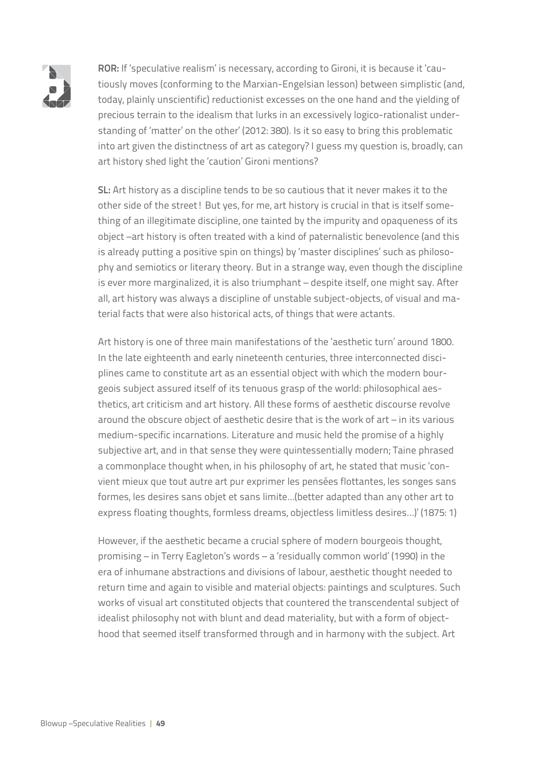**ROR:** If 'speculative realism' is necessary, according to Gironi, it is because it 'cautiously moves (conforming to the Marxian-Engelsian lesson) between simplistic (and, today, plainly unscientific) reductionist excesses on the one hand and the yielding of precious terrain to the idealism that lurks in an excessively logico-rationalist understanding of 'matter' on the other' (2012: 380). Is it so easy to bring this problematic into art given the distinctness of art as category? I guess my question is, broadly, can art history shed light the 'caution' Gironi mentions?

**SL:** Art history as a discipline tends to be so cautious that it never makes it to the other side of the street ! But yes, for me, art history is crucial in that is itself something of an illegitimate discipline, one tainted by the impurity and opaqueness of its object –art history is often treated with a kind of paternalistic benevolence (and this is already putting a positive spin on things) by 'master disciplines' such as philosophy and semiotics or literary theory. But in a strange way, even though the discipline is ever more marginalized, it is also triumphant – despite itself, one might say. After all, art history was always a discipline of unstable subject-objects, of visual and material facts that were also historical acts, of things that were actants.

Art history is one of three main manifestations of the 'aesthetic turn' around 1800. In the late eighteenth and early nineteenth centuries, three interconnected disciplines came to constitute art as an essential object with which the modern bourgeois subject assured itself of its tenuous grasp of the world: philosophical aesthetics, art criticism and art history. All these forms of aesthetic discourse revolve around the obscure object of aesthetic desire that is the work of art – in its various medium-specific incarnations. Literature and music held the promise of a highly subjective art, and in that sense they were quintessentially modern; Taine phrased a commonplace thought when, in his philosophy of art, he stated that music 'convient mieux que tout autre art pur exprimer les pensées flottantes, les songes sans formes, les desires sans objet et sans limite…(better adapted than any other art to express floating thoughts, formless dreams, objectless limitless desires…)' (1875: 1)

However, if the aesthetic became a crucial sphere of modern bourgeois thought, promising – in Terry Eagleton's words – a 'residually common world' (1990) in the era of inhumane abstractions and divisions of labour, aesthetic thought needed to return time and again to visible and material objects: paintings and sculptures. Such works of visual art constituted objects that countered the transcendental subject of idealist philosophy not with blunt and dead materiality, but with a form of objecthood that seemed itself transformed through and in harmony with the subject. Art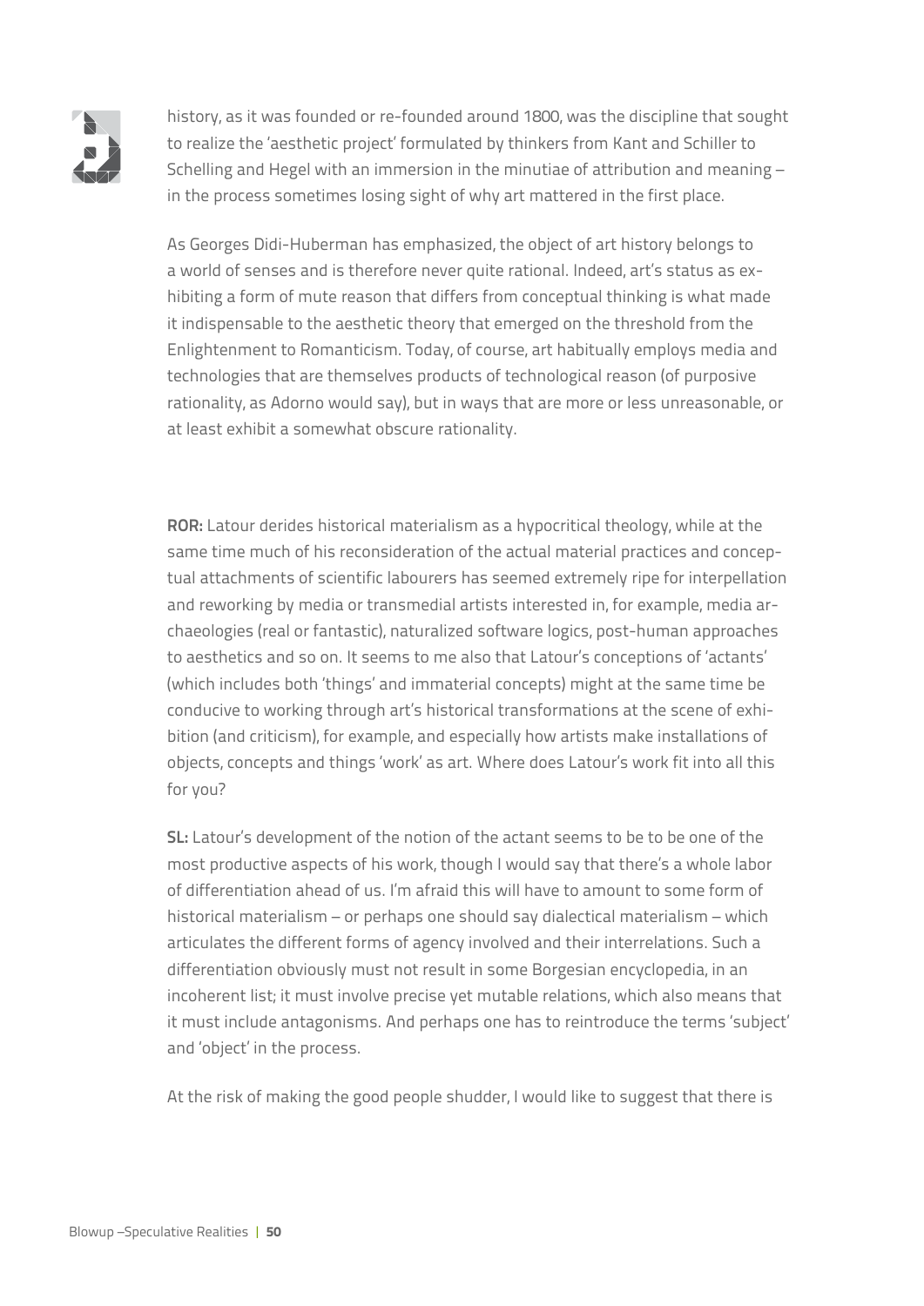history, as it was founded or re-founded around 1800, was the discipline that sought to realize the 'aesthetic project' formulated by thinkers from Kant and Schiller to Schelling and Hegel with an immersion in the minutiae of attribution and meaning – in the process sometimes losing sight of why art mattered in the first place.

As Georges Didi-Huberman has emphasized, the object of art history belongs to a world of senses and is therefore never quite rational. Indeed, art's status as exhibiting a form of mute reason that differs from conceptual thinking is what made it indispensable to the aesthetic theory that emerged on the threshold from the Enlightenment to Romanticism. Today, of course, art habitually employs media and technologies that are themselves products of technological reason (of purposive rationality, as Adorno would say), but in ways that are more or less unreasonable, or at least exhibit a somewhat obscure rationality.

**ROR:** Latour derides historical materialism as a hypocritical theology, while at the same time much of his reconsideration of the actual material practices and conceptual attachments of scientific labourers has seemed extremely ripe for interpellation and reworking by media or transmedial artists interested in, for example, media archaeologies (real or fantastic), naturalized software logics, post-human approaches to aesthetics and so on. It seems to me also that Latour's conceptions of 'actants' (which includes both 'things' and immaterial concepts) might at the same time be conducive to working through art's historical transformations at the scene of exhibition (and criticism), for example, and especially how artists make installations of objects, concepts and things 'work' as art. Where does Latour's work fit into all this for you?

**SL:** Latour's development of the notion of the actant seems to be to be one of the most productive aspects of his work, though I would say that there's a whole labor of differentiation ahead of us. I'm afraid this will have to amount to some form of historical materialism – or perhaps one should say dialectical materialism – which articulates the different forms of agency involved and their interrelations. Such a differentiation obviously must not result in some Borgesian encyclopedia, in an incoherent list; it must involve precise yet mutable relations, which also means that it must include antagonisms. And perhaps one has to reintroduce the terms 'subject' and 'object' in the process.

At the risk of making the good people shudder, I would like to suggest that there is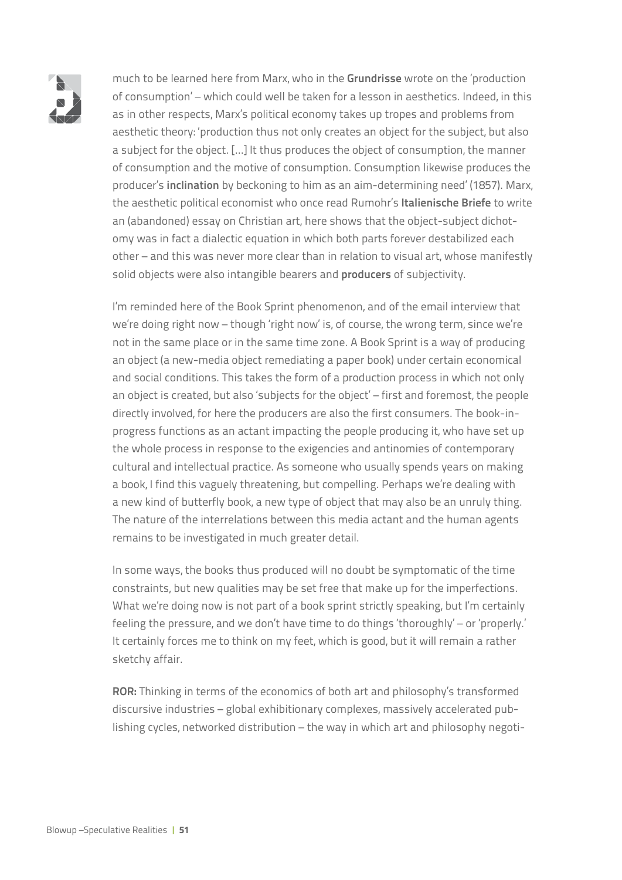much to be learned here from Marx, who in the **Grundrisse** wrote on the 'production of consumption' – which could well be taken for a lesson in aesthetics. Indeed, in this as in other respects, Marx's political economy takes up tropes and problems from aesthetic theory: 'production thus not only creates an object for the subject, but also a subject for the object. […] It thus produces the object of consumption, the manner of consumption and the motive of consumption. Consumption likewise produces the producer's **inclination** by beckoning to him as an aim-determining need' (1857). Marx, the aesthetic political economist who once read Rumohr's **Italienische Briefe** to write an (abandoned) essay on Christian art, here shows that the object-subject dichotomy was in fact a dialectic equation in which both parts forever destabilized each other – and this was never more clear than in relation to visual art, whose manifestly solid objects were also intangible bearers and **producers** of subjectivity.

I'm reminded here of the Book Sprint phenomenon, and of the email interview that we're doing right now – though 'right now' is, of course, the wrong term, since we're not in the same place or in the same time zone. A Book Sprint is a way of producing an object (a new-media object remediating a paper book) under certain economical and social conditions. This takes the form of a production process in which not only an object is created, but also 'subjects for the object' – first and foremost, the people directly involved, for here the producers are also the first consumers. The book-in-progress functions as an actant impacting the people producing it, who have set up the whole process in response to the exigencies and antinomies of contemporary cultural and intellectual practice. As someone who usually spends years on making a book, I find this vaguely threatening, but compelling. Perhaps we're dealing with a new kind of butterfly book, a new type of object that may also be an unruly thing. The nature of the interrelations between this media actant and the human agents remains to be investigated in much greater detail.

In some ways, the books thus produced will no doubt be symptomatic of the time constraints, but new qualities may be set free that make up for the imperfections. What we're doing now is not part of a book sprint strictly speaking, but I'm certainly feeling the pressure, and we don't have time to do things 'thoroughly' – or 'properly.' It certainly forces me to think on my feet, which is good, but it will remain a rather sketchy affair.

**ROR:** Thinking in terms of the economics of both art and philosophy's transformed discursive industries – global exhibitionary complexes, massively accelerated publishing cycles, networked distribution – the way in which art and philosophy negoti-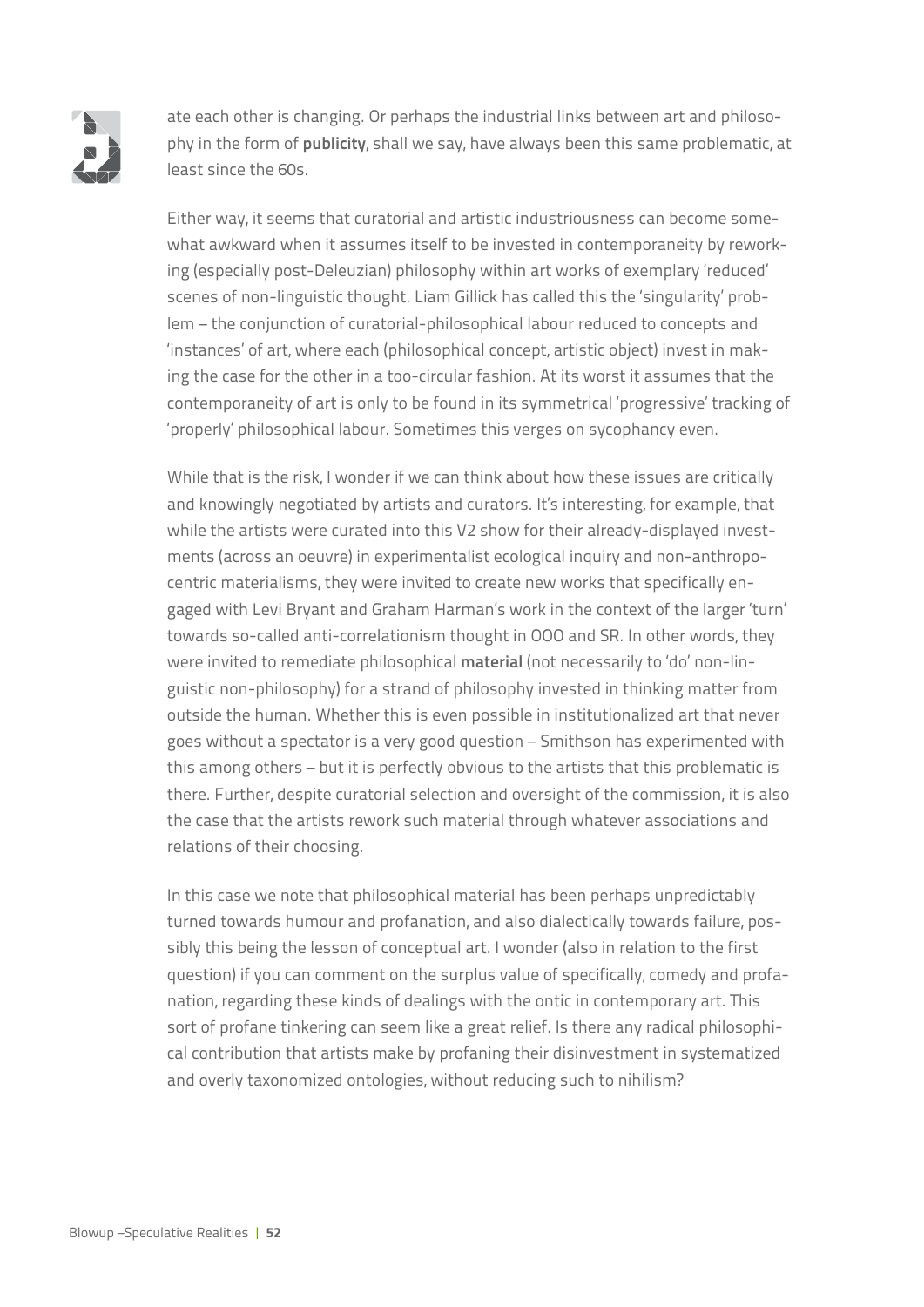ate each other is changing. Or perhaps the industrial links between art and philosophy in the form of **publicity**, shall we say, have always been this same problematic, at least since the 60s.

Either way, it seems that curatorial and artistic industriousness can become somewhat awkward when it assumes itself to be invested in contemporaneity by reworking (especially post-Deleuzian) philosophy within art works of exemplary 'reduced' scenes of non-linguistic thought. Liam Gillick has called this the 'singularity' problem – the conjunction of curatorial-philosophical labour reduced to concepts and 'instances' of art, where each (philosophical concept, artistic object) invest in making the case for the other in a too-circular fashion. At its worst it assumes that the contemporaneity of art is only to be found in its symmetrical 'progressive' tracking of 'properly' philosophical labour. Sometimes this verges on sycophancy even.

While that is the risk, I wonder if we can think about how these issues are critically and knowingly negotiated by artists and curators. It's interesting, for example, that while the artists were curated into this V2 show for their already-displayed investments (across an oeuvre) in experimentalist ecological inquiry and non-anthropocentric materialisms, they were invited to create new works that specifically engaged with Levi Bryant and Graham Harman's work in the context of the larger 'turn' towards so-called anti-correlationism thought in OOO and SR. In other words, they were invited to remediate philosophical **material** (not necessarily to 'do' non-linguistic non-philosophy) for a strand of philosophy invested in thinking matter from outside the human. Whether this is even possible in institutionalized art that never goes without a spectator is a very good question – Smithson has experimented with this among others – but it is perfectly obvious to the artists that this problematic is there. Further, despite curatorial selection and oversight of the commission, it is also the case that the artists rework such material through whatever associations and relations of their choosing.

In this case we note that philosophical material has been perhaps unpredictably turned towards humour and profanation, and also dialectically towards failure, possibly this being the lesson of conceptual art. I wonder (also in relation to the first question) if you can comment on the surplus value of specifically, comedy and profanation, regarding these kinds of dealings with the ontic in contemporary art. This sort of profane tinkering can seem like a great relief. Is there any radical philosophical contribution that artists make by profaning their disinvestment in systematized and overly taxonomized ontologies, without reducing such to nihilism?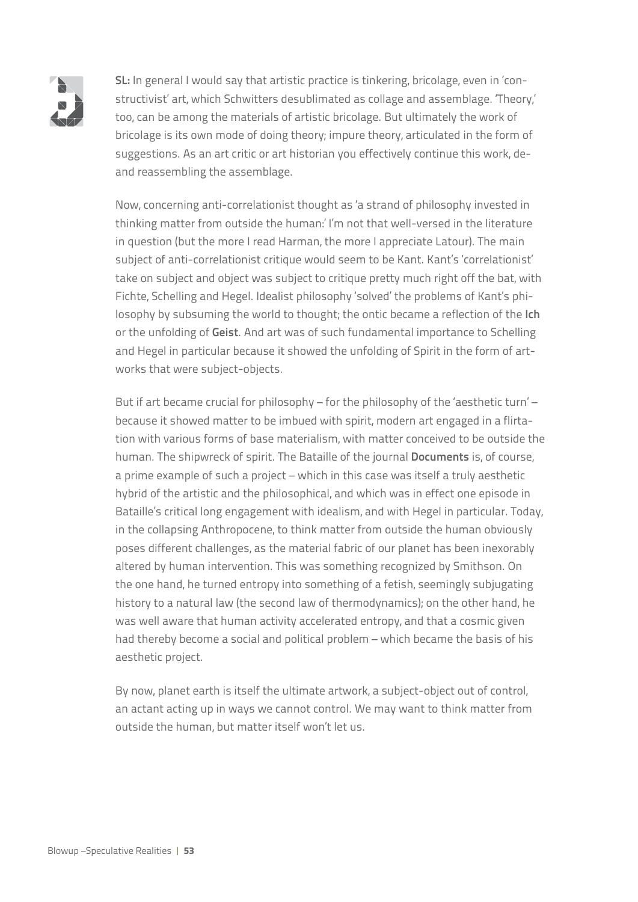**SL:** In general I would say that artistic practice is tinkering, bricolage, even in 'constructivist' art, which Schwitters desublimated as collage and assemblage. 'Theory,' too, can be among the materials of artistic bricolage. But ultimately the work of bricolage is its own mode of doing theory; impure theory, articulated in the form of suggestions. As an art critic or art historian you effectively continue this work, de- and reassembling the assemblage.

Now, concerning anti-correlationist thought as 'a strand of philosophy invested in thinking matter from outside the human:' I'm not that well-versed in the literature in question (but the more I read Harman, the more I appreciate Latour). The main subject of anti-correlationist critique would seem to be Kant. Kant's 'correlationist' take on subject and object was subject to critique pretty much right off the bat, with Fichte, Schelling and Hegel. Idealist philosophy 'solved' the problems of Kant's philosophy by subsuming the world to thought; the ontic became a reflection of the **Ich** or the unfolding of **Geist**. And art was of such fundamental importance to Schelling and Hegel in particular because it showed the unfolding of Spirit in the form of artworks that were subject-objects.

But if art became crucial for philosophy – for the philosophy of the 'aesthetic turn' – because it showed matter to be imbued with spirit, modern art engaged in a flirtation with various forms of base materialism, with matter conceived to be outside the human. The shipwreck of spirit. The Bataille of the journal **Documents** is, of course, a prime example of such a project – which in this case was itself a truly aesthetic hybrid of the artistic and the philosophical, and which was in effect one episode in Bataille's critical long engagement with idealism, and with Hegel in particular. Today, in the collapsing Anthropocene, to think matter from outside the human obviously poses different challenges, as the material fabric of our planet has been inexorably altered by human intervention. This was something recognized by Smithson. On the one hand, he turned entropy into something of a fetish, seemingly subjugating history to a natural law (the second law of thermodynamics); on the other hand, he was well aware that human activity accelerated entropy, and that a cosmic given had thereby become a social and political problem – which became the basis of his aesthetic project.

By now, planet earth is itself the ultimate artwork, a subject-object out of control, an actant acting up in ways we cannot control. We may want to think matter from outside the human, but matter itself won't let us.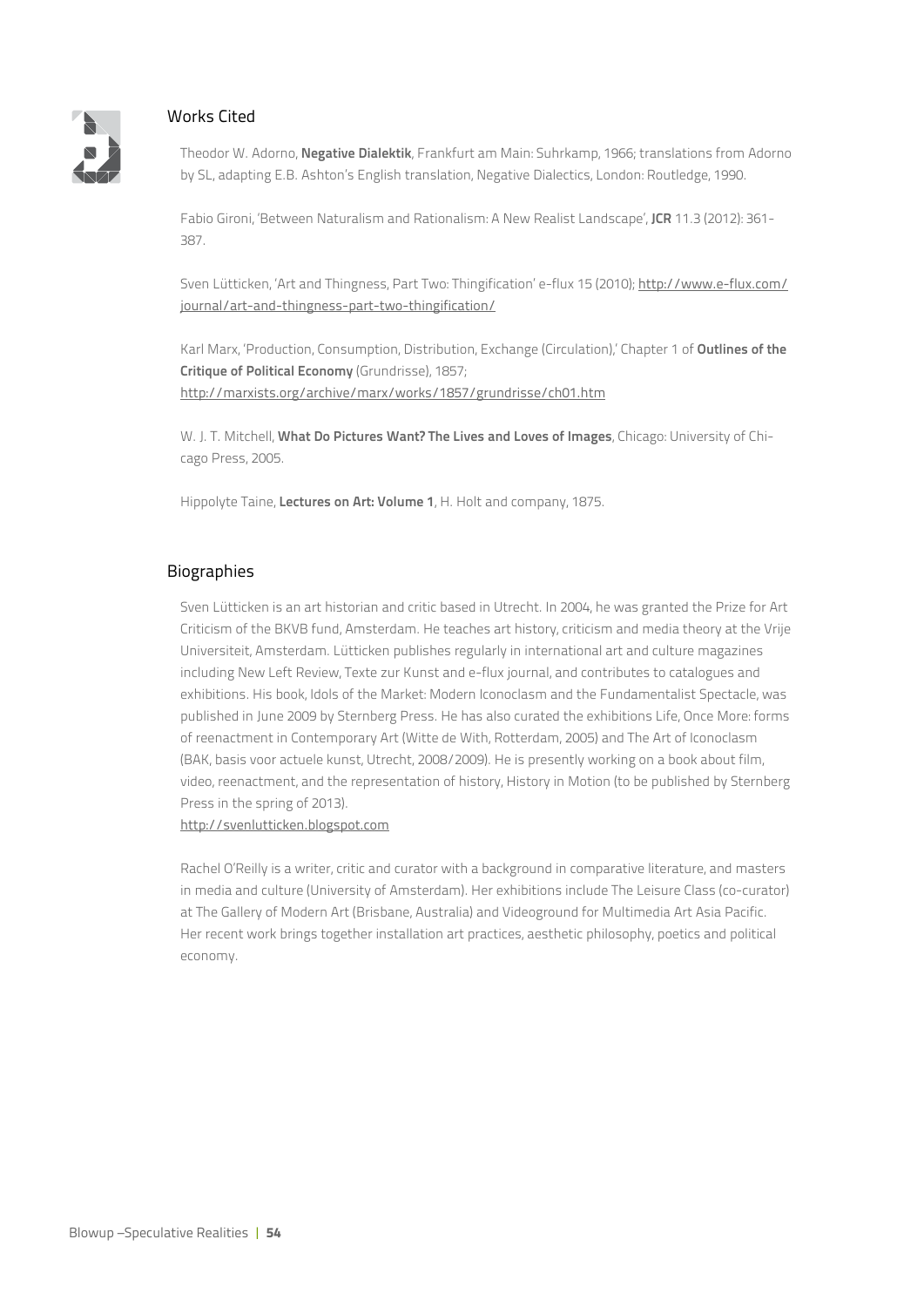## Works Cited

Theodor W. Adorno, **Negative Dialektik**, Frankfurt am Main: Suhrkamp, 1966; translations from Adorno by SL, adapting E.B. Ashton's English translation, Negative Dialectics, London: Routledge, 1990.

Fabio Gironi, 'Between Naturalism and Rationalism: A New Realist Landscape', **JCR** 11.3 (2012): 361-387.

Sven Lütticken, 'Art and Thingness, Part Two: Thingification' e-flux 15 (2010); http://www.e-flux.com/journal/art-and-thingness-part-two-thingification/

Karl Marx, 'Production, Consumption, Distribution, Exchange (Circulation),' Chapter 1 of **Outlines of the Critique of Political Economy** (Grundrisse), 1857; http://marxists.org/archive/marx/works/1857/grundrisse/ch01.htm

W. J. T. Mitchell, **What Do Pictures Want? The Lives and Loves of Images**, Chicago: University of Chicago Press, 2005.

Hippolyte Taine, **Lectures on Art: Volume 1**, H. Holt and company, 1875.

## Biographies

Sven Lütticken is an art historian and critic based in Utrecht. In 2004, he was granted the Prize for Art Criticism of the BKVB fund, Amsterdam. He teaches art history, criticism and media theory at the Vrije Universiteit, Amsterdam. Lütticken publishes regularly in international art and culture magazines including New Left Review, Texte zur Kunst and e-flux journal, and contributes to catalogues and exhibitions. His book, Idols of the Market: Modern Iconoclasm and the Fundamentalist Spectacle, was published in June 2009 by Sternberg Press. He has also curated the exhibitions Life, Once More: forms of reenactment in Contemporary Art (Witte de With, Rotterdam, 2005) and The Art of Iconoclasm (BAK, basis voor actuele kunst, Utrecht, 2008/2009). He is presently working on a book about film, video, reenactment, and the representation of history, History in Motion (to be published by Sternberg Press in the spring of 2013).
http://svenlutticken.blogspot.com

Rachel O'Reilly is a writer, critic and curator with a background in comparative literature, and masters in media and culture (University of Amsterdam). Her exhibitions include The Leisure Class (co-curator) at The Gallery of Modern Art (Brisbane, Australia) and Videoground for Multimedia Art Asia Pacific. Her recent work brings together installation art practices, aesthetic philosophy, poetics and political economy.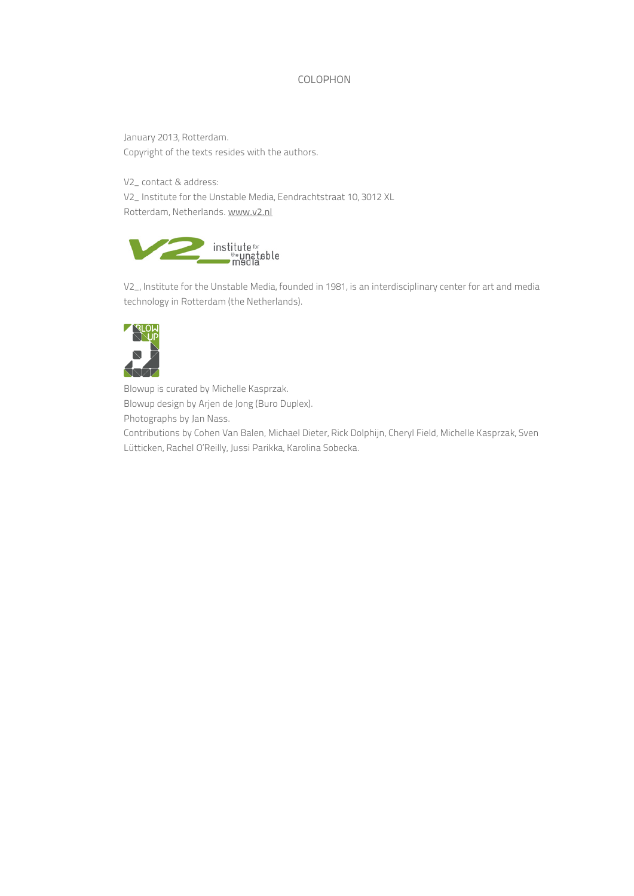# COLOPHON

January 2013, Rotterdam.
Copyright of the texts resides with the authors.

V2_ contact & address:
V2_ Institute for the Unstable Media, Eendrachtstraat 10, 3012 XL
Rotterdam, Netherlands. www.v2.nl

V2_, Institute for the Unstable Media, founded in 1981, is an interdisciplinary center for art and media technology in Rotterdam (the Netherlands).

Blowup is curated by Michelle Kasprzak.
Blowup design by Arjen de Jong (Buro Duplex).
Photographs by Jan Nass.
Contributions by Cohen Van Balen, Michael Dieter, Rick Dolphijn, Cheryl Field, Michelle Kasprzak, Sven Lütticken, Rachel O'Reilly, Jussi Parikka, Karolina Sobecka.